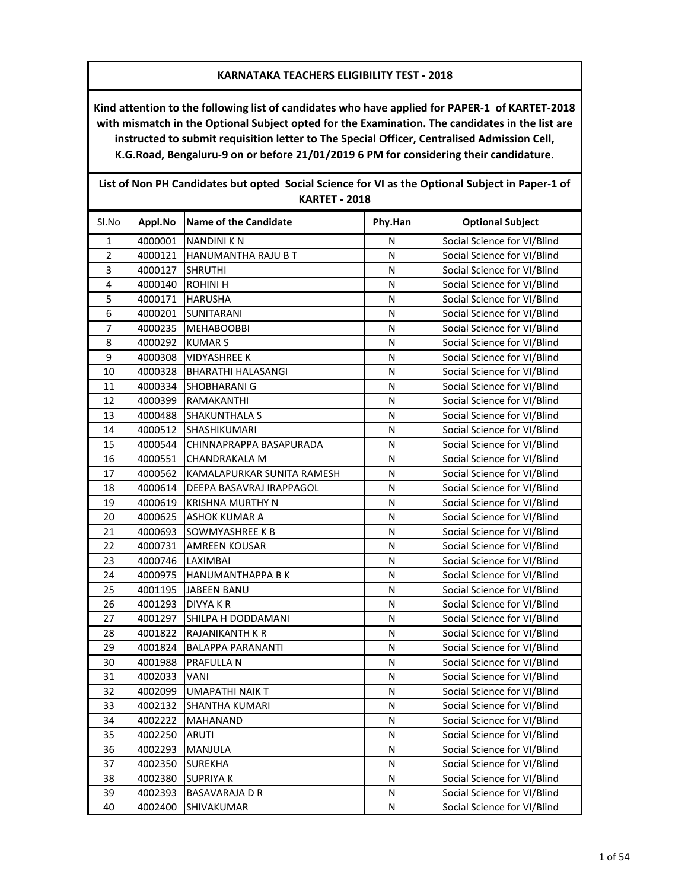# KARNATAKA TEACHERS ELIGIBILITY TEST - 2018

**Kind attention to the following list of candidates who have applied for PAPER-1 of KARTET-2018 with mismatch in the Optional Subject opted for the Examination. The candidates in the list are instructed to submit requisition letter to The Special Officer, Centralised Admission Cell, K.G.Road, Bengaluru-9 on or before 21/01/2019 6 PM for considering their candidature.**

**List of Non PH Candidates but opted Social Science for VI as the Optional Subject in Paper-1 of KARTET - 2018**

| Sl.No | Appl.No | Name of the Candidate | Phy.Han | Optional Subject |
|---|---|---|---|---|
| 1 | 4000001 | NANDINI K N | N | Social Science for VI/Blind |
| 2 | 4000121 | HANUMANTHA RAJU B T | N | Social Science for VI/Blind |
| 3 | 4000127 | SHRUTHI | N | Social Science for VI/Blind |
| 4 | 4000140 | ROHINI H | N | Social Science for VI/Blind |
| 5 | 4000171 | HARUSHA | N | Social Science for VI/Blind |
| 6 | 4000201 | SUNITARANI | N | Social Science for VI/Blind |
| 7 | 4000235 | MEHABOOBBI | N | Social Science for VI/Blind |
| 8 | 4000292 | KUMAR S | N | Social Science for VI/Blind |
| 9 | 4000308 | VIDYASHREE K | N | Social Science for VI/Blind |
| 10 | 4000328 | BHARATHI HALASANGI | N | Social Science for VI/Blind |
| 11 | 4000334 | SHOBHARANI G | N | Social Science for VI/Blind |
| 12 | 4000399 | RAMAKANTHI | N | Social Science for VI/Blind |
| 13 | 4000488 | SHAKUNTHALA S | N | Social Science for VI/Blind |
| 14 | 4000512 | SHASHIKUMARI | N | Social Science for VI/Blind |
| 15 | 4000544 | CHINNAPRAPPA BASAPURADA | N | Social Science for VI/Blind |
| 16 | 4000551 | CHANDRAKALA M | N | Social Science for VI/Blind |
| 17 | 4000562 | KAMALAPURKAR SUNITA RAMESH | N | Social Science for VI/Blind |
| 18 | 4000614 | DEEPA BASAVRAJ IRAPPAGOL | N | Social Science for VI/Blind |
| 19 | 4000619 | KRISHNA MURTHY N | N | Social Science for VI/Blind |
| 20 | 4000625 | ASHOK KUMAR A | N | Social Science for VI/Blind |
| 21 | 4000693 | SOWMYASHREE K B | N | Social Science for VI/Blind |
| 22 | 4000731 | AMREEN KOUSAR | N | Social Science for VI/Blind |
| 23 | 4000746 | LAXIMBAI | N | Social Science for VI/Blind |
| 24 | 4000975 | HANUMANTHAPPA B K | N | Social Science for VI/Blind |
| 25 | 4001195 | JABEEN BANU | N | Social Science for VI/Blind |
| 26 | 4001293 | DIVYA K R | N | Social Science for VI/Blind |
| 27 | 4001297 | SHILPA H DODDAMANI | N | Social Science for VI/Blind |
| 28 | 4001822 | RAJANIKANTH K R | N | Social Science for VI/Blind |
| 29 | 4001824 | BALAPPA PARANANTI | N | Social Science for VI/Blind |
| 30 | 4001988 | PRAFULLA N | N | Social Science for VI/Blind |
| 31 | 4002033 | VANI | N | Social Science for VI/Blind |
| 32 | 4002099 | UMAPATHI NAIK T | N | Social Science for VI/Blind |
| 33 | 4002132 | SHANTHA KUMARI | N | Social Science for VI/Blind |
| 34 | 4002222 | MAHANAND | N | Social Science for VI/Blind |
| 35 | 4002250 | ARUTI | N | Social Science for VI/Blind |
| 36 | 4002293 | MANJULA | N | Social Science for VI/Blind |
| 37 | 4002350 | SUREKHA | N | Social Science for VI/Blind |
| 38 | 4002380 | SUPRIYA K | N | Social Science for VI/Blind |
| 39 | 4002393 | BASAVARAJA D R | N | Social Science for VI/Blind |
| 40 | 4002400 | SHIVAKUMAR | N | Social Science for VI/Blind |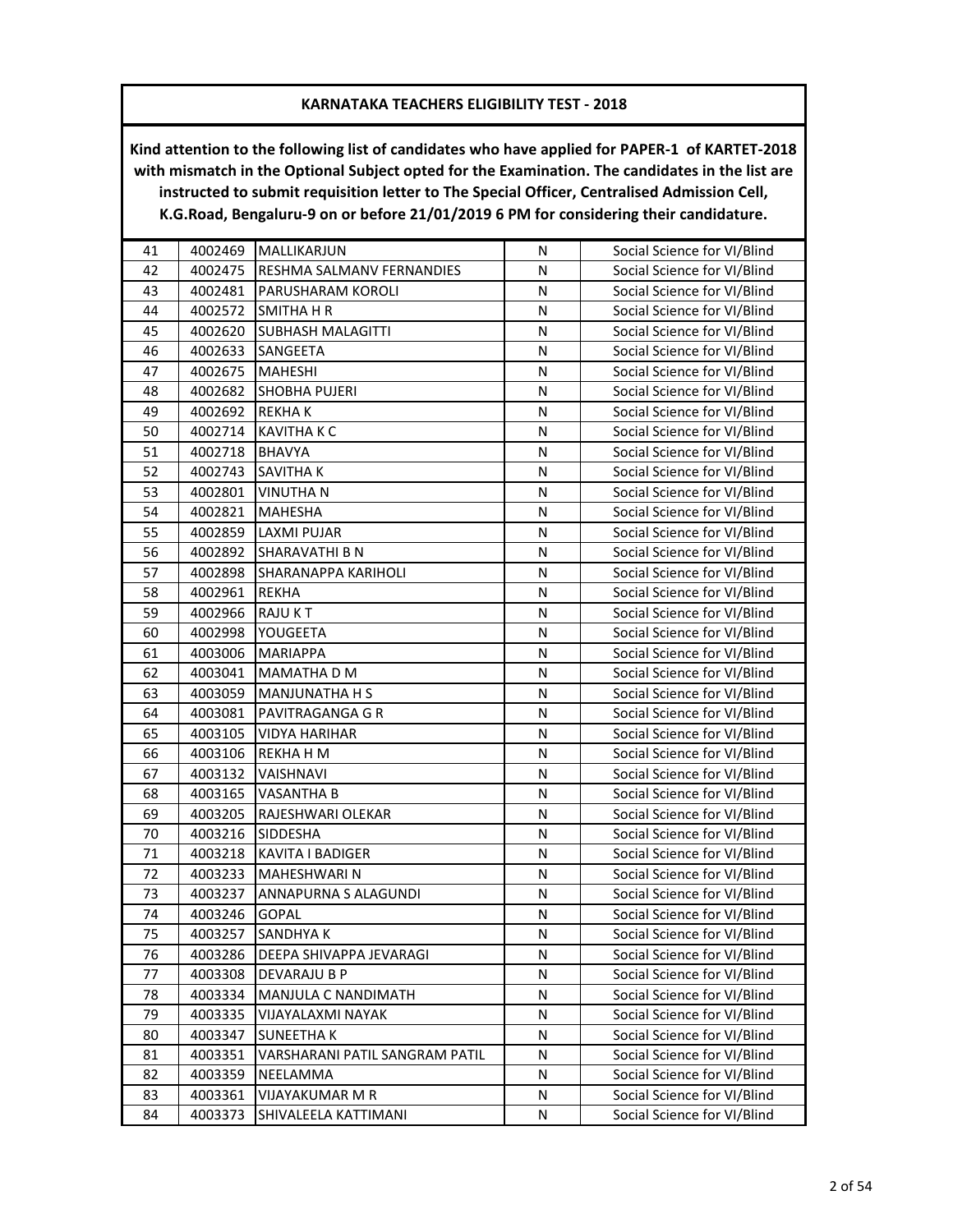**KARNATAKA TEACHERS ELIGIBILITY TEST - 2018**

**Kind attention to the following list of candidates who have applied for PAPER-1 of KARTET-2018 with mismatch in the Optional Subject opted for the Examination. The candidates in the list are instructed to submit requisition letter to The Special Officer, Centralised Admission Cell, K.G.Road, Bengaluru-9 on or before 21/01/2019 6 PM for considering their candidature.**

| | | | | |
|---|---|---|---|---|
| 41 | 4002469 | MALLIKARJUN | N | Social Science for VI/Blind |
| 42 | 4002475 | RESHMA SALMANV FERNANDIES | N | Social Science for VI/Blind |
| 43 | 4002481 | PARUSHARAM KOROLI | N | Social Science for VI/Blind |
| 44 | 4002572 | SMITHA H R | N | Social Science for VI/Blind |
| 45 | 4002620 | SUBHASH MALAGITTI | N | Social Science for VI/Blind |
| 46 | 4002633 | SANGEETA | N | Social Science for VI/Blind |
| 47 | 4002675 | MAHESHI | N | Social Science for VI/Blind |
| 48 | 4002682 | SHOBHA PUJERI | N | Social Science for VI/Blind |
| 49 | 4002692 | REKHA K | N | Social Science for VI/Blind |
| 50 | 4002714 | KAVITHA K C | N | Social Science for VI/Blind |
| 51 | 4002718 | BHAVYA | N | Social Science for VI/Blind |
| 52 | 4002743 | SAVITHA K | N | Social Science for VI/Blind |
| 53 | 4002801 | VINUTHA N | N | Social Science for VI/Blind |
| 54 | 4002821 | MAHESHA | N | Social Science for VI/Blind |
| 55 | 4002859 | LAXMI PUJAR | N | Social Science for VI/Blind |
| 56 | 4002892 | SHARAVATHI B N | N | Social Science for VI/Blind |
| 57 | 4002898 | SHARANAPPA KARIHOLI | N | Social Science for VI/Blind |
| 58 | 4002961 | REKHA | N | Social Science for VI/Blind |
| 59 | 4002966 | RAJU K T | N | Social Science for VI/Blind |
| 60 | 4002998 | YOUGEETA | N | Social Science for VI/Blind |
| 61 | 4003006 | MARIAPPA | N | Social Science for VI/Blind |
| 62 | 4003041 | MAMATHA D M | N | Social Science for VI/Blind |
| 63 | 4003059 | MANJUNATHA H S | N | Social Science for VI/Blind |
| 64 | 4003081 | PAVITRAGANGA G R | N | Social Science for VI/Blind |
| 65 | 4003105 | VIDYA HARIHAR | N | Social Science for VI/Blind |
| 66 | 4003106 | REKHA H M | N | Social Science for VI/Blind |
| 67 | 4003132 | VAISHNAVI | N | Social Science for VI/Blind |
| 68 | 4003165 | VASANTHA B | N | Social Science for VI/Blind |
| 69 | 4003205 | RAJESHWARI OLEKAR | N | Social Science for VI/Blind |
| 70 | 4003216 | SIDDESHA | N | Social Science for VI/Blind |
| 71 | 4003218 | KAVITA I BADIGER | N | Social Science for VI/Blind |
| 72 | 4003233 | MAHESHWARI N | N | Social Science for VI/Blind |
| 73 | 4003237 | ANNAPURNA S ALAGUNDI | N | Social Science for VI/Blind |
| 74 | 4003246 | GOPAL | N | Social Science for VI/Blind |
| 75 | 4003257 | SANDHYA K | N | Social Science for VI/Blind |
| 76 | 4003286 | DEEPA SHIVAPPA JEVARAGI | N | Social Science for VI/Blind |
| 77 | 4003308 | DEVARAJU B P | N | Social Science for VI/Blind |
| 78 | 4003334 | MANJULA C NANDIMATH | N | Social Science for VI/Blind |
| 79 | 4003335 | VIJAYALAXMI NAYAK | N | Social Science for VI/Blind |
| 80 | 4003347 | SUNEETHA K | N | Social Science for VI/Blind |
| 81 | 4003351 | VARSHARANI PATIL SANGRAM PATIL | N | Social Science for VI/Blind |
| 82 | 4003359 | NEELAMMA | N | Social Science for VI/Blind |
| 83 | 4003361 | VIJAYAKUMAR M R | N | Social Science for VI/Blind |
| 84 | 4003373 | SHIVALEELA KATTIMANI | N | Social Science for VI/Blind |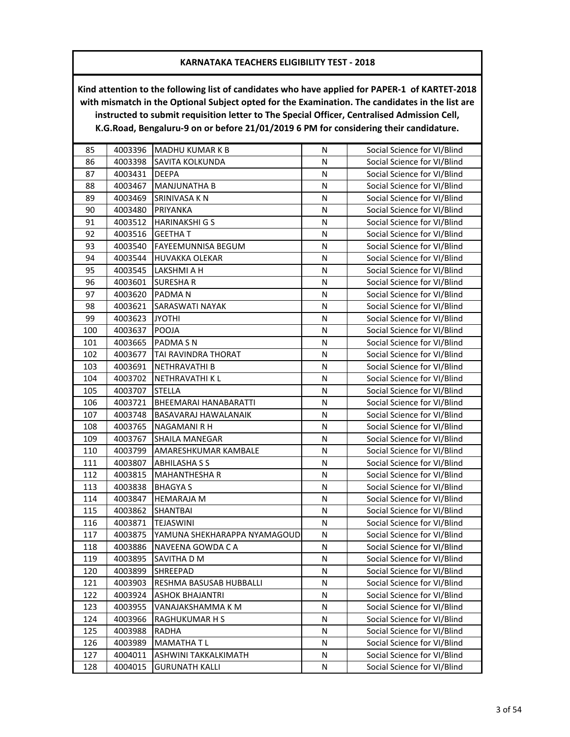**KARNATAKA TEACHERS ELIGIBILITY TEST - 2018**

**Kind attention to the following list of candidates who have applied for PAPER-1 of KARTET-2018 with mismatch in the Optional Subject opted for the Examination. The candidates in the list are instructed to submit requisition letter to The Special Officer, Centralised Admission Cell, K.G.Road, Bengaluru-9 on or before 21/01/2019 6 PM for considering their candidature.**

| | | | | |
|---|---|---|---|---|
| 85 | 4003396 | MADHU KUMAR K B | N | Social Science for VI/Blind |
| 86 | 4003398 | SAVITA KOLKUNDA | N | Social Science for VI/Blind |
| 87 | 4003431 | DEEPA | N | Social Science for VI/Blind |
| 88 | 4003467 | MANJUNATHA B | N | Social Science for VI/Blind |
| 89 | 4003469 | SRINIVASA K N | N | Social Science for VI/Blind |
| 90 | 4003480 | PRIYANKA | N | Social Science for VI/Blind |
| 91 | 4003512 | HARINAKSHI G S | N | Social Science for VI/Blind |
| 92 | 4003516 | GEETHA T | N | Social Science for VI/Blind |
| 93 | 4003540 | FAYEEMUNNISA BEGUM | N | Social Science for VI/Blind |
| 94 | 4003544 | HUVAKKA OLEKAR | N | Social Science for VI/Blind |
| 95 | 4003545 | LAKSHMI A H | N | Social Science for VI/Blind |
| 96 | 4003601 | SURESHA R | N | Social Science for VI/Blind |
| 97 | 4003620 | PADMA N | N | Social Science for VI/Blind |
| 98 | 4003621 | SARASWATI NAYAK | N | Social Science for VI/Blind |
| 99 | 4003623 | JYOTHI | N | Social Science for VI/Blind |
| 100 | 4003637 | POOJA | N | Social Science for VI/Blind |
| 101 | 4003665 | PADMA S N | N | Social Science for VI/Blind |
| 102 | 4003677 | TAI RAVINDRA THORAT | N | Social Science for VI/Blind |
| 103 | 4003691 | NETHRAVATHI B | N | Social Science for VI/Blind |
| 104 | 4003702 | NETHRAVATHI K L | N | Social Science for VI/Blind |
| 105 | 4003707 | STELLA | N | Social Science for VI/Blind |
| 106 | 4003721 | BHEEMARAI HANABARATTI | N | Social Science for VI/Blind |
| 107 | 4003748 | BASAVARAJ HAWALANAIK | N | Social Science for VI/Blind |
| 108 | 4003765 | NAGAMANI R H | N | Social Science for VI/Blind |
| 109 | 4003767 | SHAILA MANEGAR | N | Social Science for VI/Blind |
| 110 | 4003799 | AMARESHKUMAR KAMBALE | N | Social Science for VI/Blind |
| 111 | 4003807 | ABHILASHA S S | N | Social Science for VI/Blind |
| 112 | 4003815 | MAHANTHESHA R | N | Social Science for VI/Blind |
| 113 | 4003838 | BHAGYA S | N | Social Science for VI/Blind |
| 114 | 4003847 | HEMARAJA M | N | Social Science for VI/Blind |
| 115 | 4003862 | SHANTBAI | N | Social Science for VI/Blind |
| 116 | 4003871 | TEJASWINI | N | Social Science for VI/Blind |
| 117 | 4003875 | YAMUNA SHEKHARAPPA NYAMAGOUD | N | Social Science for VI/Blind |
| 118 | 4003886 | NAVEENA GOWDA C A | N | Social Science for VI/Blind |
| 119 | 4003895 | SAVITHA D M | N | Social Science for VI/Blind |
| 120 | 4003899 | SHREEPAD | N | Social Science for VI/Blind |
| 121 | 4003903 | RESHMA BASUSAB HUBBALLI | N | Social Science for VI/Blind |
| 122 | 4003924 | ASHOK BHAJANTRI | N | Social Science for VI/Blind |
| 123 | 4003955 | VANAJAKSHAMMA K M | N | Social Science for VI/Blind |
| 124 | 4003966 | RAGHUKUMAR H S | N | Social Science for VI/Blind |
| 125 | 4003988 | RADHA | N | Social Science for VI/Blind |
| 126 | 4003989 | MAMATHA T L | N | Social Science for VI/Blind |
| 127 | 4004011 | ASHWINI TAKKALKIMATH | N | Social Science for VI/Blind |
| 128 | 4004015 | GURUNATH KALLI | N | Social Science for VI/Blind |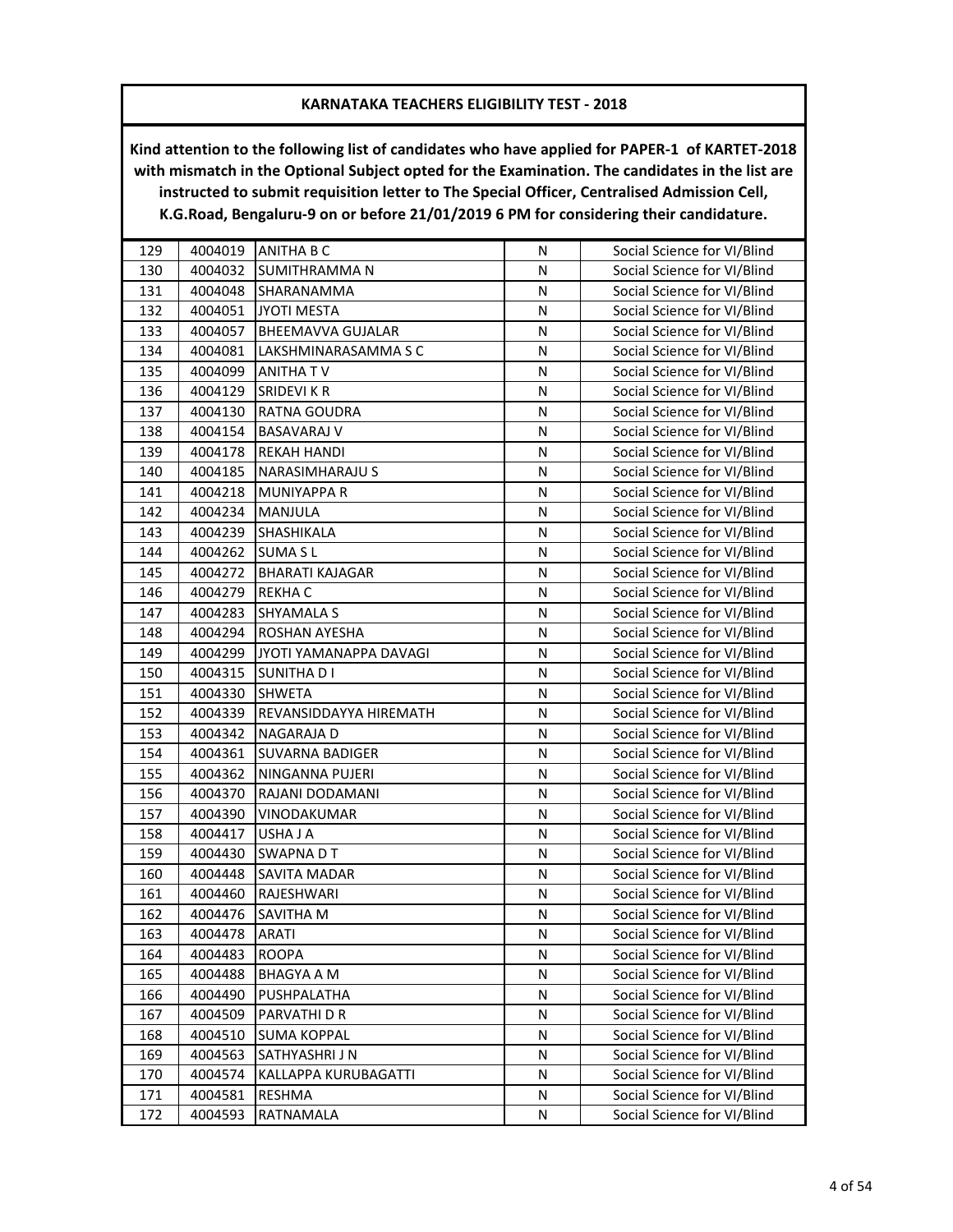## KARNATAKA TEACHERS ELIGIBILITY TEST - 2018

**Kind attention to the following list of candidates who have applied for PAPER-1 of KARTET-2018 with mismatch in the Optional Subject opted for the Examination. The candidates in the list are instructed to submit requisition letter to The Special Officer, Centralised Admission Cell, K.G.Road, Bengaluru-9 on or before 21/01/2019 6 PM for considering their candidature.**

| | | | | |
|---|---|---|---|---|
| 129 | 4004019 | ANITHA B C | N | Social Science for VI/Blind |
| 130 | 4004032 | SUMITHRAMMA N | N | Social Science for VI/Blind |
| 131 | 4004048 | SHARANAMMA | N | Social Science for VI/Blind |
| 132 | 4004051 | JYOTI MESTA | N | Social Science for VI/Blind |
| 133 | 4004057 | BHEEMAVVA GUJALAR | N | Social Science for VI/Blind |
| 134 | 4004081 | LAKSHMINARASAMMA S C | N | Social Science for VI/Blind |
| 135 | 4004099 | ANITHA T V | N | Social Science for VI/Blind |
| 136 | 4004129 | SRIDEVI K R | N | Social Science for VI/Blind |
| 137 | 4004130 | RATNA GOUDRA | N | Social Science for VI/Blind |
| 138 | 4004154 | BASAVARAJ V | N | Social Science for VI/Blind |
| 139 | 4004178 | REKAH HANDI | N | Social Science for VI/Blind |
| 140 | 4004185 | NARASIMHARAJU S | N | Social Science for VI/Blind |
| 141 | 4004218 | MUNIYAPPA R | N | Social Science for VI/Blind |
| 142 | 4004234 | MANJULA | N | Social Science for VI/Blind |
| 143 | 4004239 | SHASHIKALA | N | Social Science for VI/Blind |
| 144 | 4004262 | SUMA S L | N | Social Science for VI/Blind |
| 145 | 4004272 | BHARATI KAJAGAR | N | Social Science for VI/Blind |
| 146 | 4004279 | REKHA C | N | Social Science for VI/Blind |
| 147 | 4004283 | SHYAMALA S | N | Social Science for VI/Blind |
| 148 | 4004294 | ROSHAN AYESHA | N | Social Science for VI/Blind |
| 149 | 4004299 | JYOTI YAMANAPPA DAVAGI | N | Social Science for VI/Blind |
| 150 | 4004315 | SUNITHA D I | N | Social Science for VI/Blind |
| 151 | 4004330 | SHWETA | N | Social Science for VI/Blind |
| 152 | 4004339 | REVANSIDDAYYA HIREMATH | N | Social Science for VI/Blind |
| 153 | 4004342 | NAGARAJA D | N | Social Science for VI/Blind |
| 154 | 4004361 | SUVARNA BADIGER | N | Social Science for VI/Blind |
| 155 | 4004362 | NINGANNA PUJERI | N | Social Science for VI/Blind |
| 156 | 4004370 | RAJANI DODAMANI | N | Social Science for VI/Blind |
| 157 | 4004390 | VINODAKUMAR | N | Social Science for VI/Blind |
| 158 | 4004417 | USHA J A | N | Social Science for VI/Blind |
| 159 | 4004430 | SWAPNA D T | N | Social Science for VI/Blind |
| 160 | 4004448 | SAVITA MADAR | N | Social Science for VI/Blind |
| 161 | 4004460 | RAJESHWARI | N | Social Science for VI/Blind |
| 162 | 4004476 | SAVITHA M | N | Social Science for VI/Blind |
| 163 | 4004478 | ARATI | N | Social Science for VI/Blind |
| 164 | 4004483 | ROOPA | N | Social Science for VI/Blind |
| 165 | 4004488 | BHAGYA A M | N | Social Science for VI/Blind |
| 166 | 4004490 | PUSHPALATHA | N | Social Science for VI/Blind |
| 167 | 4004509 | PARVATHI D R | N | Social Science for VI/Blind |
| 168 | 4004510 | SUMA KOPPAL | N | Social Science for VI/Blind |
| 169 | 4004563 | SATHYASHRI J N | N | Social Science for VI/Blind |
| 170 | 4004574 | KALLAPPA KURUBAGATTI | N | Social Science for VI/Blind |
| 171 | 4004581 | RESHMA | N | Social Science for VI/Blind |
| 172 | 4004593 | RATNAMALA | N | Social Science for VI/Blind |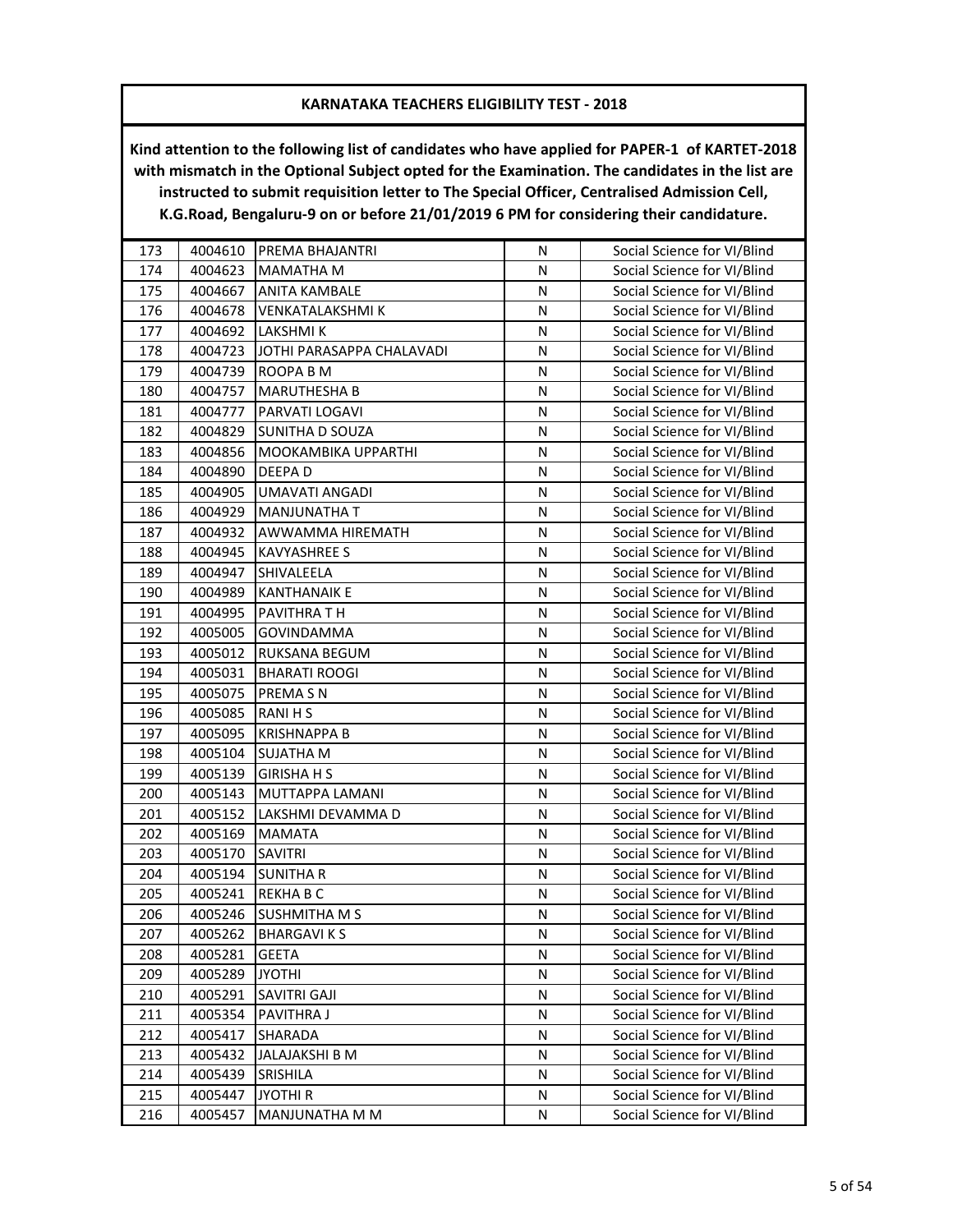## KARNATAKA TEACHERS ELIGIBILITY TEST - 2018

**Kind attention to the following list of candidates who have applied for PAPER-1 of KARTET-2018 with mismatch in the Optional Subject opted for the Examination. The candidates in the list are instructed to submit requisition letter to The Special Officer, Centralised Admission Cell, K.G.Road, Bengaluru-9 on or before 21/01/2019 6 PM for considering their candidature.**

| | | | | |
|---|---|---|---|---|
| 173 | 4004610 | PREMA BHAJANTRI | N | Social Science for VI/Blind |
| 174 | 4004623 | MAMATHA M | N | Social Science for VI/Blind |
| 175 | 4004667 | ANITA KAMBALE | N | Social Science for VI/Blind |
| 176 | 4004678 | VENKATALAKSHMI K | N | Social Science for VI/Blind |
| 177 | 4004692 | LAKSHMI K | N | Social Science for VI/Blind |
| 178 | 4004723 | JOTHI PARASAPPA CHALAVADI | N | Social Science for VI/Blind |
| 179 | 4004739 | ROOPA B M | N | Social Science for VI/Blind |
| 180 | 4004757 | MARUTHESHA B | N | Social Science for VI/Blind |
| 181 | 4004777 | PARVATI LOGAVI | N | Social Science for VI/Blind |
| 182 | 4004829 | SUNITHA D SOUZA | N | Social Science for VI/Blind |
| 183 | 4004856 | MOOKAMBIKA UPPARTHI | N | Social Science for VI/Blind |
| 184 | 4004890 | DEEPA D | N | Social Science for VI/Blind |
| 185 | 4004905 | UMAVATI ANGADI | N | Social Science for VI/Blind |
| 186 | 4004929 | MANJUNATHA T | N | Social Science for VI/Blind |
| 187 | 4004932 | AWWAMMA HIREMATH | N | Social Science for VI/Blind |
| 188 | 4004945 | KAVYASHREE S | N | Social Science for VI/Blind |
| 189 | 4004947 | SHIVALEELA | N | Social Science for VI/Blind |
| 190 | 4004989 | KANTHANAIK E | N | Social Science for VI/Blind |
| 191 | 4004995 | PAVITHRA T H | N | Social Science for VI/Blind |
| 192 | 4005005 | GOVINDAMMA | N | Social Science for VI/Blind |
| 193 | 4005012 | RUKSANA BEGUM | N | Social Science for VI/Blind |
| 194 | 4005031 | BHARATI ROOGI | N | Social Science for VI/Blind |
| 195 | 4005075 | PREMA S N | N | Social Science for VI/Blind |
| 196 | 4005085 | RANI H S | N | Social Science for VI/Blind |
| 197 | 4005095 | KRISHNAPPA B | N | Social Science for VI/Blind |
| 198 | 4005104 | SUJATHA M | N | Social Science for VI/Blind |
| 199 | 4005139 | GIRISHA H S | N | Social Science for VI/Blind |
| 200 | 4005143 | MUTTAPPA LAMANI | N | Social Science for VI/Blind |
| 201 | 4005152 | LAKSHMI DEVAMMA D | N | Social Science for VI/Blind |
| 202 | 4005169 | MAMATA | N | Social Science for VI/Blind |
| 203 | 4005170 | SAVITRI | N | Social Science for VI/Blind |
| 204 | 4005194 | SUNITHA R | N | Social Science for VI/Blind |
| 205 | 4005241 | REKHA B C | N | Social Science for VI/Blind |
| 206 | 4005246 | SUSHMITHA M S | N | Social Science for VI/Blind |
| 207 | 4005262 | BHARGAVI K S | N | Social Science for VI/Blind |
| 208 | 4005281 | GEETA | N | Social Science for VI/Blind |
| 209 | 4005289 | JYOTHI | N | Social Science for VI/Blind |
| 210 | 4005291 | SAVITRI GAJI | N | Social Science for VI/Blind |
| 211 | 4005354 | PAVITHRA J | N | Social Science for VI/Blind |
| 212 | 4005417 | SHARADA | N | Social Science for VI/Blind |
| 213 | 4005432 | JALAJAKSHI B M | N | Social Science for VI/Blind |
| 214 | 4005439 | SRISHILA | N | Social Science for VI/Blind |
| 215 | 4005447 | JYOTHI R | N | Social Science for VI/Blind |
| 216 | 4005457 | MANJUNATHA M M | N | Social Science for VI/Blind |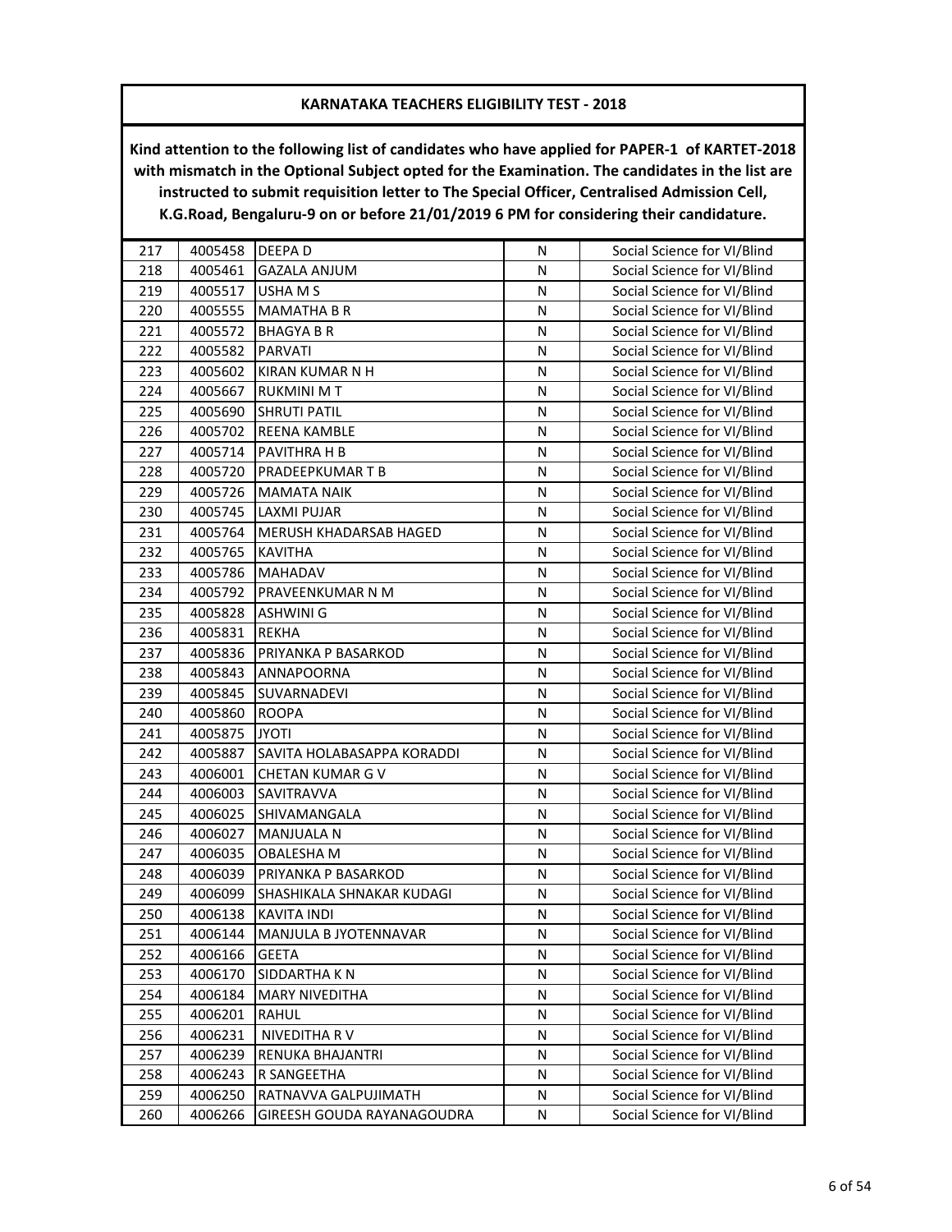# KARNATAKA TEACHERS ELIGIBILITY TEST - 2018

**Kind attention to the following list of candidates who have applied for PAPER-1 of KARTET-2018 with mismatch in the Optional Subject opted for the Examination. The candidates in the list are instructed to submit requisition letter to The Special Officer, Centralised Admission Cell, K.G.Road, Bengaluru-9 on or before 21/01/2019 6 PM for considering their candidature.**

| | | | | |
|---|---|---|---|---|
| 217 | 4005458 | DEEPA D | N | Social Science for VI/Blind |
| 218 | 4005461 | GAZALA ANJUM | N | Social Science for VI/Blind |
| 219 | 4005517 | USHA M S | N | Social Science for VI/Blind |
| 220 | 4005555 | MAMATHA B R | N | Social Science for VI/Blind |
| 221 | 4005572 | BHAGYA B R | N | Social Science for VI/Blind |
| 222 | 4005582 | PARVATI | N | Social Science for VI/Blind |
| 223 | 4005602 | KIRAN KUMAR N H | N | Social Science for VI/Blind |
| 224 | 4005667 | RUKMINI M T | N | Social Science for VI/Blind |
| 225 | 4005690 | SHRUTI PATIL | N | Social Science for VI/Blind |
| 226 | 4005702 | REENA KAMBLE | N | Social Science for VI/Blind |
| 227 | 4005714 | PAVITHRA H B | N | Social Science for VI/Blind |
| 228 | 4005720 | PRADEEPKUMAR T B | N | Social Science for VI/Blind |
| 229 | 4005726 | MAMATA NAIK | N | Social Science for VI/Blind |
| 230 | 4005745 | LAXMI PUJAR | N | Social Science for VI/Blind |
| 231 | 4005764 | MERUSH KHADARSAB HAGED | N | Social Science for VI/Blind |
| 232 | 4005765 | KAVITHA | N | Social Science for VI/Blind |
| 233 | 4005786 | MAHADAV | N | Social Science for VI/Blind |
| 234 | 4005792 | PRAVEENKUMAR N M | N | Social Science for VI/Blind |
| 235 | 4005828 | ASHWINI G | N | Social Science for VI/Blind |
| 236 | 4005831 | REKHA | N | Social Science for VI/Blind |
| 237 | 4005836 | PRIYANKA P BASARKOD | N | Social Science for VI/Blind |
| 238 | 4005843 | ANNAPOORNA | N | Social Science for VI/Blind |
| 239 | 4005845 | SUVARNADEVI | N | Social Science for VI/Blind |
| 240 | 4005860 | ROOPA | N | Social Science for VI/Blind |
| 241 | 4005875 | JYOTI | N | Social Science for VI/Blind |
| 242 | 4005887 | SAVITA HOLABASAPPA KORADDI | N | Social Science for VI/Blind |
| 243 | 4006001 | CHETAN KUMAR G V | N | Social Science for VI/Blind |
| 244 | 4006003 | SAVITRAVVA | N | Social Science for VI/Blind |
| 245 | 4006025 | SHIVAMANGALA | N | Social Science for VI/Blind |
| 246 | 4006027 | MANJUALA N | N | Social Science for VI/Blind |
| 247 | 4006035 | OBALESHA M | N | Social Science for VI/Blind |
| 248 | 4006039 | PRIYANKA P BASARKOD | N | Social Science for VI/Blind |
| 249 | 4006099 | SHASHIKALA SHNAKAR KUDAGI | N | Social Science for VI/Blind |
| 250 | 4006138 | KAVITA INDI | N | Social Science for VI/Blind |
| 251 | 4006144 | MANJULA B JYOTENNAVAR | N | Social Science for VI/Blind |
| 252 | 4006166 | GEETA | N | Social Science for VI/Blind |
| 253 | 4006170 | SIDDARTHA K N | N | Social Science for VI/Blind |
| 254 | 4006184 | MARY NIVEDITHA | N | Social Science for VI/Blind |
| 255 | 4006201 | RAHUL | N | Social Science for VI/Blind |
| 256 | 4006231 | NIVEDITHA R V | N | Social Science for VI/Blind |
| 257 | 4006239 | RENUKA BHAJANTRI | N | Social Science for VI/Blind |
| 258 | 4006243 | R SANGEETHA | N | Social Science for VI/Blind |
| 259 | 4006250 | RATNAVVA GALPUJIMATH | N | Social Science for VI/Blind |
| 260 | 4006266 | GIREESH GOUDA RAYANAGOUDRA | N | Social Science for VI/Blind |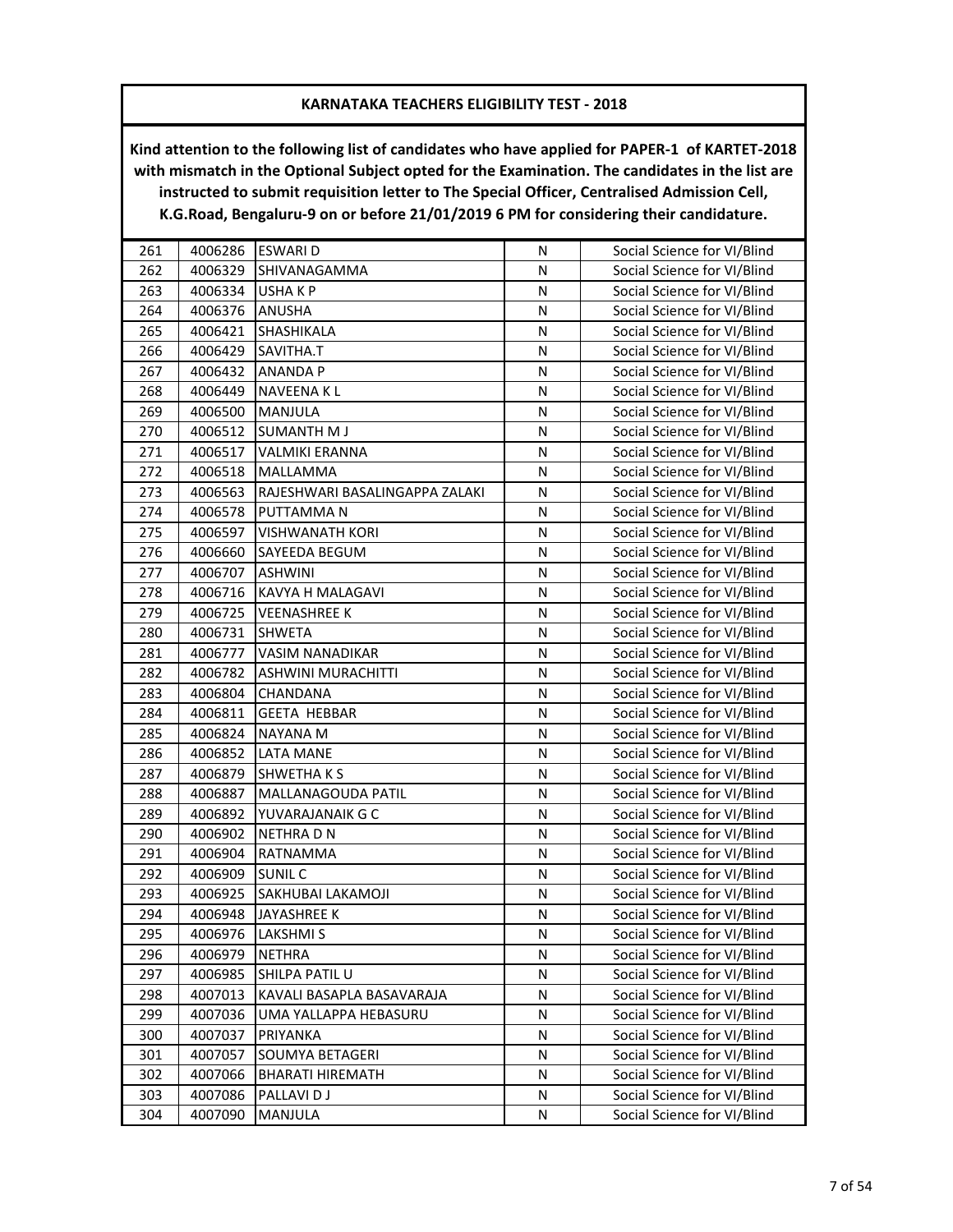**KARNATAKA TEACHERS ELIGIBILITY TEST - 2018**

**Kind attention to the following list of candidates who have applied for PAPER-1 of KARTET-2018 with mismatch in the Optional Subject opted for the Examination. The candidates in the list are instructed to submit requisition letter to The Special Officer, Centralised Admission Cell, K.G.Road, Bengaluru-9 on or before 21/01/2019 6 PM for considering their candidature.**

| | | | | |
|---|---|---|---|---|
| 261 | 4006286 | ESWARI D | N | Social Science for VI/Blind |
| 262 | 4006329 | SHIVANAGAMMA | N | Social Science for VI/Blind |
| 263 | 4006334 | USHA K P | N | Social Science for VI/Blind |
| 264 | 4006376 | ANUSHA | N | Social Science for VI/Blind |
| 265 | 4006421 | SHASHIKALA | N | Social Science for VI/Blind |
| 266 | 4006429 | SAVITHA.T | N | Social Science for VI/Blind |
| 267 | 4006432 | ANANDA P | N | Social Science for VI/Blind |
| 268 | 4006449 | NAVEENA K L | N | Social Science for VI/Blind |
| 269 | 4006500 | MANJULA | N | Social Science for VI/Blind |
| 270 | 4006512 | SUMANTH M J | N | Social Science for VI/Blind |
| 271 | 4006517 | VALMIKI ERANNA | N | Social Science for VI/Blind |
| 272 | 4006518 | MALLAMMA | N | Social Science for VI/Blind |
| 273 | 4006563 | RAJESHWARI BASALINGAPPA ZALAKI | N | Social Science for VI/Blind |
| 274 | 4006578 | PUTTAMMA N | N | Social Science for VI/Blind |
| 275 | 4006597 | VISHWANATH KORI | N | Social Science for VI/Blind |
| 276 | 4006660 | SAYEEDA BEGUM | N | Social Science for VI/Blind |
| 277 | 4006707 | ASHWINI | N | Social Science for VI/Blind |
| 278 | 4006716 | KAVYA H MALAGAVI | N | Social Science for VI/Blind |
| 279 | 4006725 | VEENASHREE K | N | Social Science for VI/Blind |
| 280 | 4006731 | SHWETA | N | Social Science for VI/Blind |
| 281 | 4006777 | VASIM NANADIKAR | N | Social Science for VI/Blind |
| 282 | 4006782 | ASHWINI MURACHITTI | N | Social Science for VI/Blind |
| 283 | 4006804 | CHANDANA | N | Social Science for VI/Blind |
| 284 | 4006811 | GEETA HEBBAR | N | Social Science for VI/Blind |
| 285 | 4006824 | NAYANA M | N | Social Science for VI/Blind |
| 286 | 4006852 | LATA MANE | N | Social Science for VI/Blind |
| 287 | 4006879 | SHWETHA K S | N | Social Science for VI/Blind |
| 288 | 4006887 | MALLANAGOUDA PATIL | N | Social Science for VI/Blind |
| 289 | 4006892 | YUVARAJANAIK G C | N | Social Science for VI/Blind |
| 290 | 4006902 | NETHRA D N | N | Social Science for VI/Blind |
| 291 | 4006904 | RATNAMMA | N | Social Science for VI/Blind |
| 292 | 4006909 | SUNIL C | N | Social Science for VI/Blind |
| 293 | 4006925 | SAKHUBAI LAKAMOJI | N | Social Science for VI/Blind |
| 294 | 4006948 | JAYASHREE K | N | Social Science for VI/Blind |
| 295 | 4006976 | LAKSHMI S | N | Social Science for VI/Blind |
| 296 | 4006979 | NETHRA | N | Social Science for VI/Blind |
| 297 | 4006985 | SHILPA PATIL U | N | Social Science for VI/Blind |
| 298 | 4007013 | KAVALI BASAPLA BASAVARAJA | N | Social Science for VI/Blind |
| 299 | 4007036 | UMA YALLAPPA HEBASURU | N | Social Science for VI/Blind |
| 300 | 4007037 | PRIYANKA | N | Social Science for VI/Blind |
| 301 | 4007057 | SOUMYA BETAGERI | N | Social Science for VI/Blind |
| 302 | 4007066 | BHARATI HIREMATH | N | Social Science for VI/Blind |
| 303 | 4007086 | PALLAVI D J | N | Social Science for VI/Blind |
| 304 | 4007090 | MANJULA | N | Social Science for VI/Blind |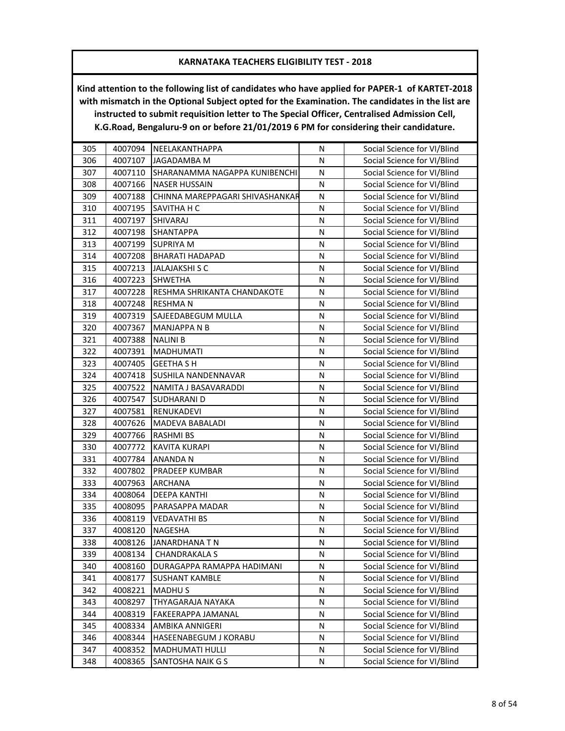**KARNATAKA TEACHERS ELIGIBILITY TEST - 2018**

**Kind attention to the following list of candidates who have applied for PAPER-1 of KARTET-2018 with mismatch in the Optional Subject opted for the Examination. The candidates in the list are instructed to submit requisition letter to The Special Officer, Centralised Admission Cell, K.G.Road, Bengaluru-9 on or before 21/01/2019 6 PM for considering their candidature.**

| | | | | |
|---|---|---|---|---|
| 305 | 4007094 | NEELAKANTHAPPA | N | Social Science for VI/Blind |
| 306 | 4007107 | JAGADAMBA M | N | Social Science for VI/Blind |
| 307 | 4007110 | SHARANAMMA NAGAPPA KUNIBENCHI | N | Social Science for VI/Blind |
| 308 | 4007166 | NASER HUSSAIN | N | Social Science for VI/Blind |
| 309 | 4007188 | CHINNA MAREPPAGARI SHIVASHANKAR | N | Social Science for VI/Blind |
| 310 | 4007195 | SAVITHA H C | N | Social Science for VI/Blind |
| 311 | 4007197 | SHIVARAJ | N | Social Science for VI/Blind |
| 312 | 4007198 | SHANTAPPA | N | Social Science for VI/Blind |
| 313 | 4007199 | SUPRIYA M | N | Social Science for VI/Blind |
| 314 | 4007208 | BHARATI HADAPAD | N | Social Science for VI/Blind |
| 315 | 4007213 | JALAJAKSHI S C | N | Social Science for VI/Blind |
| 316 | 4007223 | SHWETHA | N | Social Science for VI/Blind |
| 317 | 4007228 | RESHMA SHRIKANTA CHANDAKOTE | N | Social Science for VI/Blind |
| 318 | 4007248 | RESHMA N | N | Social Science for VI/Blind |
| 319 | 4007319 | SAJEEDABEGUM MULLA | N | Social Science for VI/Blind |
| 320 | 4007367 | MANJAPPA N B | N | Social Science for VI/Blind |
| 321 | 4007388 | NALINI B | N | Social Science for VI/Blind |
| 322 | 4007391 | MADHUMATI | N | Social Science for VI/Blind |
| 323 | 4007405 | GEETHA S H | N | Social Science for VI/Blind |
| 324 | 4007418 | SUSHILA NANDENNAVAR | N | Social Science for VI/Blind |
| 325 | 4007522 | NAMITA J BASAVARADDI | N | Social Science for VI/Blind |
| 326 | 4007547 | SUDHARANI D | N | Social Science for VI/Blind |
| 327 | 4007581 | RENUKADEVI | N | Social Science for VI/Blind |
| 328 | 4007626 | MADEVA BABALADI | N | Social Science for VI/Blind |
| 329 | 4007766 | RASHMI BS | N | Social Science for VI/Blind |
| 330 | 4007772 | KAVITA KURAPI | N | Social Science for VI/Blind |
| 331 | 4007784 | ANANDA N | N | Social Science for VI/Blind |
| 332 | 4007802 | PRADEEP KUMBAR | N | Social Science for VI/Blind |
| 333 | 4007963 | ARCHANA | N | Social Science for VI/Blind |
| 334 | 4008064 | DEEPA KANTHI | N | Social Science for VI/Blind |
| 335 | 4008095 | PARASAPPA MADAR | N | Social Science for VI/Blind |
| 336 | 4008119 | VEDAVATHI BS | N | Social Science for VI/Blind |
| 337 | 4008120 | NAGESHA | N | Social Science for VI/Blind |
| 338 | 4008126 | JANARDHANA T N | N | Social Science for VI/Blind |
| 339 | 4008134 | CHANDRAKALA S | N | Social Science for VI/Blind |
| 340 | 4008160 | DURAGAPPA RAMAPPA HADIMANI | N | Social Science for VI/Blind |
| 341 | 4008177 | SUSHANT KAMBLE | N | Social Science for VI/Blind |
| 342 | 4008221 | MADHU S | N | Social Science for VI/Blind |
| 343 | 4008297 | THYAGARAJA NAYAKA | N | Social Science for VI/Blind |
| 344 | 4008319 | FAKEERAPPA JAMANAL | N | Social Science for VI/Blind |
| 345 | 4008334 | AMBIKA ANNIGERI | N | Social Science for VI/Blind |
| 346 | 4008344 | HASEENABEGUM J KORABU | N | Social Science for VI/Blind |
| 347 | 4008352 | MADHUMATI HULLI | N | Social Science for VI/Blind |
| 348 | 4008365 | SANTOSHA NAIK G S | N | Social Science for VI/Blind |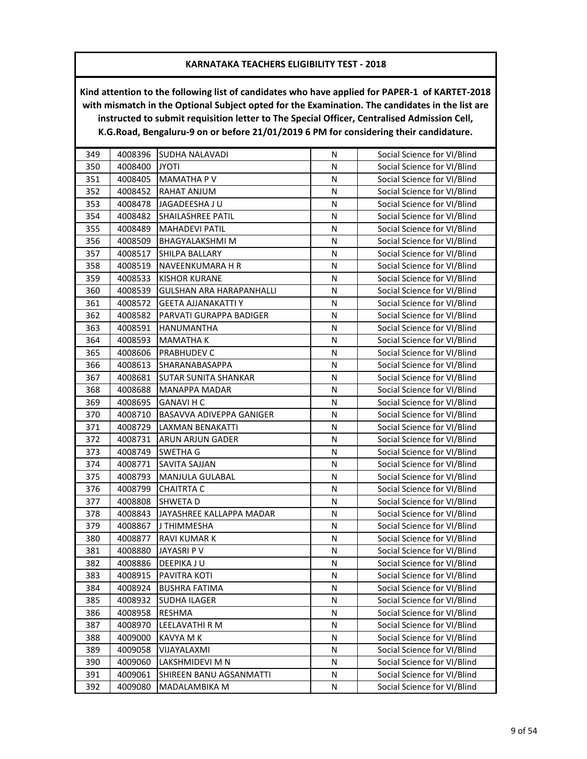## KARNATAKA TEACHERS ELIGIBILITY TEST - 2018

**Kind attention to the following list of candidates who have applied for PAPER-1 of KARTET-2018 with mismatch in the Optional Subject opted for the Examination. The candidates in the list are instructed to submit requisition letter to The Special Officer, Centralised Admission Cell, K.G.Road, Bengaluru-9 on or before 21/01/2019 6 PM for considering their candidature.**

| | | | | |
|---|---|---|---|---|
| 349 | 4008396 | SUDHA NALAVADI | N | Social Science for VI/Blind |
| 350 | 4008400 | JYOTI | N | Social Science for VI/Blind |
| 351 | 4008405 | MAMATHA P V | N | Social Science for VI/Blind |
| 352 | 4008452 | RAHAT ANJUM | N | Social Science for VI/Blind |
| 353 | 4008478 | JAGADEESHA J U | N | Social Science for VI/Blind |
| 354 | 4008482 | SHAILASHREE PATIL | N | Social Science for VI/Blind |
| 355 | 4008489 | MAHADEVI PATIL | N | Social Science for VI/Blind |
| 356 | 4008509 | BHAGYALAKSHMI M | N | Social Science for VI/Blind |
| 357 | 4008517 | SHILPA BALLARY | N | Social Science for VI/Blind |
| 358 | 4008519 | NAVEENKUMARA H R | N | Social Science for VI/Blind |
| 359 | 4008533 | KISHOR KURANE | N | Social Science for VI/Blind |
| 360 | 4008539 | GULSHAN ARA HARAPANHALLI | N | Social Science for VI/Blind |
| 361 | 4008572 | GEETA AJJANAKATTI Y | N | Social Science for VI/Blind |
| 362 | 4008582 | PARVATI GURAPPA BADIGER | N | Social Science for VI/Blind |
| 363 | 4008591 | HANUMANTHA | N | Social Science for VI/Blind |
| 364 | 4008593 | MAMATHA K | N | Social Science for VI/Blind |
| 365 | 4008606 | PRABHUDEV C | N | Social Science for VI/Blind |
| 366 | 4008613 | SHARANABASAPPA | N | Social Science for VI/Blind |
| 367 | 4008681 | SUTAR SUNITA SHANKAR | N | Social Science for VI/Blind |
| 368 | 4008688 | MANAPPA MADAR | N | Social Science for VI/Blind |
| 369 | 4008695 | GANAVI H C | N | Social Science for VI/Blind |
| 370 | 4008710 | BASAVVA ADIVEPPA GANIGER | N | Social Science for VI/Blind |
| 371 | 4008729 | LAXMAN BENAKATTI | N | Social Science for VI/Blind |
| 372 | 4008731 | ARUN ARJUN GADER | N | Social Science for VI/Blind |
| 373 | 4008749 | SWETHA G | N | Social Science for VI/Blind |
| 374 | 4008771 | SAVITA SAJJAN | N | Social Science for VI/Blind |
| 375 | 4008793 | MANJULA GULABAL | N | Social Science for VI/Blind |
| 376 | 4008799 | CHAITRTA C | N | Social Science for VI/Blind |
| 377 | 4008808 | SHWETA D | N | Social Science for VI/Blind |
| 378 | 4008843 | JAYASHREE KALLAPPA MADAR | N | Social Science for VI/Blind |
| 379 | 4008867 | J THIMMESHA | N | Social Science for VI/Blind |
| 380 | 4008877 | RAVI KUMAR K | N | Social Science for VI/Blind |
| 381 | 4008880 | JAYASRI P V | N | Social Science for VI/Blind |
| 382 | 4008886 | DEEPIKA J U | N | Social Science for VI/Blind |
| 383 | 4008915 | PAVITRA KOTI | N | Social Science for VI/Blind |
| 384 | 4008924 | BUSHRA FATIMA | N | Social Science for VI/Blind |
| 385 | 4008932 | SUDHA ILAGER | N | Social Science for VI/Blind |
| 386 | 4008958 | RESHMA | N | Social Science for VI/Blind |
| 387 | 4008970 | LEELAVATHI R M | N | Social Science for VI/Blind |
| 388 | 4009000 | KAVYA M K | N | Social Science for VI/Blind |
| 389 | 4009058 | VIJAYALAXMI | N | Social Science for VI/Blind |
| 390 | 4009060 | LAKSHMIDEVI M N | N | Social Science for VI/Blind |
| 391 | 4009061 | SHIREEN BANU AGSANMATTI | N | Social Science for VI/Blind |
| 392 | 4009080 | MADALAMBIKA M | N | Social Science for VI/Blind |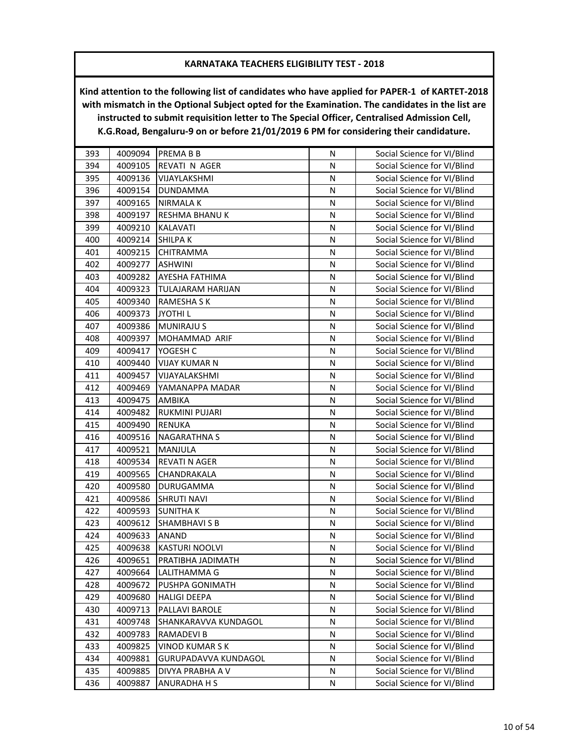# KARNATAKA TEACHERS ELIGIBILITY TEST - 2018

**Kind attention to the following list of candidates who have applied for PAPER-1 of KARTET-2018 with mismatch in the Optional Subject opted for the Examination. The candidates in the list are instructed to submit requisition letter to The Special Officer, Centralised Admission Cell, K.G.Road, Bengaluru-9 on or before 21/01/2019 6 PM for considering their candidature.**

| | | | | |
|---|---|---|---|---|
| 393 | 4009094 | PREMA B B | N | Social Science for VI/Blind |
| 394 | 4009105 | REVATI N AGER | N | Social Science for VI/Blind |
| 395 | 4009136 | VIJAYLAKSHMI | N | Social Science for VI/Blind |
| 396 | 4009154 | DUNDAMMA | N | Social Science for VI/Blind |
| 397 | 4009165 | NIRMALA K | N | Social Science for VI/Blind |
| 398 | 4009197 | RESHMA BHANU K | N | Social Science for VI/Blind |
| 399 | 4009210 | KALAVATI | N | Social Science for VI/Blind |
| 400 | 4009214 | SHILPA K | N | Social Science for VI/Blind |
| 401 | 4009215 | CHITRAMMA | N | Social Science for VI/Blind |
| 402 | 4009277 | ASHWINI | N | Social Science for VI/Blind |
| 403 | 4009282 | AYESHA FATHIMA | N | Social Science for VI/Blind |
| 404 | 4009323 | TULAJARAM HARIJAN | N | Social Science for VI/Blind |
| 405 | 4009340 | RAMESHA S K | N | Social Science for VI/Blind |
| 406 | 4009373 | JYOTHI L | N | Social Science for VI/Blind |
| 407 | 4009386 | MUNIRAJU S | N | Social Science for VI/Blind |
| 408 | 4009397 | MOHAMMAD ARIF | N | Social Science for VI/Blind |
| 409 | 4009417 | YOGESH C | N | Social Science for VI/Blind |
| 410 | 4009440 | VIJAY KUMAR N | N | Social Science for VI/Blind |
| 411 | 4009457 | VIJAYALAKSHMI | N | Social Science for VI/Blind |
| 412 | 4009469 | YAMANAPPA MADAR | N | Social Science for VI/Blind |
| 413 | 4009475 | AMBIKA | N | Social Science for VI/Blind |
| 414 | 4009482 | RUKMINI PUJARI | N | Social Science for VI/Blind |
| 415 | 4009490 | RENUKA | N | Social Science for VI/Blind |
| 416 | 4009516 | NAGARATHNA S | N | Social Science for VI/Blind |
| 417 | 4009521 | MANJULA | N | Social Science for VI/Blind |
| 418 | 4009534 | REVATI N AGER | N | Social Science for VI/Blind |
| 419 | 4009565 | CHANDRAKALA | N | Social Science for VI/Blind |
| 420 | 4009580 | DURUGAMMA | N | Social Science for VI/Blind |
| 421 | 4009586 | SHRUTI NAVI | N | Social Science for VI/Blind |
| 422 | 4009593 | SUNITHA K | N | Social Science for VI/Blind |
| 423 | 4009612 | SHAMBHAVI S B | N | Social Science for VI/Blind |
| 424 | 4009633 | ANAND | N | Social Science for VI/Blind |
| 425 | 4009638 | KASTURI NOOLVI | N | Social Science for VI/Blind |
| 426 | 4009651 | PRATIBHA JADIMATH | N | Social Science for VI/Blind |
| 427 | 4009664 | LALITHAMMA G | N | Social Science for VI/Blind |
| 428 | 4009672 | PUSHPA GONIMATH | N | Social Science for VI/Blind |
| 429 | 4009680 | HALIGI DEEPA | N | Social Science for VI/Blind |
| 430 | 4009713 | PALLAVI BAROLE | N | Social Science for VI/Blind |
| 431 | 4009748 | SHANKARAVVA KUNDAGOL | N | Social Science for VI/Blind |
| 432 | 4009783 | RAMADEVI B | N | Social Science for VI/Blind |
| 433 | 4009825 | VINOD KUMAR S K | N | Social Science for VI/Blind |
| 434 | 4009881 | GURUPADAVVA KUNDAGOL | N | Social Science for VI/Blind |
| 435 | 4009885 | DIVYA PRABHA A V | N | Social Science for VI/Blind |
| 436 | 4009887 | ANURADHA H S | N | Social Science for VI/Blind |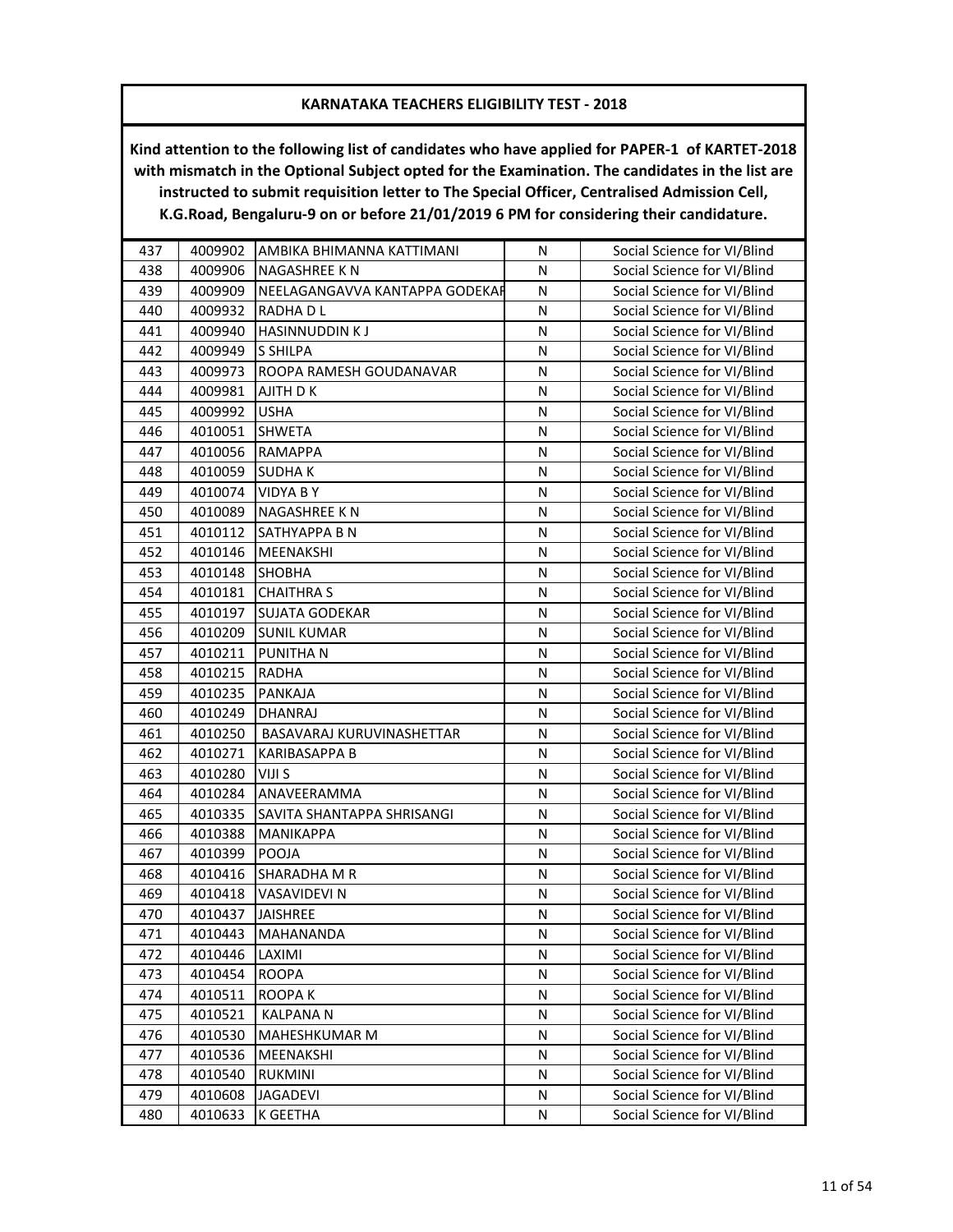# KARNATAKA TEACHERS ELIGIBILITY TEST - 2018

**Kind attention to the following list of candidates who have applied for PAPER-1 of KARTET-2018 with mismatch in the Optional Subject opted for the Examination. The candidates in the list are instructed to submit requisition letter to The Special Officer, Centralised Admission Cell, K.G.Road, Bengaluru-9 on or before 21/01/2019 6 PM for considering their candidature.**

| | | | | |
|---|---|---|---|---|
| 437 | 4009902 | AMBIKA BHIMANNA KATTIMANI | N | Social Science for VI/Blind |
| 438 | 4009906 | NAGASHREE K N | N | Social Science for VI/Blind |
| 439 | 4009909 | NEELAGANGAVVA KANTAPPA GODEKAR | N | Social Science for VI/Blind |
| 440 | 4009932 | RADHA D L | N | Social Science for VI/Blind |
| 441 | 4009940 | HASINNUDDIN K J | N | Social Science for VI/Blind |
| 442 | 4009949 | S SHILPA | N | Social Science for VI/Blind |
| 443 | 4009973 | ROOPA RAMESH GOUDANAVAR | N | Social Science for VI/Blind |
| 444 | 4009981 | AJITH D K | N | Social Science for VI/Blind |
| 445 | 4009992 | USHA | N | Social Science for VI/Blind |
| 446 | 4010051 | SHWETA | N | Social Science for VI/Blind |
| 447 | 4010056 | RAMAPPA | N | Social Science for VI/Blind |
| 448 | 4010059 | SUDHA K | N | Social Science for VI/Blind |
| 449 | 4010074 | VIDYA B Y | N | Social Science for VI/Blind |
| 450 | 4010089 | NAGASHREE K N | N | Social Science for VI/Blind |
| 451 | 4010112 | SATHYAPPA B N | N | Social Science for VI/Blind |
| 452 | 4010146 | MEENAKSHI | N | Social Science for VI/Blind |
| 453 | 4010148 | SHOBHA | N | Social Science for VI/Blind |
| 454 | 4010181 | CHAITHRA S | N | Social Science for VI/Blind |
| 455 | 4010197 | SUJATA GODEKAR | N | Social Science for VI/Blind |
| 456 | 4010209 | SUNIL KUMAR | N | Social Science for VI/Blind |
| 457 | 4010211 | PUNITHA N | N | Social Science for VI/Blind |
| 458 | 4010215 | RADHA | N | Social Science for VI/Blind |
| 459 | 4010235 | PANKAJA | N | Social Science for VI/Blind |
| 460 | 4010249 | DHANRAJ | N | Social Science for VI/Blind |
| 461 | 4010250 | BASAVARAJ KURUVINASHETTAR | N | Social Science for VI/Blind |
| 462 | 4010271 | KARIBASAPPA B | N | Social Science for VI/Blind |
| 463 | 4010280 | VIJI S | N | Social Science for VI/Blind |
| 464 | 4010284 | ANAVEERAMMA | N | Social Science for VI/Blind |
| 465 | 4010335 | SAVITA SHANTAPPA SHRISANGI | N | Social Science for VI/Blind |
| 466 | 4010388 | MANIKAPPA | N | Social Science for VI/Blind |
| 467 | 4010399 | POOJA | N | Social Science for VI/Blind |
| 468 | 4010416 | SHARADHA M R | N | Social Science for VI/Blind |
| 469 | 4010418 | VASAVIDEVI N | N | Social Science for VI/Blind |
| 470 | 4010437 | JAISHREE | N | Social Science for VI/Blind |
| 471 | 4010443 | MAHANANDA | N | Social Science for VI/Blind |
| 472 | 4010446 | LAXIMI | N | Social Science for VI/Blind |
| 473 | 4010454 | ROOPA | N | Social Science for VI/Blind |
| 474 | 4010511 | ROOPA K | N | Social Science for VI/Blind |
| 475 | 4010521 | KALPANA N | N | Social Science for VI/Blind |
| 476 | 4010530 | MAHESHKUMAR M | N | Social Science for VI/Blind |
| 477 | 4010536 | MEENAKSHI | N | Social Science for VI/Blind |
| 478 | 4010540 | RUKMINI | N | Social Science for VI/Blind |
| 479 | 4010608 | JAGADEVI | N | Social Science for VI/Blind |
| 480 | 4010633 | K GEETHA | N | Social Science for VI/Blind |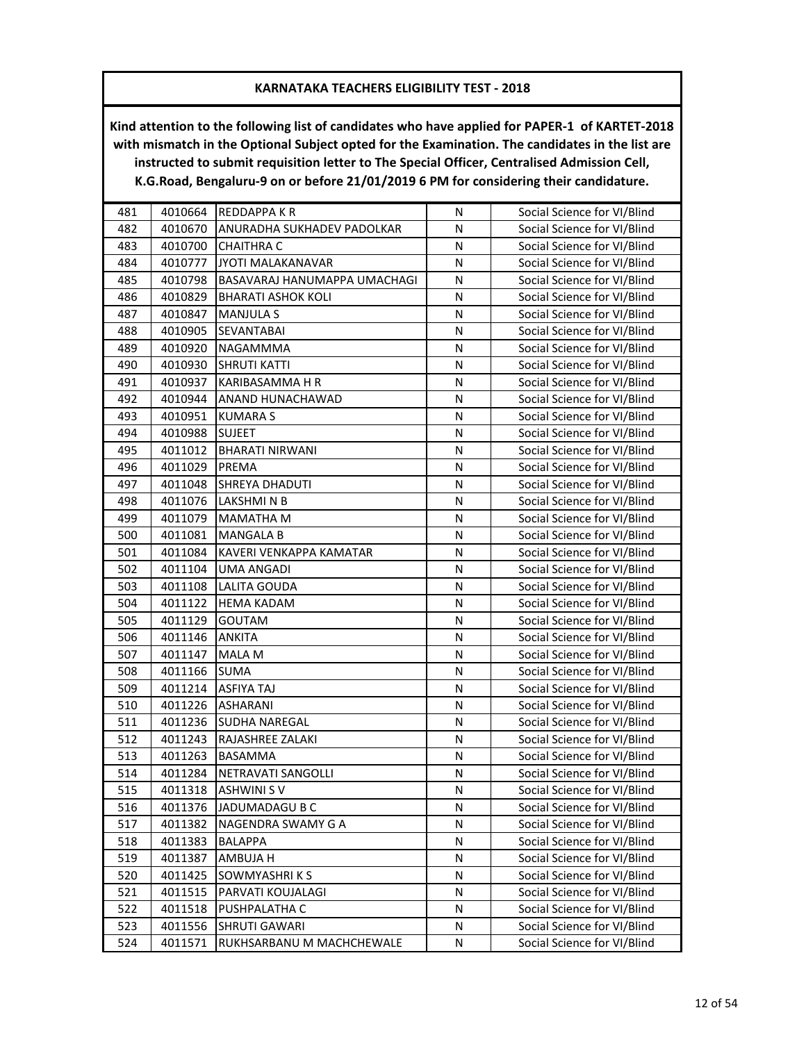**KARNATAKA TEACHERS ELIGIBILITY TEST - 2018**

**Kind attention to the following list of candidates who have applied for PAPER-1 of KARTET-2018 with mismatch in the Optional Subject opted for the Examination. The candidates in the list are instructed to submit requisition letter to The Special Officer, Centralised Admission Cell, K.G.Road, Bengaluru-9 on or before 21/01/2019 6 PM for considering their candidature.**

| | | | | |
|---|---|---|---|---|
| 481 | 4010664 | REDDAPPA K R | N | Social Science for VI/Blind |
| 482 | 4010670 | ANURADHA SUKHADEV PADOLKAR | N | Social Science for VI/Blind |
| 483 | 4010700 | CHAITHRA C | N | Social Science for VI/Blind |
| 484 | 4010777 | JYOTI MALAKANAVAR | N | Social Science for VI/Blind |
| 485 | 4010798 | BASAVARAJ HANUMAPPA UMACHAGI | N | Social Science for VI/Blind |
| 486 | 4010829 | BHARATI ASHOK KOLI | N | Social Science for VI/Blind |
| 487 | 4010847 | MANJULA S | N | Social Science for VI/Blind |
| 488 | 4010905 | SEVANTABAI | N | Social Science for VI/Blind |
| 489 | 4010920 | NAGAMMMA | N | Social Science for VI/Blind |
| 490 | 4010930 | SHRUTI KATTI | N | Social Science for VI/Blind |
| 491 | 4010937 | KARIBASAMMA H R | N | Social Science for VI/Blind |
| 492 | 4010944 | ANAND HUNACHAWAD | N | Social Science for VI/Blind |
| 493 | 4010951 | KUMARA S | N | Social Science for VI/Blind |
| 494 | 4010988 | SUJEET | N | Social Science for VI/Blind |
| 495 | 4011012 | BHARATI NIRWANI | N | Social Science for VI/Blind |
| 496 | 4011029 | PREMA | N | Social Science for VI/Blind |
| 497 | 4011048 | SHREYA DHADUTI | N | Social Science for VI/Blind |
| 498 | 4011076 | LAKSHMI N B | N | Social Science for VI/Blind |
| 499 | 4011079 | MAMATHA M | N | Social Science for VI/Blind |
| 500 | 4011081 | MANGALA B | N | Social Science for VI/Blind |
| 501 | 4011084 | KAVERI VENKAPPA KAMATAR | N | Social Science for VI/Blind |
| 502 | 4011104 | UMA ANGADI | N | Social Science for VI/Blind |
| 503 | 4011108 | LALITA GOUDA | N | Social Science for VI/Blind |
| 504 | 4011122 | HEMA KADAM | N | Social Science for VI/Blind |
| 505 | 4011129 | GOUTAM | N | Social Science for VI/Blind |
| 506 | 4011146 | ANKITA | N | Social Science for VI/Blind |
| 507 | 4011147 | MALA M | N | Social Science for VI/Blind |
| 508 | 4011166 | SUMA | N | Social Science for VI/Blind |
| 509 | 4011214 | ASFIYA TAJ | N | Social Science for VI/Blind |
| 510 | 4011226 | ASHARANI | N | Social Science for VI/Blind |
| 511 | 4011236 | SUDHA NAREGAL | N | Social Science for VI/Blind |
| 512 | 4011243 | RAJASHREE ZALAKI | N | Social Science for VI/Blind |
| 513 | 4011263 | BASAMMA | N | Social Science for VI/Blind |
| 514 | 4011284 | NETRAVATI SANGOLLI | N | Social Science for VI/Blind |
| 515 | 4011318 | ASHWINI S V | N | Social Science for VI/Blind |
| 516 | 4011376 | JADUMADAGU B C | N | Social Science for VI/Blind |
| 517 | 4011382 | NAGENDRA SWAMY G A | N | Social Science for VI/Blind |
| 518 | 4011383 | BALAPPA | N | Social Science for VI/Blind |
| 519 | 4011387 | AMBUJA H | N | Social Science for VI/Blind |
| 520 | 4011425 | SOWMYASHRI K S | N | Social Science for VI/Blind |
| 521 | 4011515 | PARVATI KOUJALAGI | N | Social Science for VI/Blind |
| 522 | 4011518 | PUSHPALATHA C | N | Social Science for VI/Blind |
| 523 | 4011556 | SHRUTI GAWARI | N | Social Science for VI/Blind |
| 524 | 4011571 | RUKHSARBANU M MACHCHEWALE | N | Social Science for VI/Blind |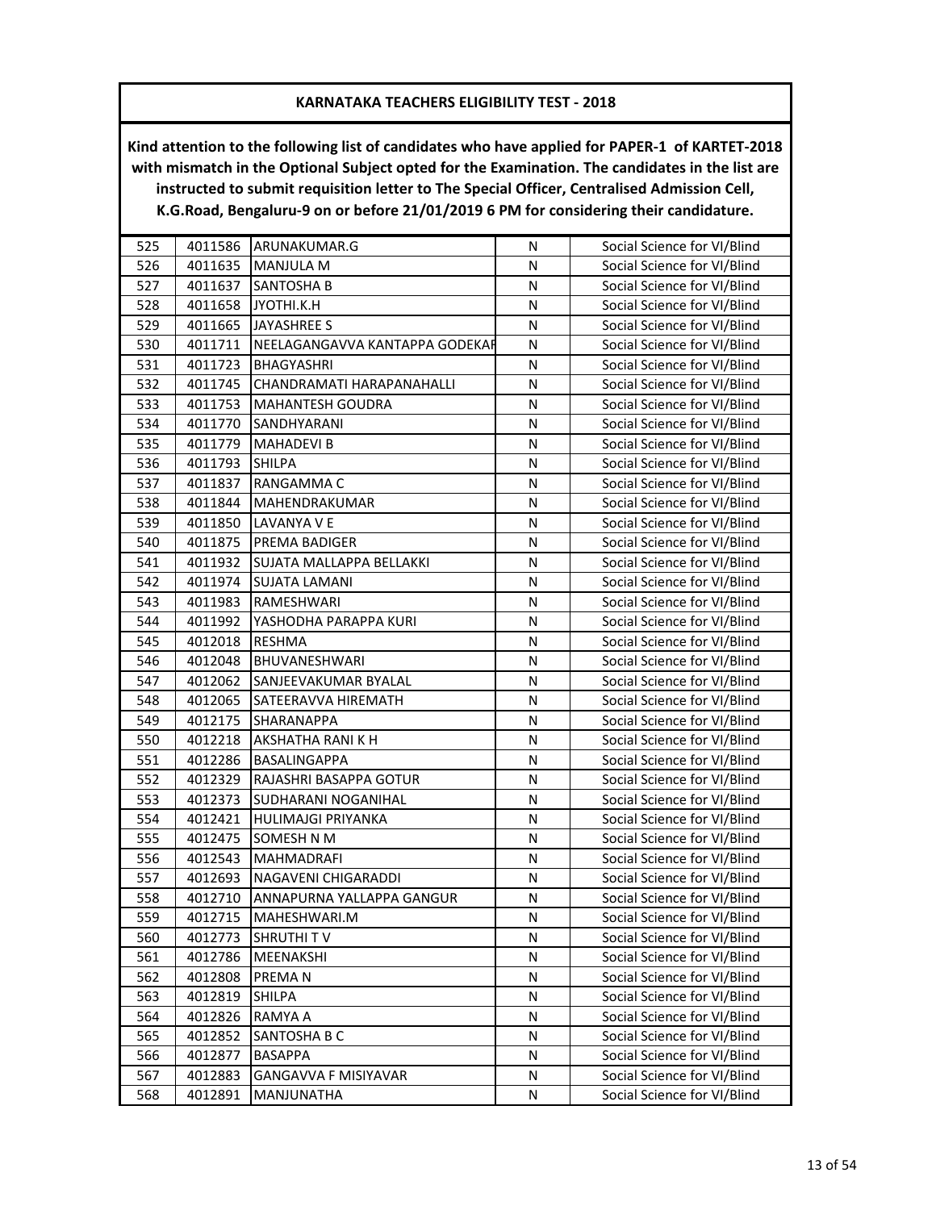**KARNATAKA TEACHERS ELIGIBILITY TEST - 2018**

**Kind attention to the following list of candidates who have applied for PAPER-1 of KARTET-2018 with mismatch in the Optional Subject opted for the Examination. The candidates in the list are instructed to submit requisition letter to The Special Officer, Centralised Admission Cell, K.G.Road, Bengaluru-9 on or before 21/01/2019 6 PM for considering their candidature.**

| | | | | |
|---|---|---|---|---|
| 525 | 4011586 | ARUNAKUMAR.G | N | Social Science for VI/Blind |
| 526 | 4011635 | MANJULA M | N | Social Science for VI/Blind |
| 527 | 4011637 | SANTOSHA B | N | Social Science for VI/Blind |
| 528 | 4011658 | JYOTHI.K.H | N | Social Science for VI/Blind |
| 529 | 4011665 | JAYASHREE S | N | Social Science for VI/Blind |
| 530 | 4011711 | NEELAGANGAVVA KANTAPPA GODEKAR | N | Social Science for VI/Blind |
| 531 | 4011723 | BHAGYASHRI | N | Social Science for VI/Blind |
| 532 | 4011745 | CHANDRAMATI HARAPANAHALLI | N | Social Science for VI/Blind |
| 533 | 4011753 | MAHANTESH GOUDRA | N | Social Science for VI/Blind |
| 534 | 4011770 | SANDHYARANI | N | Social Science for VI/Blind |
| 535 | 4011779 | MAHADEVI B | N | Social Science for VI/Blind |
| 536 | 4011793 | SHILPA | N | Social Science for VI/Blind |
| 537 | 4011837 | RANGAMMA C | N | Social Science for VI/Blind |
| 538 | 4011844 | MAHENDRAKUMAR | N | Social Science for VI/Blind |
| 539 | 4011850 | LAVANYA V E | N | Social Science for VI/Blind |
| 540 | 4011875 | PREMA BADIGER | N | Social Science for VI/Blind |
| 541 | 4011932 | SUJATA MALLAPPA BELLAKKI | N | Social Science for VI/Blind |
| 542 | 4011974 | SUJATA LAMANI | N | Social Science for VI/Blind |
| 543 | 4011983 | RAMESHWARI | N | Social Science for VI/Blind |
| 544 | 4011992 | YASHODHA PARAPPA KURI | N | Social Science for VI/Blind |
| 545 | 4012018 | RESHMA | N | Social Science for VI/Blind |
| 546 | 4012048 | BHUVANESHWARI | N | Social Science for VI/Blind |
| 547 | 4012062 | SANJEEVAKUMAR BYALAL | N | Social Science for VI/Blind |
| 548 | 4012065 | SATEERAVVA HIREMATH | N | Social Science for VI/Blind |
| 549 | 4012175 | SHARANAPPA | N | Social Science for VI/Blind |
| 550 | 4012218 | AKSHATHA RANI K H | N | Social Science for VI/Blind |
| 551 | 4012286 | BASALINGAPPA | N | Social Science for VI/Blind |
| 552 | 4012329 | RAJASHRI BASAPPA GOTUR | N | Social Science for VI/Blind |
| 553 | 4012373 | SUDHARANI NOGANIHAL | N | Social Science for VI/Blind |
| 554 | 4012421 | HULIMAJGI PRIYANKA | N | Social Science for VI/Blind |
| 555 | 4012475 | SOMESH N M | N | Social Science for VI/Blind |
| 556 | 4012543 | MAHMADRAFI | N | Social Science for VI/Blind |
| 557 | 4012693 | NAGAVENI CHIGARADDI | N | Social Science for VI/Blind |
| 558 | 4012710 | ANNAPURNA YALLAPPA GANGUR | N | Social Science for VI/Blind |
| 559 | 4012715 | MAHESHWARI.M | N | Social Science for VI/Blind |
| 560 | 4012773 | SHRUTHI T V | N | Social Science for VI/Blind |
| 561 | 4012786 | MEENAKSHI | N | Social Science for VI/Blind |
| 562 | 4012808 | PREMA N | N | Social Science for VI/Blind |
| 563 | 4012819 | SHILPA | N | Social Science for VI/Blind |
| 564 | 4012826 | RAMYA A | N | Social Science for VI/Blind |
| 565 | 4012852 | SANTOSHA B C | N | Social Science for VI/Blind |
| 566 | 4012877 | BASAPPA | N | Social Science for VI/Blind |
| 567 | 4012883 | GANGAVVA F MISIYAVAR | N | Social Science for VI/Blind |
| 568 | 4012891 | MANJUNATHA | N | Social Science for VI/Blind |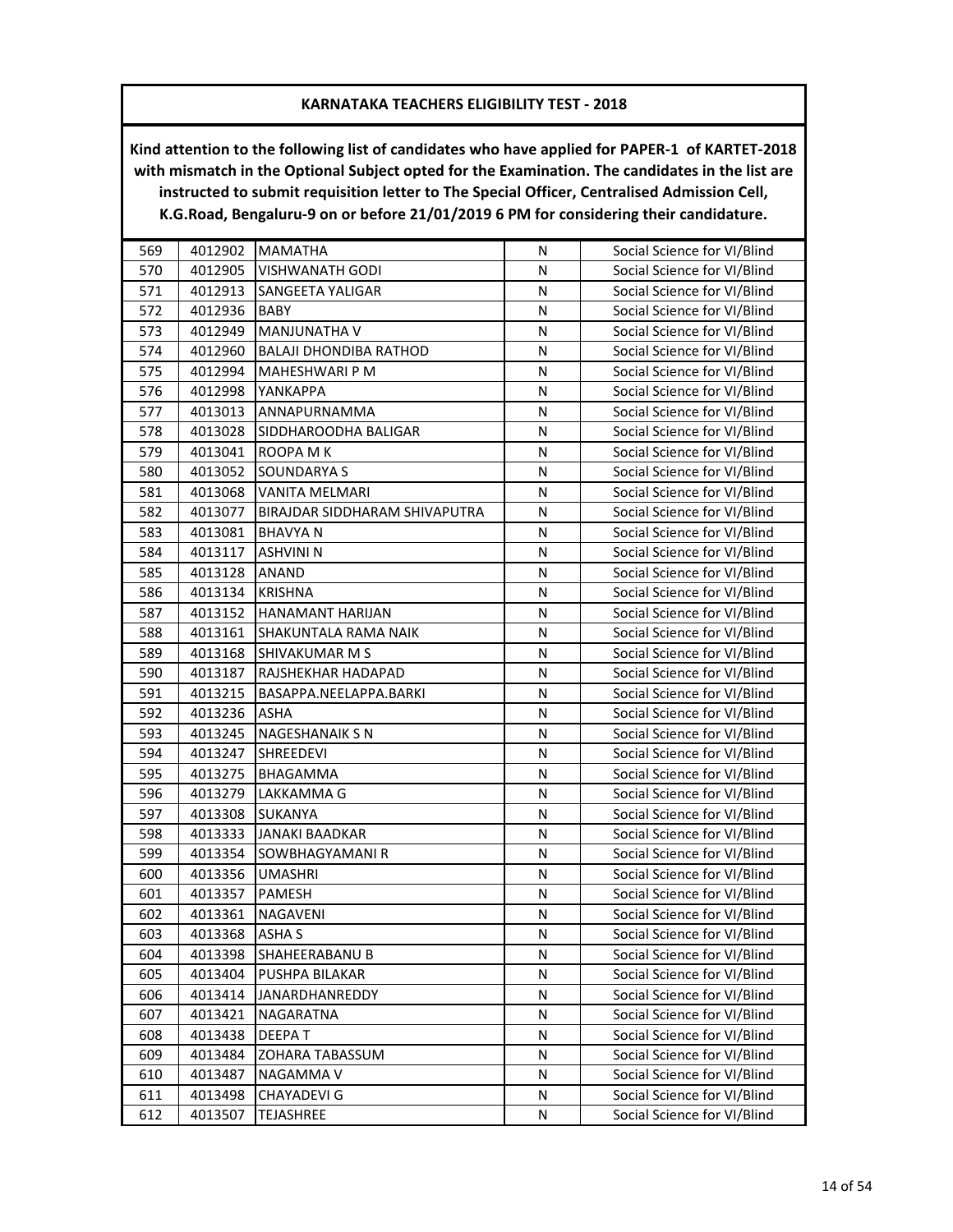# KARNATAKA TEACHERS ELIGIBILITY TEST - 2018

**Kind attention to the following list of candidates who have applied for PAPER-1 of KARTET-2018 with mismatch in the Optional Subject opted for the Examination. The candidates in the list are instructed to submit requisition letter to The Special Officer, Centralised Admission Cell, K.G.Road, Bengaluru-9 on or before 21/01/2019 6 PM for considering their candidature.**

| | | | | |
|---|---|---|---|---|
| 569 | 4012902 | MAMATHA | N | Social Science for VI/Blind |
| 570 | 4012905 | VISHWANATH GODI | N | Social Science for VI/Blind |
| 571 | 4012913 | SANGEETA YALIGAR | N | Social Science for VI/Blind |
| 572 | 4012936 | BABY | N | Social Science for VI/Blind |
| 573 | 4012949 | MANJUNATHA V | N | Social Science for VI/Blind |
| 574 | 4012960 | BALAJI DHONDIBA RATHOD | N | Social Science for VI/Blind |
| 575 | 4012994 | MAHESHWARI P M | N | Social Science for VI/Blind |
| 576 | 4012998 | YANKAPPA | N | Social Science for VI/Blind |
| 577 | 4013013 | ANNAPURNAMMA | N | Social Science for VI/Blind |
| 578 | 4013028 | SIDDHAROODHA BALIGAR | N | Social Science for VI/Blind |
| 579 | 4013041 | ROOPA M K | N | Social Science for VI/Blind |
| 580 | 4013052 | SOUNDARYA S | N | Social Science for VI/Blind |
| 581 | 4013068 | VANITA MELMARI | N | Social Science for VI/Blind |
| 582 | 4013077 | BIRAJDAR SIDDHARAM SHIVAPUTRA | N | Social Science for VI/Blind |
| 583 | 4013081 | BHAVYA N | N | Social Science for VI/Blind |
| 584 | 4013117 | ASHVINI N | N | Social Science for VI/Blind |
| 585 | 4013128 | ANAND | N | Social Science for VI/Blind |
| 586 | 4013134 | KRISHNA | N | Social Science for VI/Blind |
| 587 | 4013152 | HANAMANT HARIJAN | N | Social Science for VI/Blind |
| 588 | 4013161 | SHAKUNTALA RAMA NAIK | N | Social Science for VI/Blind |
| 589 | 4013168 | SHIVAKUMAR M S | N | Social Science for VI/Blind |
| 590 | 4013187 | RAJSHEKHAR HADAPAD | N | Social Science for VI/Blind |
| 591 | 4013215 | BASAPPA.NEELAPPA.BARKI | N | Social Science for VI/Blind |
| 592 | 4013236 | ASHA | N | Social Science for VI/Blind |
| 593 | 4013245 | NAGESHANAIK S N | N | Social Science for VI/Blind |
| 594 | 4013247 | SHREEDEVI | N | Social Science for VI/Blind |
| 595 | 4013275 | BHAGAMMA | N | Social Science for VI/Blind |
| 596 | 4013279 | LAKKAMMA G | N | Social Science for VI/Blind |
| 597 | 4013308 | SUKANYA | N | Social Science for VI/Blind |
| 598 | 4013333 | JANAKI BAADKAR | N | Social Science for VI/Blind |
| 599 | 4013354 | SOWBHAGYAMANI R | N | Social Science for VI/Blind |
| 600 | 4013356 | UMASHRI | N | Social Science for VI/Blind |
| 601 | 4013357 | PAMESH | N | Social Science for VI/Blind |
| 602 | 4013361 | NAGAVENI | N | Social Science for VI/Blind |
| 603 | 4013368 | ASHA S | N | Social Science for VI/Blind |
| 604 | 4013398 | SHAHEERABANU B | N | Social Science for VI/Blind |
| 605 | 4013404 | PUSHPA BILAKAR | N | Social Science for VI/Blind |
| 606 | 4013414 | JANARDHANREDDY | N | Social Science for VI/Blind |
| 607 | 4013421 | NAGARATNA | N | Social Science for VI/Blind |
| 608 | 4013438 | DEEPA T | N | Social Science for VI/Blind |
| 609 | 4013484 | ZOHARA TABASSUM | N | Social Science for VI/Blind |
| 610 | 4013487 | NAGAMMA V | N | Social Science for VI/Blind |
| 611 | 4013498 | CHAYADEVI G | N | Social Science for VI/Blind |
| 612 | 4013507 | TEJASHREE | N | Social Science for VI/Blind |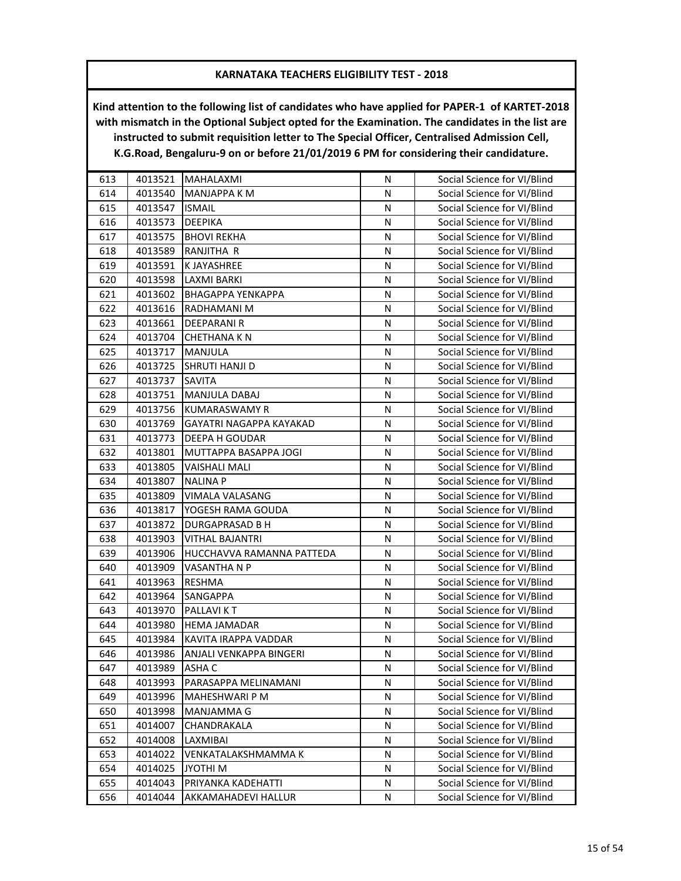## KARNATAKA TEACHERS ELIGIBILITY TEST - 2018

**Kind attention to the following list of candidates who have applied for PAPER-1 of KARTET-2018 with mismatch in the Optional Subject opted for the Examination. The candidates in the list are instructed to submit requisition letter to The Special Officer, Centralised Admission Cell, K.G.Road, Bengaluru-9 on or before 21/01/2019 6 PM for considering their candidature.**

| | | | | |
|---|---|---|---|---|
| 613 | 4013521 | MAHALAXMI | N | Social Science for VI/Blind |
| 614 | 4013540 | MANJAPPA K M | N | Social Science for VI/Blind |
| 615 | 4013547 | ISMAIL | N | Social Science for VI/Blind |
| 616 | 4013573 | DEEPIKA | N | Social Science for VI/Blind |
| 617 | 4013575 | BHOVI REKHA | N | Social Science for VI/Blind |
| 618 | 4013589 | RANJITHA R | N | Social Science for VI/Blind |
| 619 | 4013591 | K JAYASHREE | N | Social Science for VI/Blind |
| 620 | 4013598 | LAXMI BARKI | N | Social Science for VI/Blind |
| 621 | 4013602 | BHAGAPPA YENKAPPA | N | Social Science for VI/Blind |
| 622 | 4013616 | RADHAMANI M | N | Social Science for VI/Blind |
| 623 | 4013661 | DEEPARANI R | N | Social Science for VI/Blind |
| 624 | 4013704 | CHETHANA K N | N | Social Science for VI/Blind |
| 625 | 4013717 | MANJULA | N | Social Science for VI/Blind |
| 626 | 4013725 | SHRUTI HANJI D | N | Social Science for VI/Blind |
| 627 | 4013737 | SAVITA | N | Social Science for VI/Blind |
| 628 | 4013751 | MANJULA DABAJ | N | Social Science for VI/Blind |
| 629 | 4013756 | KUMARASWAMY R | N | Social Science for VI/Blind |
| 630 | 4013769 | GAYATRI NAGAPPA KAYAKAD | N | Social Science for VI/Blind |
| 631 | 4013773 | DEEPA H GOUDAR | N | Social Science for VI/Blind |
| 632 | 4013801 | MUTTAPPA BASAPPA JOGI | N | Social Science for VI/Blind |
| 633 | 4013805 | VAISHALI MALI | N | Social Science for VI/Blind |
| 634 | 4013807 | NALINA P | N | Social Science for VI/Blind |
| 635 | 4013809 | VIMALA VALASANG | N | Social Science for VI/Blind |
| 636 | 4013817 | YOGESH RAMA GOUDA | N | Social Science for VI/Blind |
| 637 | 4013872 | DURGAPRASAD B H | N | Social Science for VI/Blind |
| 638 | 4013903 | VITHAL BAJANTRI | N | Social Science for VI/Blind |
| 639 | 4013906 | HUCCHAVVA RAMANNA PATTEDA | N | Social Science for VI/Blind |
| 640 | 4013909 | VASANTHA N P | N | Social Science for VI/Blind |
| 641 | 4013963 | RESHMA | N | Social Science for VI/Blind |
| 642 | 4013964 | SANGAPPA | N | Social Science for VI/Blind |
| 643 | 4013970 | PALLAVI K T | N | Social Science for VI/Blind |
| 644 | 4013980 | HEMA JAMADAR | N | Social Science for VI/Blind |
| 645 | 4013984 | KAVITA IRAPPA VADDAR | N | Social Science for VI/Blind |
| 646 | 4013986 | ANJALI VENKAPPA BINGERI | N | Social Science for VI/Blind |
| 647 | 4013989 | ASHA C | N | Social Science for VI/Blind |
| 648 | 4013993 | PARASAPPA MELINAMANI | N | Social Science for VI/Blind |
| 649 | 4013996 | MAHESHWARI P M | N | Social Science for VI/Blind |
| 650 | 4013998 | MANJAMMA G | N | Social Science for VI/Blind |
| 651 | 4014007 | CHANDRAKALA | N | Social Science for VI/Blind |
| 652 | 4014008 | LAXMIBAI | N | Social Science for VI/Blind |
| 653 | 4014022 | VENKATALAKSHMAMMA K | N | Social Science for VI/Blind |
| 654 | 4014025 | JYOTHI M | N | Social Science for VI/Blind |
| 655 | 4014043 | PRIYANKA KADEHATTI | N | Social Science for VI/Blind |
| 656 | 4014044 | AKKAMAHADEVI HALLUR | N | Social Science for VI/Blind |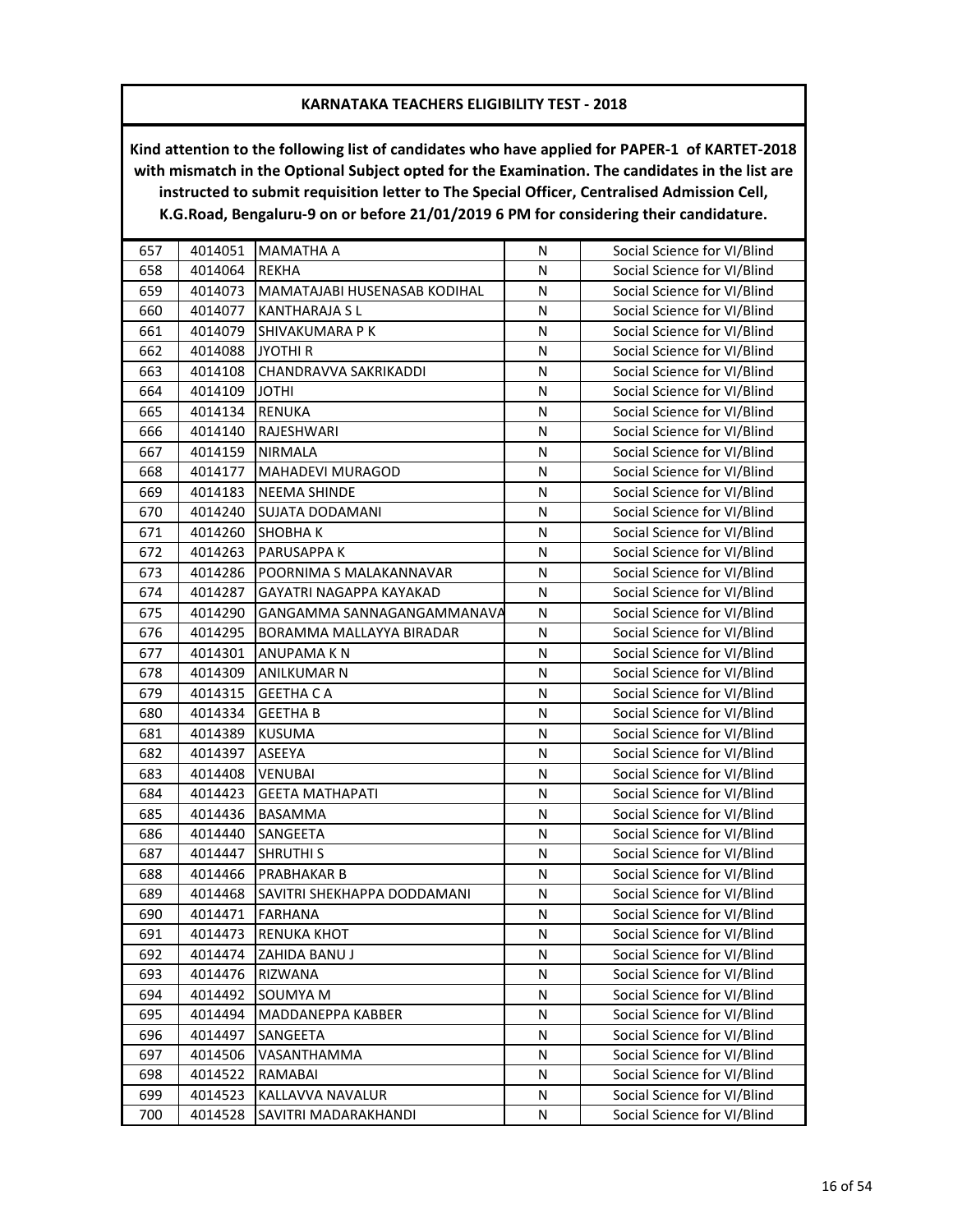**KARNATAKA TEACHERS ELIGIBILITY TEST - 2018**

**Kind attention to the following list of candidates who have applied for PAPER-1 of KARTET-2018 with mismatch in the Optional Subject opted for the Examination. The candidates in the list are instructed to submit requisition letter to The Special Officer, Centralised Admission Cell, K.G.Road, Bengaluru-9 on or before 21/01/2019 6 PM for considering their candidature.**

| | | | | |
|---|---|---|---|---|
| 657 | 4014051 | MAMATHA A | N | Social Science for VI/Blind |
| 658 | 4014064 | REKHA | N | Social Science for VI/Blind |
| 659 | 4014073 | MAMATAJABI HUSENASAB KODIHAL | N | Social Science for VI/Blind |
| 660 | 4014077 | KANTHARAJA S L | N | Social Science for VI/Blind |
| 661 | 4014079 | SHIVAKUMARA P K | N | Social Science for VI/Blind |
| 662 | 4014088 | JYOTHI R | N | Social Science for VI/Blind |
| 663 | 4014108 | CHANDRAVVA SAKRIKADDI | N | Social Science for VI/Blind |
| 664 | 4014109 | JOTHI | N | Social Science for VI/Blind |
| 665 | 4014134 | RENUKA | N | Social Science for VI/Blind |
| 666 | 4014140 | RAJESHWARI | N | Social Science for VI/Blind |
| 667 | 4014159 | NIRMALA | N | Social Science for VI/Blind |
| 668 | 4014177 | MAHADEVI MURAGOD | N | Social Science for VI/Blind |
| 669 | 4014183 | NEEMA SHINDE | N | Social Science for VI/Blind |
| 670 | 4014240 | SUJATA DODAMANI | N | Social Science for VI/Blind |
| 671 | 4014260 | SHOBHA K | N | Social Science for VI/Blind |
| 672 | 4014263 | PARUSAPPA K | N | Social Science for VI/Blind |
| 673 | 4014286 | POORNIMA S MALAKANNAVAR | N | Social Science for VI/Blind |
| 674 | 4014287 | GAYATRI NAGAPPA KAYAKAD | N | Social Science for VI/Blind |
| 675 | 4014290 | GANGAMMA SANNAGANGAMMANAVA | N | Social Science for VI/Blind |
| 676 | 4014295 | BORAMMA MALLAYYA BIRADAR | N | Social Science for VI/Blind |
| 677 | 4014301 | ANUPAMA K N | N | Social Science for VI/Blind |
| 678 | 4014309 | ANILKUMAR N | N | Social Science for VI/Blind |
| 679 | 4014315 | GEETHA C A | N | Social Science for VI/Blind |
| 680 | 4014334 | GEETHA B | N | Social Science for VI/Blind |
| 681 | 4014389 | KUSUMA | N | Social Science for VI/Blind |
| 682 | 4014397 | ASEEYA | N | Social Science for VI/Blind |
| 683 | 4014408 | VENUBAI | N | Social Science for VI/Blind |
| 684 | 4014423 | GEETA MATHAPATI | N | Social Science for VI/Blind |
| 685 | 4014436 | BASAMMA | N | Social Science for VI/Blind |
| 686 | 4014440 | SANGEETA | N | Social Science for VI/Blind |
| 687 | 4014447 | SHRUTHI S | N | Social Science for VI/Blind |
| 688 | 4014466 | PRABHAKAR B | N | Social Science for VI/Blind |
| 689 | 4014468 | SAVITRI SHEKHAPPA DODDAMANI | N | Social Science for VI/Blind |
| 690 | 4014471 | FARHANA | N | Social Science for VI/Blind |
| 691 | 4014473 | RENUKA KHOT | N | Social Science for VI/Blind |
| 692 | 4014474 | ZAHIDA BANU J | N | Social Science for VI/Blind |
| 693 | 4014476 | RIZWANA | N | Social Science for VI/Blind |
| 694 | 4014492 | SOUMYA M | N | Social Science for VI/Blind |
| 695 | 4014494 | MADDANEPPA KABBER | N | Social Science for VI/Blind |
| 696 | 4014497 | SANGEETA | N | Social Science for VI/Blind |
| 697 | 4014506 | VASANTHAMMA | N | Social Science for VI/Blind |
| 698 | 4014522 | RAMABAI | N | Social Science for VI/Blind |
| 699 | 4014523 | KALLAVVA NAVALUR | N | Social Science for VI/Blind |
| 700 | 4014528 | SAVITRI MADARAKHANDI | N | Social Science for VI/Blind |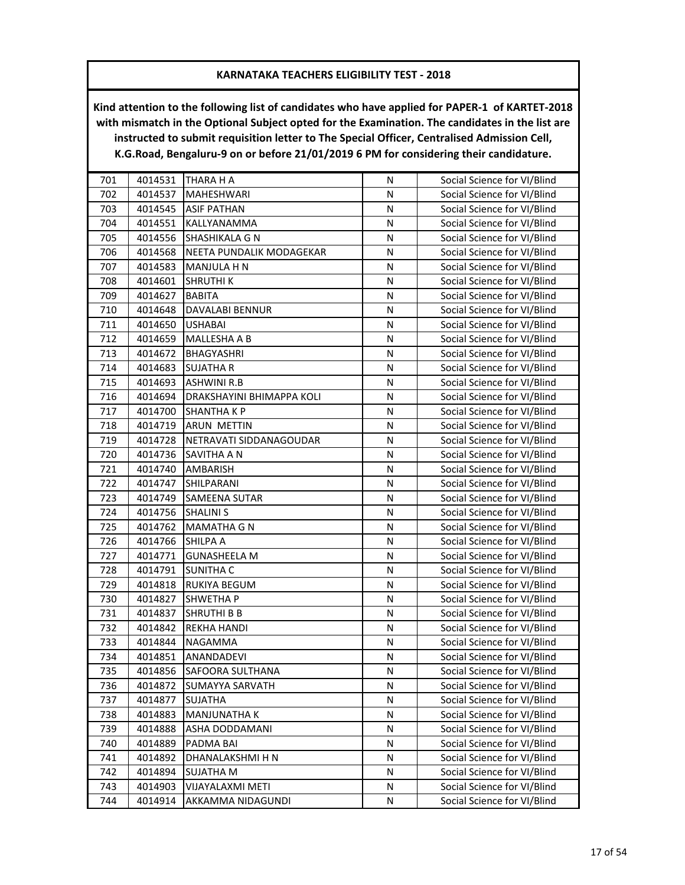**KARNATAKA TEACHERS ELIGIBILITY TEST - 2018**

**Kind attention to the following list of candidates who have applied for PAPER-1 of KARTET-2018 with mismatch in the Optional Subject opted for the Examination. The candidates in the list are instructed to submit requisition letter to The Special Officer, Centralised Admission Cell, K.G.Road, Bengaluru-9 on or before 21/01/2019 6 PM for considering their candidature.**

| | | | | |
|---|---|---|---|---|
| 701 | 4014531 | THARA H A | N | Social Science for VI/Blind |
| 702 | 4014537 | MAHESHWARI | N | Social Science for VI/Blind |
| 703 | 4014545 | ASIF PATHAN | N | Social Science for VI/Blind |
| 704 | 4014551 | KALLYANAMMA | N | Social Science for VI/Blind |
| 705 | 4014556 | SHASHIKALA G N | N | Social Science for VI/Blind |
| 706 | 4014568 | NEETA PUNDALIK MODAGEKAR | N | Social Science for VI/Blind |
| 707 | 4014583 | MANJULA H N | N | Social Science for VI/Blind |
| 708 | 4014601 | SHRUTHI K | N | Social Science for VI/Blind |
| 709 | 4014627 | BABITA | N | Social Science for VI/Blind |
| 710 | 4014648 | DAVALABI BENNUR | N | Social Science for VI/Blind |
| 711 | 4014650 | USHABAI | N | Social Science for VI/Blind |
| 712 | 4014659 | MALLESHA A B | N | Social Science for VI/Blind |
| 713 | 4014672 | BHAGYASHRI | N | Social Science for VI/Blind |
| 714 | 4014683 | SUJATHA R | N | Social Science for VI/Blind |
| 715 | 4014693 | ASHWINI R.B | N | Social Science for VI/Blind |
| 716 | 4014694 | DRAKSHAYINI BHIMAPPA KOLI | N | Social Science for VI/Blind |
| 717 | 4014700 | SHANTHA K P | N | Social Science for VI/Blind |
| 718 | 4014719 | ARUN METTIN | N | Social Science for VI/Blind |
| 719 | 4014728 | NETRAVATI SIDDANAGOUDAR | N | Social Science for VI/Blind |
| 720 | 4014736 | SAVITHA A N | N | Social Science for VI/Blind |
| 721 | 4014740 | AMBARISH | N | Social Science for VI/Blind |
| 722 | 4014747 | SHILPARANI | N | Social Science for VI/Blind |
| 723 | 4014749 | SAMEENA SUTAR | N | Social Science for VI/Blind |
| 724 | 4014756 | SHALINI S | N | Social Science for VI/Blind |
| 725 | 4014762 | MAMATHA G N | N | Social Science for VI/Blind |
| 726 | 4014766 | SHILPA A | N | Social Science for VI/Blind |
| 727 | 4014771 | GUNASHEELA M | N | Social Science for VI/Blind |
| 728 | 4014791 | SUNITHA C | N | Social Science for VI/Blind |
| 729 | 4014818 | RUKIYA BEGUM | N | Social Science for VI/Blind |
| 730 | 4014827 | SHWETHA P | N | Social Science for VI/Blind |
| 731 | 4014837 | SHRUTHI B B | N | Social Science for VI/Blind |
| 732 | 4014842 | REKHA HANDI | N | Social Science for VI/Blind |
| 733 | 4014844 | NAGAMMA | N | Social Science for VI/Blind |
| 734 | 4014851 | ANANDADEVI | N | Social Science for VI/Blind |
| 735 | 4014856 | SAFOORA SULTHANA | N | Social Science for VI/Blind |
| 736 | 4014872 | SUMAYYA SARVATH | N | Social Science for VI/Blind |
| 737 | 4014877 | SUJATHA | N | Social Science for VI/Blind |
| 738 | 4014883 | MANJUNATHA K | N | Social Science for VI/Blind |
| 739 | 4014888 | ASHA DODDAMANI | N | Social Science for VI/Blind |
| 740 | 4014889 | PADMA BAI | N | Social Science for VI/Blind |
| 741 | 4014892 | DHANALAKSHMI H N | N | Social Science for VI/Blind |
| 742 | 4014894 | SUJATHA M | N | Social Science for VI/Blind |
| 743 | 4014903 | VIJAYALAXMI METI | N | Social Science for VI/Blind |
| 744 | 4014914 | AKKAMMA NIDAGUNDI | N | Social Science for VI/Blind |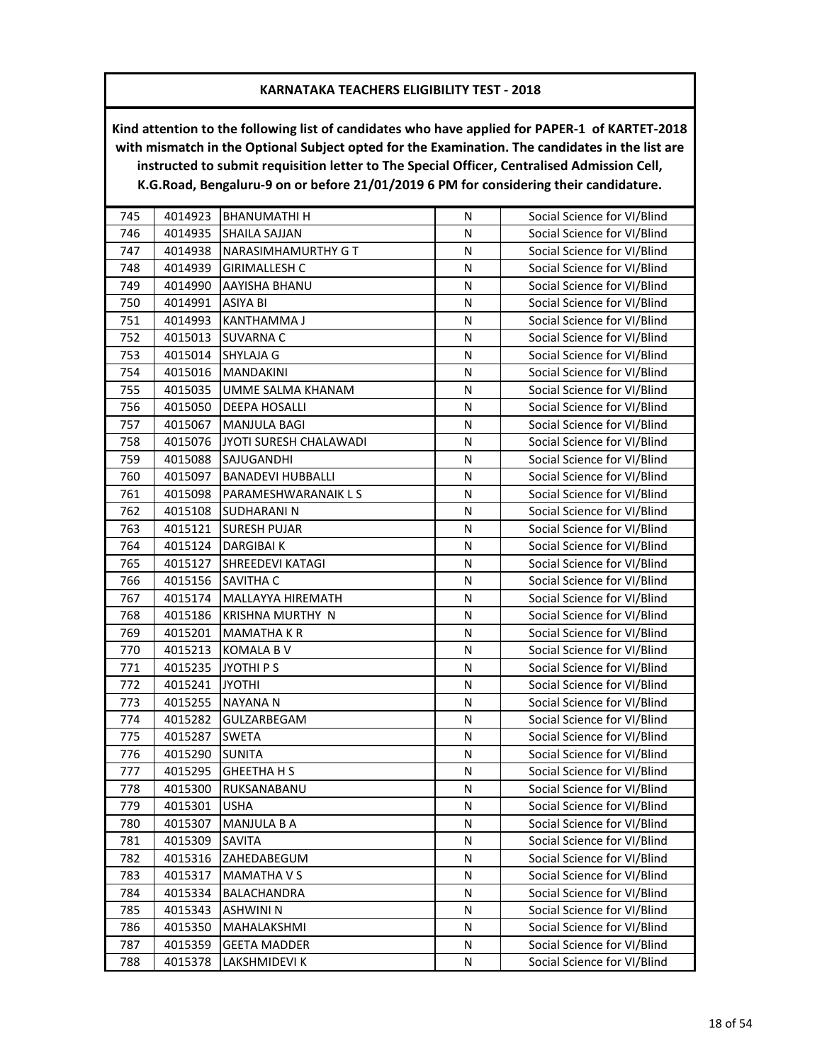## KARNATAKA TEACHERS ELIGIBILITY TEST - 2018

**Kind attention to the following list of candidates who have applied for PAPER-1 of KARTET-2018 with mismatch in the Optional Subject opted for the Examination. The candidates in the list are instructed to submit requisition letter to The Special Officer, Centralised Admission Cell, K.G.Road, Bengaluru-9 on or before 21/01/2019 6 PM for considering their candidature.**

| | | | | |
|---|---|---|---|---|
| 745 | 4014923 | BHANUMATHI H | N | Social Science for VI/Blind |
| 746 | 4014935 | SHAILA SAJJAN | N | Social Science for VI/Blind |
| 747 | 4014938 | NARASIMHAMURTHY G T | N | Social Science for VI/Blind |
| 748 | 4014939 | GIRIMALLESH C | N | Social Science for VI/Blind |
| 749 | 4014990 | AAYISHA BHANU | N | Social Science for VI/Blind |
| 750 | 4014991 | ASIYA BI | N | Social Science for VI/Blind |
| 751 | 4014993 | KANTHAMMA J | N | Social Science for VI/Blind |
| 752 | 4015013 | SUVARNA C | N | Social Science for VI/Blind |
| 753 | 4015014 | SHYLAJA G | N | Social Science for VI/Blind |
| 754 | 4015016 | MANDAKINI | N | Social Science for VI/Blind |
| 755 | 4015035 | UMME SALMA KHANAM | N | Social Science for VI/Blind |
| 756 | 4015050 | DEEPA HOSALLI | N | Social Science for VI/Blind |
| 757 | 4015067 | MANJULA BAGI | N | Social Science for VI/Blind |
| 758 | 4015076 | JYOTI SURESH CHALAWADI | N | Social Science for VI/Blind |
| 759 | 4015088 | SAJUGANDHI | N | Social Science for VI/Blind |
| 760 | 4015097 | BANADEVI HUBBALLI | N | Social Science for VI/Blind |
| 761 | 4015098 | PARAMESHWARANAIK L S | N | Social Science for VI/Blind |
| 762 | 4015108 | SUDHARANI N | N | Social Science for VI/Blind |
| 763 | 4015121 | SURESH PUJAR | N | Social Science for VI/Blind |
| 764 | 4015124 | DARGIBAI K | N | Social Science for VI/Blind |
| 765 | 4015127 | SHREEDEVI KATAGI | N | Social Science for VI/Blind |
| 766 | 4015156 | SAVITHA C | N | Social Science for VI/Blind |
| 767 | 4015174 | MALLAYYA HIREMATH | N | Social Science for VI/Blind |
| 768 | 4015186 | KRISHNA MURTHY N | N | Social Science for VI/Blind |
| 769 | 4015201 | MAMATHA K R | N | Social Science for VI/Blind |
| 770 | 4015213 | KOMALA B V | N | Social Science for VI/Blind |
| 771 | 4015235 | JYOTHI P S | N | Social Science for VI/Blind |
| 772 | 4015241 | JYOTHI | N | Social Science for VI/Blind |
| 773 | 4015255 | NAYANA N | N | Social Science for VI/Blind |
| 774 | 4015282 | GULZARBEGAM | N | Social Science for VI/Blind |
| 775 | 4015287 | SWETA | N | Social Science for VI/Blind |
| 776 | 4015290 | SUNITA | N | Social Science for VI/Blind |
| 777 | 4015295 | GHEETHA H S | N | Social Science for VI/Blind |
| 778 | 4015300 | RUKSANABANU | N | Social Science for VI/Blind |
| 779 | 4015301 | USHA | N | Social Science for VI/Blind |
| 780 | 4015307 | MANJULA B A | N | Social Science for VI/Blind |
| 781 | 4015309 | SAVITA | N | Social Science for VI/Blind |
| 782 | 4015316 | ZAHEDABEGUM | N | Social Science for VI/Blind |
| 783 | 4015317 | MAMATHA V S | N | Social Science for VI/Blind |
| 784 | 4015334 | BALACHANDRA | N | Social Science for VI/Blind |
| 785 | 4015343 | ASHWINI N | N | Social Science for VI/Blind |
| 786 | 4015350 | MAHALAKSHMI | N | Social Science for VI/Blind |
| 787 | 4015359 | GEETA MADDER | N | Social Science for VI/Blind |
| 788 | 4015378 | LAKSHMIDEVI K | N | Social Science for VI/Blind |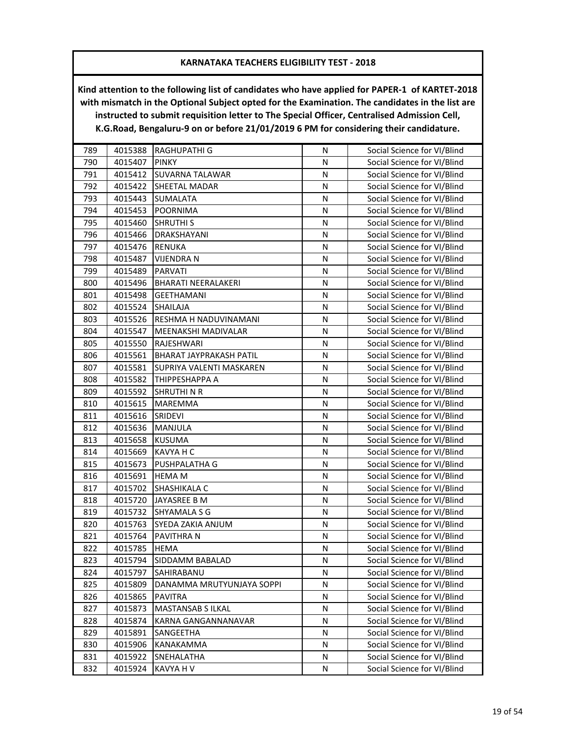## KARNATAKA TEACHERS ELIGIBILITY TEST - 2018

**Kind attention to the following list of candidates who have applied for PAPER-1 of KARTET-2018 with mismatch in the Optional Subject opted for the Examination. The candidates in the list are instructed to submit requisition letter to The Special Officer, Centralised Admission Cell, K.G.Road, Bengaluru-9 on or before 21/01/2019 6 PM for considering their candidature.**

| | | | | |
|---|---|---|---|---|
| 789 | 4015388 | RAGHUPATHI G | N | Social Science for VI/Blind |
| 790 | 4015407 | PINKY | N | Social Science for VI/Blind |
| 791 | 4015412 | SUVARNA TALAWAR | N | Social Science for VI/Blind |
| 792 | 4015422 | SHEETAL MADAR | N | Social Science for VI/Blind |
| 793 | 4015443 | SUMALATA | N | Social Science for VI/Blind |
| 794 | 4015453 | POORNIMA | N | Social Science for VI/Blind |
| 795 | 4015460 | SHRUTHI S | N | Social Science for VI/Blind |
| 796 | 4015466 | DRAKSHAYANI | N | Social Science for VI/Blind |
| 797 | 4015476 | RENUKA | N | Social Science for VI/Blind |
| 798 | 4015487 | VIJENDRA N | N | Social Science for VI/Blind |
| 799 | 4015489 | PARVATI | N | Social Science for VI/Blind |
| 800 | 4015496 | BHARATI NEERALAKERI | N | Social Science for VI/Blind |
| 801 | 4015498 | GEETHAMANI | N | Social Science for VI/Blind |
| 802 | 4015524 | SHAILAJA | N | Social Science for VI/Blind |
| 803 | 4015526 | RESHMA H NADUVINAMANI | N | Social Science for VI/Blind |
| 804 | 4015547 | MEENAKSHI MADIVALAR | N | Social Science for VI/Blind |
| 805 | 4015550 | RAJESHWARI | N | Social Science for VI/Blind |
| 806 | 4015561 | BHARAT JAYPRAKASH PATIL | N | Social Science for VI/Blind |
| 807 | 4015581 | SUPRIYA VALENTI MASKAREN | N | Social Science for VI/Blind |
| 808 | 4015582 | THIPPESHAPPA A | N | Social Science for VI/Blind |
| 809 | 4015592 | SHRUTHI N R | N | Social Science for VI/Blind |
| 810 | 4015615 | MAREMMA | N | Social Science for VI/Blind |
| 811 | 4015616 | SRIDEVI | N | Social Science for VI/Blind |
| 812 | 4015636 | MANJULA | N | Social Science for VI/Blind |
| 813 | 4015658 | KUSUMA | N | Social Science for VI/Blind |
| 814 | 4015669 | KAVYA H C | N | Social Science for VI/Blind |
| 815 | 4015673 | PUSHPALATHA G | N | Social Science for VI/Blind |
| 816 | 4015691 | HEMA M | N | Social Science for VI/Blind |
| 817 | 4015702 | SHASHIKALA C | N | Social Science for VI/Blind |
| 818 | 4015720 | JAYASREE B M | N | Social Science for VI/Blind |
| 819 | 4015732 | SHYAMALA S G | N | Social Science for VI/Blind |
| 820 | 4015763 | SYEDA ZAKIA ANJUM | N | Social Science for VI/Blind |
| 821 | 4015764 | PAVITHRA N | N | Social Science for VI/Blind |
| 822 | 4015785 | HEMA | N | Social Science for VI/Blind |
| 823 | 4015794 | SIDDAMM BABALAD | N | Social Science for VI/Blind |
| 824 | 4015797 | SAHIRABANU | N | Social Science for VI/Blind |
| 825 | 4015809 | DANAMMA MRUTYUNJAYA SOPPI | N | Social Science for VI/Blind |
| 826 | 4015865 | PAVITRA | N | Social Science for VI/Blind |
| 827 | 4015873 | MASTANSAB S ILKAL | N | Social Science for VI/Blind |
| 828 | 4015874 | KARNA GANGANNANAVAR | N | Social Science for VI/Blind |
| 829 | 4015891 | SANGEETHA | N | Social Science for VI/Blind |
| 830 | 4015906 | KANAKAMMA | N | Social Science for VI/Blind |
| 831 | 4015922 | SNEHALATHA | N | Social Science for VI/Blind |
| 832 | 4015924 | KAVYA H V | N | Social Science for VI/Blind |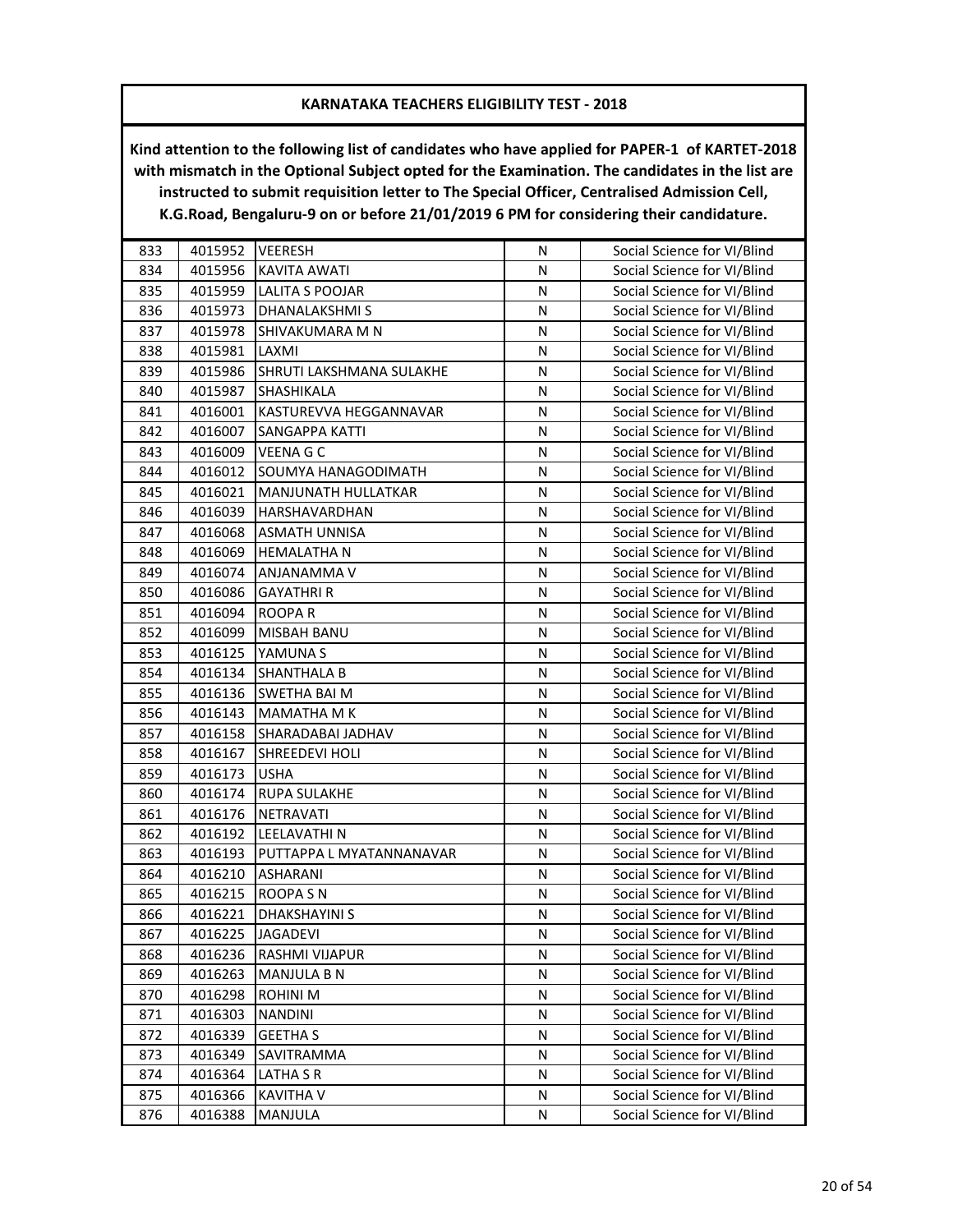## KARNATAKA TEACHERS ELIGIBILITY TEST - 2018

**Kind attention to the following list of candidates who have applied for PAPER-1 of KARTET-2018 with mismatch in the Optional Subject opted for the Examination. The candidates in the list are instructed to submit requisition letter to The Special Officer, Centralised Admission Cell, K.G.Road, Bengaluru-9 on or before 21/01/2019 6 PM for considering their candidature.**

| | | | | |
|---|---|---|---|---|
| 833 | 4015952 | VEERESH | N | Social Science for VI/Blind |
| 834 | 4015956 | KAVITA AWATI | N | Social Science for VI/Blind |
| 835 | 4015959 | LALITA S POOJAR | N | Social Science for VI/Blind |
| 836 | 4015973 | DHANALAKSHMI S | N | Social Science for VI/Blind |
| 837 | 4015978 | SHIVAKUMARA M N | N | Social Science for VI/Blind |
| 838 | 4015981 | LAXMI | N | Social Science for VI/Blind |
| 839 | 4015986 | SHRUTI LAKSHMANA SULAKHE | N | Social Science for VI/Blind |
| 840 | 4015987 | SHASHIKALA | N | Social Science for VI/Blind |
| 841 | 4016001 | KASTUREVVA HEGGANNAVAR | N | Social Science for VI/Blind |
| 842 | 4016007 | SANGAPPA KATTI | N | Social Science for VI/Blind |
| 843 | 4016009 | VEENA G C | N | Social Science for VI/Blind |
| 844 | 4016012 | SOUMYA HANAGODIMATH | N | Social Science for VI/Blind |
| 845 | 4016021 | MANJUNATH HULLATKAR | N | Social Science for VI/Blind |
| 846 | 4016039 | HARSHAVARDHAN | N | Social Science for VI/Blind |
| 847 | 4016068 | ASMATH UNNISA | N | Social Science for VI/Blind |
| 848 | 4016069 | HEMALATHA N | N | Social Science for VI/Blind |
| 849 | 4016074 | ANJANAMMA V | N | Social Science for VI/Blind |
| 850 | 4016086 | GAYATHRI R | N | Social Science for VI/Blind |
| 851 | 4016094 | ROOPA R | N | Social Science for VI/Blind |
| 852 | 4016099 | MISBAH BANU | N | Social Science for VI/Blind |
| 853 | 4016125 | YAMUNA S | N | Social Science for VI/Blind |
| 854 | 4016134 | SHANTHALA B | N | Social Science for VI/Blind |
| 855 | 4016136 | SWETHA BAI M | N | Social Science for VI/Blind |
| 856 | 4016143 | MAMATHA M K | N | Social Science for VI/Blind |
| 857 | 4016158 | SHARADABAI JADHAV | N | Social Science for VI/Blind |
| 858 | 4016167 | SHREEDEVI HOLI | N | Social Science for VI/Blind |
| 859 | 4016173 | USHA | N | Social Science for VI/Blind |
| 860 | 4016174 | RUPA SULAKHE | N | Social Science for VI/Blind |
| 861 | 4016176 | NETRAVATI | N | Social Science for VI/Blind |
| 862 | 4016192 | LEELAVATHI N | N | Social Science for VI/Blind |
| 863 | 4016193 | PUTTAPPA L MYATANNANAVAR | N | Social Science for VI/Blind |
| 864 | 4016210 | ASHARANI | N | Social Science for VI/Blind |
| 865 | 4016215 | ROOPA S N | N | Social Science for VI/Blind |
| 866 | 4016221 | DHAKSHAYINI S | N | Social Science for VI/Blind |
| 867 | 4016225 | JAGADEVI | N | Social Science for VI/Blind |
| 868 | 4016236 | RASHMI VIJAPUR | N | Social Science for VI/Blind |
| 869 | 4016263 | MANJULA B N | N | Social Science for VI/Blind |
| 870 | 4016298 | ROHINI M | N | Social Science for VI/Blind |
| 871 | 4016303 | NANDINI | N | Social Science for VI/Blind |
| 872 | 4016339 | GEETHA S | N | Social Science for VI/Blind |
| 873 | 4016349 | SAVITRAMMA | N | Social Science for VI/Blind |
| 874 | 4016364 | LATHA S R | N | Social Science for VI/Blind |
| 875 | 4016366 | KAVITHA V | N | Social Science for VI/Blind |
| 876 | 4016388 | MANJULA | N | Social Science for VI/Blind |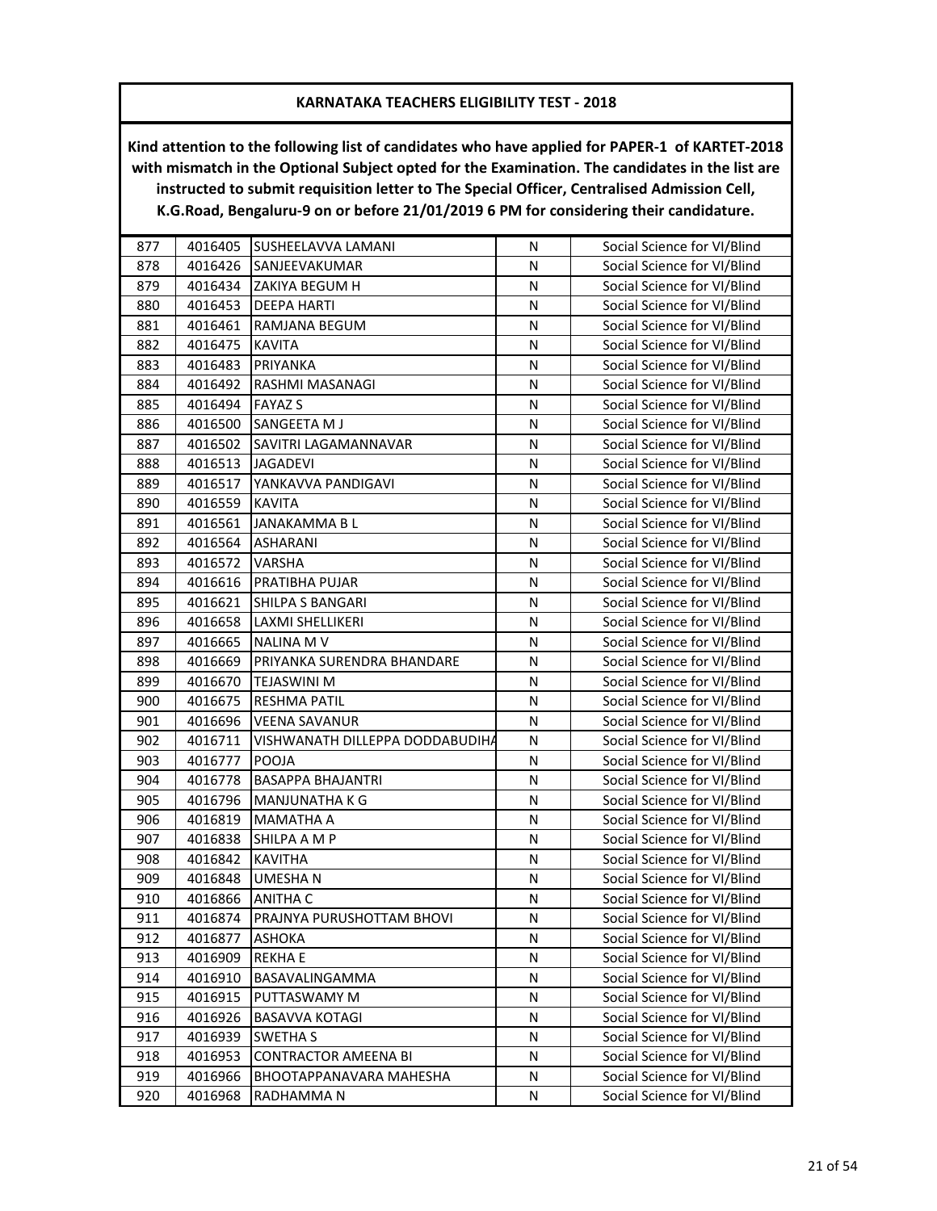## KARNATAKA TEACHERS ELIGIBILITY TEST - 2018

**Kind attention to the following list of candidates who have applied for PAPER-1 of KARTET-2018 with mismatch in the Optional Subject opted for the Examination. The candidates in the list are instructed to submit requisition letter to The Special Officer, Centralised Admission Cell, K.G.Road, Bengaluru-9 on or before 21/01/2019 6 PM for considering their candidature.**

| | | | | |
|---|---|---|---|---|
| 877 | 4016405 | SUSHEELAVVA LAMANI | N | Social Science for VI/Blind |
| 878 | 4016426 | SANJEEVAKUMAR | N | Social Science for VI/Blind |
| 879 | 4016434 | ZAKIYA BEGUM H | N | Social Science for VI/Blind |
| 880 | 4016453 | DEEPA HARTI | N | Social Science for VI/Blind |
| 881 | 4016461 | RAMJANA BEGUM | N | Social Science for VI/Blind |
| 882 | 4016475 | KAVITA | N | Social Science for VI/Blind |
| 883 | 4016483 | PRIYANKA | N | Social Science for VI/Blind |
| 884 | 4016492 | RASHMI MASANAGI | N | Social Science for VI/Blind |
| 885 | 4016494 | FAYAZ S | N | Social Science for VI/Blind |
| 886 | 4016500 | SANGEETA M J | N | Social Science for VI/Blind |
| 887 | 4016502 | SAVITRI LAGAMANNAVAR | N | Social Science for VI/Blind |
| 888 | 4016513 | JAGADEVI | N | Social Science for VI/Blind |
| 889 | 4016517 | YANKAVVA PANDIGAVI | N | Social Science for VI/Blind |
| 890 | 4016559 | KAVITA | N | Social Science for VI/Blind |
| 891 | 4016561 | JANAKAMMA B L | N | Social Science for VI/Blind |
| 892 | 4016564 | ASHARANI | N | Social Science for VI/Blind |
| 893 | 4016572 | VARSHA | N | Social Science for VI/Blind |
| 894 | 4016616 | PRATIBHA PUJAR | N | Social Science for VI/Blind |
| 895 | 4016621 | SHILPA S BANGARI | N | Social Science for VI/Blind |
| 896 | 4016658 | LAXMI SHELLIKERI | N | Social Science for VI/Blind |
| 897 | 4016665 | NALINA M V | N | Social Science for VI/Blind |
| 898 | 4016669 | PRIYANKA SURENDRA BHANDARE | N | Social Science for VI/Blind |
| 899 | 4016670 | TEJASWINI M | N | Social Science for VI/Blind |
| 900 | 4016675 | RESHMA PATIL | N | Social Science for VI/Blind |
| 901 | 4016696 | VEENA SAVANUR | N | Social Science for VI/Blind |
| 902 | 4016711 | VISHWANATH DILLEPPA DODDABUDIHA | N | Social Science for VI/Blind |
| 903 | 4016777 | POOJA | N | Social Science for VI/Blind |
| 904 | 4016778 | BASAPPA BHAJANTRI | N | Social Science for VI/Blind |
| 905 | 4016796 | MANJUNATHA K G | N | Social Science for VI/Blind |
| 906 | 4016819 | MAMATHA A | N | Social Science for VI/Blind |
| 907 | 4016838 | SHILPA A M P | N | Social Science for VI/Blind |
| 908 | 4016842 | KAVITHA | N | Social Science for VI/Blind |
| 909 | 4016848 | UMESHA N | N | Social Science for VI/Blind |
| 910 | 4016866 | ANITHA C | N | Social Science for VI/Blind |
| 911 | 4016874 | PRAJNYA PURUSHOTTAM BHOVI | N | Social Science for VI/Blind |
| 912 | 4016877 | ASHOKA | N | Social Science for VI/Blind |
| 913 | 4016909 | REKHA E | N | Social Science for VI/Blind |
| 914 | 4016910 | BASAVALINGAMMA | N | Social Science for VI/Blind |
| 915 | 4016915 | PUTTASWAMY M | N | Social Science for VI/Blind |
| 916 | 4016926 | BASAVVA KOTAGI | N | Social Science for VI/Blind |
| 917 | 4016939 | SWETHA S | N | Social Science for VI/Blind |
| 918 | 4016953 | CONTRACTOR AMEENA BI | N | Social Science for VI/Blind |
| 919 | 4016966 | BHOOTAPPANAVARA MAHESHA | N | Social Science for VI/Blind |
| 920 | 4016968 | RADHAMMA N | N | Social Science for VI/Blind |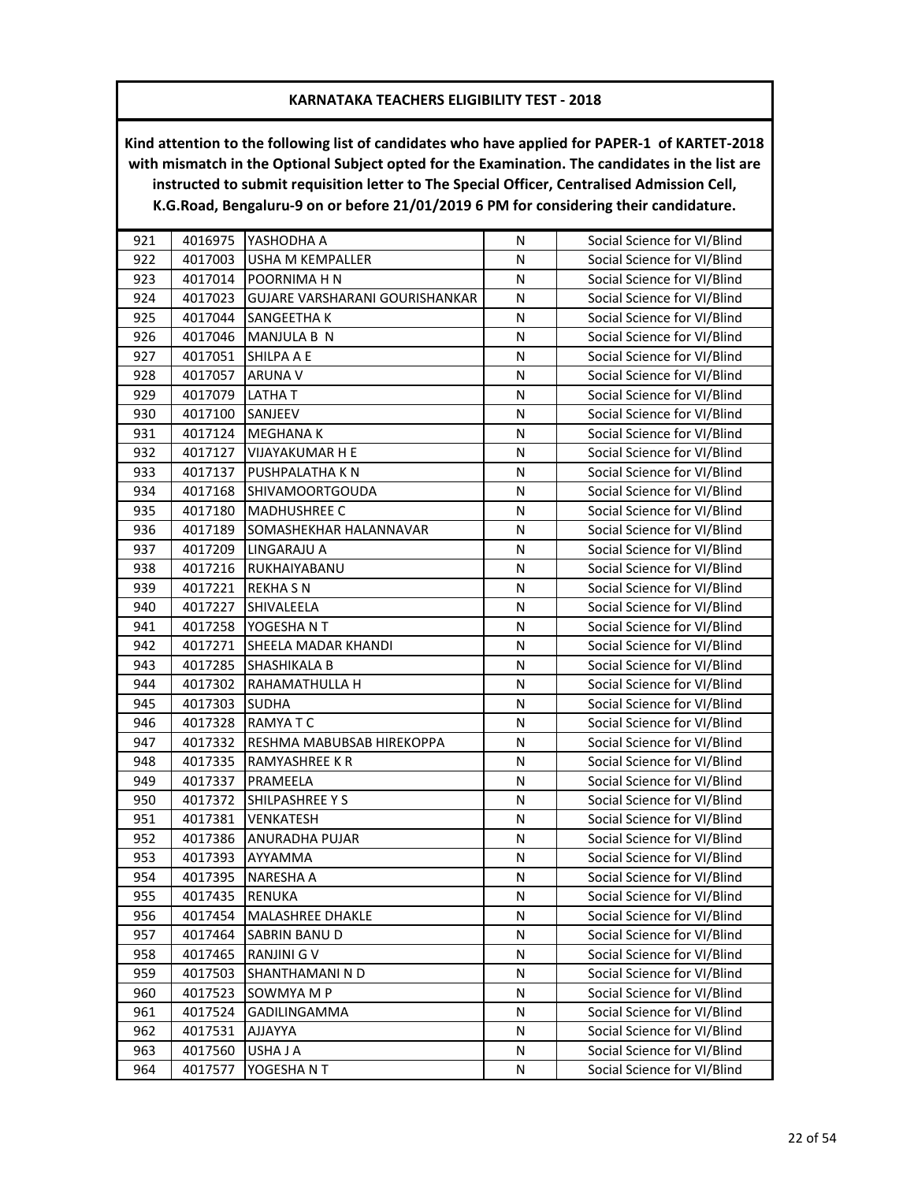## KARNATAKA TEACHERS ELIGIBILITY TEST - 2018

**Kind attention to the following list of candidates who have applied for PAPER-1 of KARTET-2018 with mismatch in the Optional Subject opted for the Examination. The candidates in the list are instructed to submit requisition letter to The Special Officer, Centralised Admission Cell, K.G.Road, Bengaluru-9 on or before 21/01/2019 6 PM for considering their candidature.**

| | | | | |
|---|---|---|---|---|
| 921 | 4016975 | YASHODHA A | N | Social Science for VI/Blind |
| 922 | 4017003 | USHA M KEMPALLER | N | Social Science for VI/Blind |
| 923 | 4017014 | POORNIMA H N | N | Social Science for VI/Blind |
| 924 | 4017023 | GUJARE VARSHARANI GOURISHANKAR | N | Social Science for VI/Blind |
| 925 | 4017044 | SANGEETHA K | N | Social Science for VI/Blind |
| 926 | 4017046 | MANJULA B N | N | Social Science for VI/Blind |
| 927 | 4017051 | SHILPA A E | N | Social Science for VI/Blind |
| 928 | 4017057 | ARUNA V | N | Social Science for VI/Blind |
| 929 | 4017079 | LATHA T | N | Social Science for VI/Blind |
| 930 | 4017100 | SANJEEV | N | Social Science for VI/Blind |
| 931 | 4017124 | MEGHANA K | N | Social Science for VI/Blind |
| 932 | 4017127 | VIJAYAKUMAR H E | N | Social Science for VI/Blind |
| 933 | 4017137 | PUSHPALATHA K N | N | Social Science for VI/Blind |
| 934 | 4017168 | SHIVAMOORTGOUDA | N | Social Science for VI/Blind |
| 935 | 4017180 | MADHUSHREE C | N | Social Science for VI/Blind |
| 936 | 4017189 | SOMASHEKHAR HALANNAVAR | N | Social Science for VI/Blind |
| 937 | 4017209 | LINGARAJU A | N | Social Science for VI/Blind |
| 938 | 4017216 | RUKHAIYABANU | N | Social Science for VI/Blind |
| 939 | 4017221 | REKHA S N | N | Social Science for VI/Blind |
| 940 | 4017227 | SHIVALEELA | N | Social Science for VI/Blind |
| 941 | 4017258 | YOGESHA N T | N | Social Science for VI/Blind |
| 942 | 4017271 | SHEELA MADAR KHANDI | N | Social Science for VI/Blind |
| 943 | 4017285 | SHASHIKALA B | N | Social Science for VI/Blind |
| 944 | 4017302 | RAHAMATHULLA H | N | Social Science for VI/Blind |
| 945 | 4017303 | SUDHA | N | Social Science for VI/Blind |
| 946 | 4017328 | RAMYA T C | N | Social Science for VI/Blind |
| 947 | 4017332 | RESHMA MABUBSAB HIREKOPPA | N | Social Science for VI/Blind |
| 948 | 4017335 | RAMYASHREE K R | N | Social Science for VI/Blind |
| 949 | 4017337 | PRAMEELA | N | Social Science for VI/Blind |
| 950 | 4017372 | SHILPASHREE Y S | N | Social Science for VI/Blind |
| 951 | 4017381 | VENKATESH | N | Social Science for VI/Blind |
| 952 | 4017386 | ANURADHA PUJAR | N | Social Science for VI/Blind |
| 953 | 4017393 | AYYAMMA | N | Social Science for VI/Blind |
| 954 | 4017395 | NARESHA A | N | Social Science for VI/Blind |
| 955 | 4017435 | RENUKA | N | Social Science for VI/Blind |
| 956 | 4017454 | MALASHREE DHAKLE | N | Social Science for VI/Blind |
| 957 | 4017464 | SABRIN BANU D | N | Social Science for VI/Blind |
| 958 | 4017465 | RANJINI G V | N | Social Science for VI/Blind |
| 959 | 4017503 | SHANTHAMANI N D | N | Social Science for VI/Blind |
| 960 | 4017523 | SOWMYA M P | N | Social Science for VI/Blind |
| 961 | 4017524 | GADILINGAMMA | N | Social Science for VI/Blind |
| 962 | 4017531 | AJJAYYA | N | Social Science for VI/Blind |
| 963 | 4017560 | USHA J A | N | Social Science for VI/Blind |
| 964 | 4017577 | YOGESHA N T | N | Social Science for VI/Blind |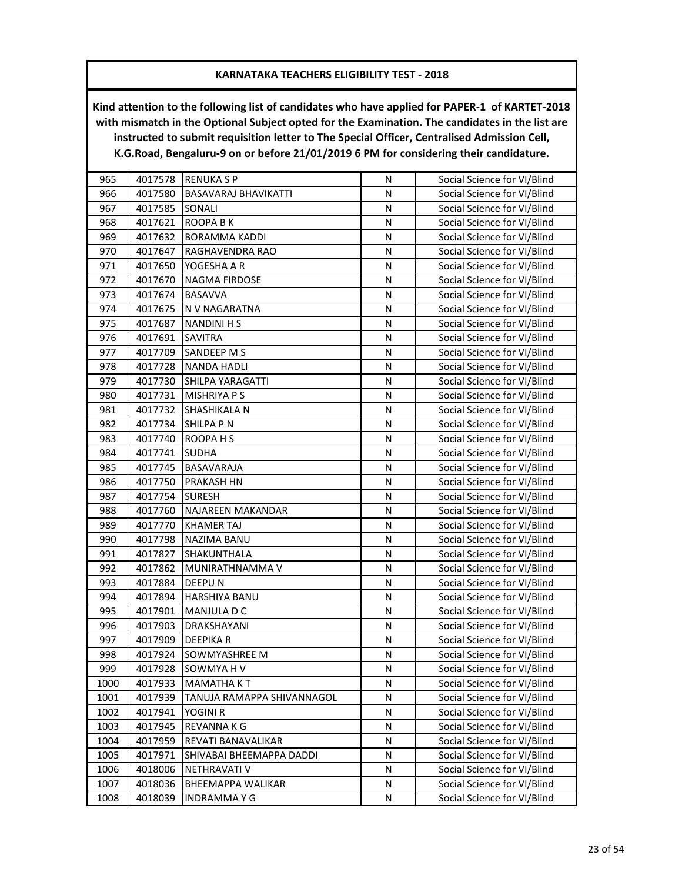## KARNATAKA TEACHERS ELIGIBILITY TEST - 2018

**Kind attention to the following list of candidates who have applied for PAPER-1 of KARTET-2018 with mismatch in the Optional Subject opted for the Examination. The candidates in the list are instructed to submit requisition letter to The Special Officer, Centralised Admission Cell, K.G.Road, Bengaluru-9 on or before 21/01/2019 6 PM for considering their candidature.**

| | | | | |
|---|---|---|---|---|
| 965 | 4017578 | RENUKA S P | N | Social Science for VI/Blind |
| 966 | 4017580 | BASAVARAJ BHAVIKATTI | N | Social Science for VI/Blind |
| 967 | 4017585 | SONALI | N | Social Science for VI/Blind |
| 968 | 4017621 | ROOPA B K | N | Social Science for VI/Blind |
| 969 | 4017632 | BORAMMA KADDI | N | Social Science for VI/Blind |
| 970 | 4017647 | RAGHAVENDRA RAO | N | Social Science for VI/Blind |
| 971 | 4017650 | YOGESHA A R | N | Social Science for VI/Blind |
| 972 | 4017670 | NAGMA FIRDOSE | N | Social Science for VI/Blind |
| 973 | 4017674 | BASAVVA | N | Social Science for VI/Blind |
| 974 | 4017675 | N V NAGARATNA | N | Social Science for VI/Blind |
| 975 | 4017687 | NANDINI H S | N | Social Science for VI/Blind |
| 976 | 4017691 | SAVITRA | N | Social Science for VI/Blind |
| 977 | 4017709 | SANDEEP M S | N | Social Science for VI/Blind |
| 978 | 4017728 | NANDA HADLI | N | Social Science for VI/Blind |
| 979 | 4017730 | SHILPA YARAGATTI | N | Social Science for VI/Blind |
| 980 | 4017731 | MISHRIYA P S | N | Social Science for VI/Blind |
| 981 | 4017732 | SHASHIKALA N | N | Social Science for VI/Blind |
| 982 | 4017734 | SHILPA P N | N | Social Science for VI/Blind |
| 983 | 4017740 | ROOPA H S | N | Social Science for VI/Blind |
| 984 | 4017741 | SUDHA | N | Social Science for VI/Blind |
| 985 | 4017745 | BASAVARAJA | N | Social Science for VI/Blind |
| 986 | 4017750 | PRAKASH HN | N | Social Science for VI/Blind |
| 987 | 4017754 | SURESH | N | Social Science for VI/Blind |
| 988 | 4017760 | NAJAREEN MAKANDAR | N | Social Science for VI/Blind |
| 989 | 4017770 | KHAMER TAJ | N | Social Science for VI/Blind |
| 990 | 4017798 | NAZIMA BANU | N | Social Science for VI/Blind |
| 991 | 4017827 | SHAKUNTHALA | N | Social Science for VI/Blind |
| 992 | 4017862 | MUNIRATHNAMMA V | N | Social Science for VI/Blind |
| 993 | 4017884 | DEEPU N | N | Social Science for VI/Blind |
| 994 | 4017894 | HARSHIYA BANU | N | Social Science for VI/Blind |
| 995 | 4017901 | MANJULA D C | N | Social Science for VI/Blind |
| 996 | 4017903 | DRAKSHAYANI | N | Social Science for VI/Blind |
| 997 | 4017909 | DEEPIKA R | N | Social Science for VI/Blind |
| 998 | 4017924 | SOWMYASHREE M | N | Social Science for VI/Blind |
| 999 | 4017928 | SOWMYA H V | N | Social Science for VI/Blind |
| 1000 | 4017933 | MAMATHA K T | N | Social Science for VI/Blind |
| 1001 | 4017939 | TANUJA RAMAPPA SHIVANNAGOL | N | Social Science for VI/Blind |
| 1002 | 4017941 | YOGINI R | N | Social Science for VI/Blind |
| 1003 | 4017945 | REVANNA K G | N | Social Science for VI/Blind |
| 1004 | 4017959 | REVATI BANAVALIKAR | N | Social Science for VI/Blind |
| 1005 | 4017971 | SHIVABAI BHEEMAPPA DADDI | N | Social Science for VI/Blind |
| 1006 | 4018006 | NETHRAVATI V | N | Social Science for VI/Blind |
| 1007 | 4018036 | BHEEMAPPA WALIKAR | N | Social Science for VI/Blind |
| 1008 | 4018039 | INDRAMMA Y G | N | Social Science for VI/Blind |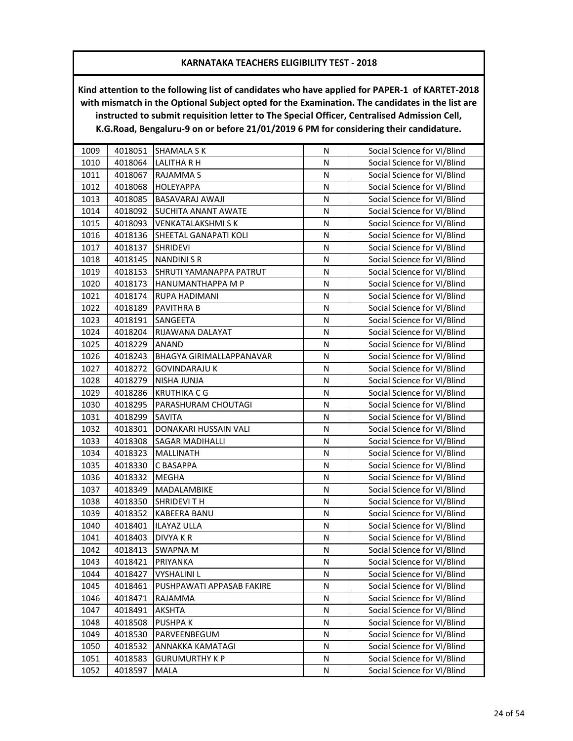**KARNATAKA TEACHERS ELIGIBILITY TEST - 2018**

**Kind attention to the following list of candidates who have applied for PAPER-1 of KARTET-2018 with mismatch in the Optional Subject opted for the Examination. The candidates in the list are instructed to submit requisition letter to The Special Officer, Centralised Admission Cell, K.G.Road, Bengaluru-9 on or before 21/01/2019 6 PM for considering their candidature.**

| | | | | |
|---|---|---|---|---|
| 1009 | 4018051 | SHAMALA S K | N | Social Science for VI/Blind |
| 1010 | 4018064 | LALITHA R H | N | Social Science for VI/Blind |
| 1011 | 4018067 | RAJAMMA S | N | Social Science for VI/Blind |
| 1012 | 4018068 | HOLEYAPPA | N | Social Science for VI/Blind |
| 1013 | 4018085 | BASAVARAJ AWAJI | N | Social Science for VI/Blind |
| 1014 | 4018092 | SUCHITA ANANT AWATE | N | Social Science for VI/Blind |
| 1015 | 4018093 | VENKATALAKSHMI S K | N | Social Science for VI/Blind |
| 1016 | 4018136 | SHEETAL GANAPATI KOLI | N | Social Science for VI/Blind |
| 1017 | 4018137 | SHRIDEVI | N | Social Science for VI/Blind |
| 1018 | 4018145 | NANDINI S R | N | Social Science for VI/Blind |
| 1019 | 4018153 | SHRUTI YAMANAPPA PATRUT | N | Social Science for VI/Blind |
| 1020 | 4018173 | HANUMANTHAPPA M P | N | Social Science for VI/Blind |
| 1021 | 4018174 | RUPA HADIMANI | N | Social Science for VI/Blind |
| 1022 | 4018189 | PAVITHRA B | N | Social Science for VI/Blind |
| 1023 | 4018191 | SANGEETA | N | Social Science for VI/Blind |
| 1024 | 4018204 | RIJAWANA DALAYAT | N | Social Science for VI/Blind |
| 1025 | 4018229 | ANAND | N | Social Science for VI/Blind |
| 1026 | 4018243 | BHAGYA GIRIMALLAPPANAVAR | N | Social Science for VI/Blind |
| 1027 | 4018272 | GOVINDARAJU K | N | Social Science for VI/Blind |
| 1028 | 4018279 | NISHA JUNJA | N | Social Science for VI/Blind |
| 1029 | 4018286 | KRUTHIKA C G | N | Social Science for VI/Blind |
| 1030 | 4018295 | PARASHURAM CHOUTAGI | N | Social Science for VI/Blind |
| 1031 | 4018299 | SAVITA | N | Social Science for VI/Blind |
| 1032 | 4018301 | DONAKARI HUSSAIN VALI | N | Social Science for VI/Blind |
| 1033 | 4018308 | SAGAR MADIHALLI | N | Social Science for VI/Blind |
| 1034 | 4018323 | MALLINATH | N | Social Science for VI/Blind |
| 1035 | 4018330 | C BASAPPA | N | Social Science for VI/Blind |
| 1036 | 4018332 | MEGHA | N | Social Science for VI/Blind |
| 1037 | 4018349 | MADALAMBIKE | N | Social Science for VI/Blind |
| 1038 | 4018350 | SHRIDEVI T H | N | Social Science for VI/Blind |
| 1039 | 4018352 | KABEERA BANU | N | Social Science for VI/Blind |
| 1040 | 4018401 | ILAYAZ ULLA | N | Social Science for VI/Blind |
| 1041 | 4018403 | DIVYA K R | N | Social Science for VI/Blind |
| 1042 | 4018413 | SWAPNA M | N | Social Science for VI/Blind |
| 1043 | 4018421 | PRIYANKA | N | Social Science for VI/Blind |
| 1044 | 4018427 | VYSHALINI L | N | Social Science for VI/Blind |
| 1045 | 4018461 | PUSHPAWATI APPASAB FAKIRE | N | Social Science for VI/Blind |
| 1046 | 4018471 | RAJAMMA | N | Social Science for VI/Blind |
| 1047 | 4018491 | AKSHTA | N | Social Science for VI/Blind |
| 1048 | 4018508 | PUSHPA K | N | Social Science for VI/Blind |
| 1049 | 4018530 | PARVEENBEGUM | N | Social Science for VI/Blind |
| 1050 | 4018532 | ANNAKKA KAMATAGI | N | Social Science for VI/Blind |
| 1051 | 4018583 | GURUMURTHY K P | N | Social Science for VI/Blind |
| 1052 | 4018597 | MALA | N | Social Science for VI/Blind |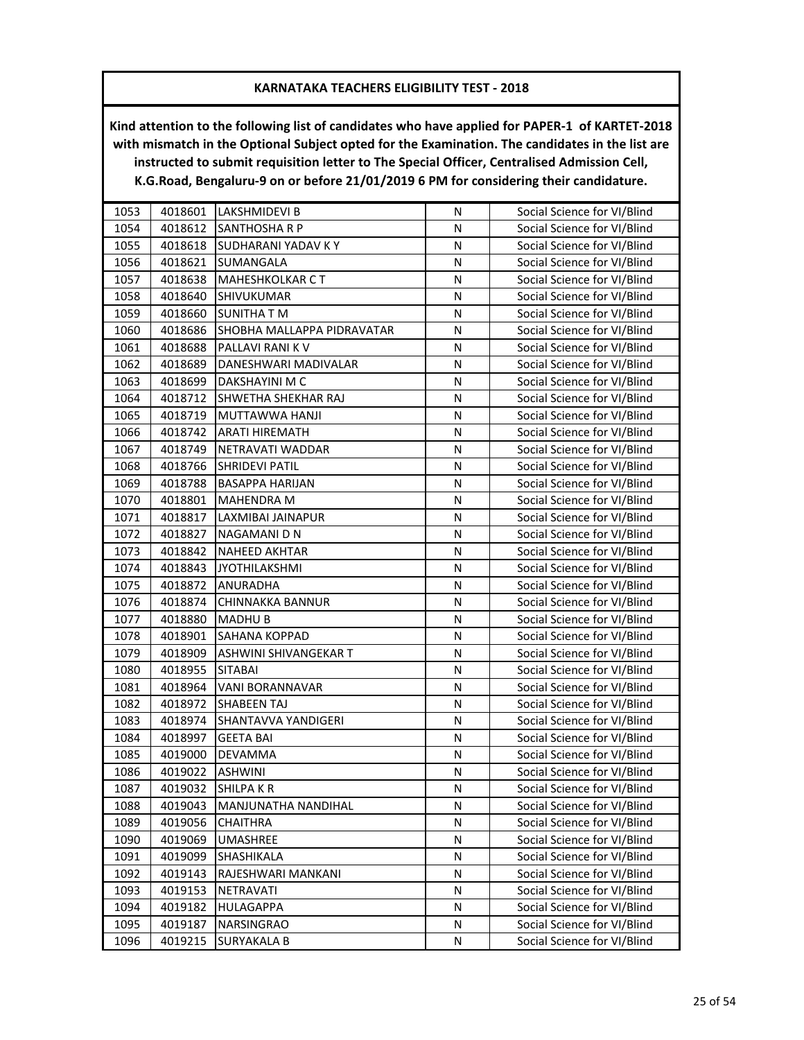## KARNATAKA TEACHERS ELIGIBILITY TEST - 2018

**Kind attention to the following list of candidates who have applied for PAPER-1 of KARTET-2018 with mismatch in the Optional Subject opted for the Examination. The candidates in the list are instructed to submit requisition letter to The Special Officer, Centralised Admission Cell, K.G.Road, Bengaluru-9 on or before 21/01/2019 6 PM for considering their candidature.**

| | | | | |
|---|---|---|---|---|
| 1053 | 4018601 | LAKSHMIDEVI B | N | Social Science for VI/Blind |
| 1054 | 4018612 | SANTHOSHA R P | N | Social Science for VI/Blind |
| 1055 | 4018618 | SUDHARANI YADAV K Y | N | Social Science for VI/Blind |
| 1056 | 4018621 | SUMANGALA | N | Social Science for VI/Blind |
| 1057 | 4018638 | MAHESHKOLKAR C T | N | Social Science for VI/Blind |
| 1058 | 4018640 | SHIVUKUMAR | N | Social Science for VI/Blind |
| 1059 | 4018660 | SUNITHA T M | N | Social Science for VI/Blind |
| 1060 | 4018686 | SHOBHA MALLAPPA PIDRAVATAR | N | Social Science for VI/Blind |
| 1061 | 4018688 | PALLAVI RANI K V | N | Social Science for VI/Blind |
| 1062 | 4018689 | DANESHWARI MADIVALAR | N | Social Science for VI/Blind |
| 1063 | 4018699 | DAKSHAYINI M C | N | Social Science for VI/Blind |
| 1064 | 4018712 | SHWETHA SHEKHAR RAJ | N | Social Science for VI/Blind |
| 1065 | 4018719 | MUTTAWWA HANJI | N | Social Science for VI/Blind |
| 1066 | 4018742 | ARATI HIREMATH | N | Social Science for VI/Blind |
| 1067 | 4018749 | NETRAVATI WADDAR | N | Social Science for VI/Blind |
| 1068 | 4018766 | SHRIDEVI PATIL | N | Social Science for VI/Blind |
| 1069 | 4018788 | BASAPPA HARIJAN | N | Social Science for VI/Blind |
| 1070 | 4018801 | MAHENDRA M | N | Social Science for VI/Blind |
| 1071 | 4018817 | LAXMIBAI JAINAPUR | N | Social Science for VI/Blind |
| 1072 | 4018827 | NAGAMANI D N | N | Social Science for VI/Blind |
| 1073 | 4018842 | NAHEED AKHTAR | N | Social Science for VI/Blind |
| 1074 | 4018843 | JYOTHILAKSHMI | N | Social Science for VI/Blind |
| 1075 | 4018872 | ANURADHA | N | Social Science for VI/Blind |
| 1076 | 4018874 | CHINNAKKA BANNUR | N | Social Science for VI/Blind |
| 1077 | 4018880 | MADHU B | N | Social Science for VI/Blind |
| 1078 | 4018901 | SAHANA KOPPAD | N | Social Science for VI/Blind |
| 1079 | 4018909 | ASHWINI SHIVANGEKAR T | N | Social Science for VI/Blind |
| 1080 | 4018955 | SITABAI | N | Social Science for VI/Blind |
| 1081 | 4018964 | VANI BORANNAVAR | N | Social Science for VI/Blind |
| 1082 | 4018972 | SHABEEN TAJ | N | Social Science for VI/Blind |
| 1083 | 4018974 | SHANTAVVA YANDIGERI | N | Social Science for VI/Blind |
| 1084 | 4018997 | GEETA BAI | N | Social Science for VI/Blind |
| 1085 | 4019000 | DEVAMMA | N | Social Science for VI/Blind |
| 1086 | 4019022 | ASHWINI | N | Social Science for VI/Blind |
| 1087 | 4019032 | SHILPA K R | N | Social Science for VI/Blind |
| 1088 | 4019043 | MANJUNATHA NANDIHAL | N | Social Science for VI/Blind |
| 1089 | 4019056 | CHAITHRA | N | Social Science for VI/Blind |
| 1090 | 4019069 | UMASHREE | N | Social Science for VI/Blind |
| 1091 | 4019099 | SHASHIKALA | N | Social Science for VI/Blind |
| 1092 | 4019143 | RAJESHWARI MANKANI | N | Social Science for VI/Blind |
| 1093 | 4019153 | NETRAVATI | N | Social Science for VI/Blind |
| 1094 | 4019182 | HULAGAPPA | N | Social Science for VI/Blind |
| 1095 | 4019187 | NARSINGRAO | N | Social Science for VI/Blind |
| 1096 | 4019215 | SURYAKALA B | N | Social Science for VI/Blind |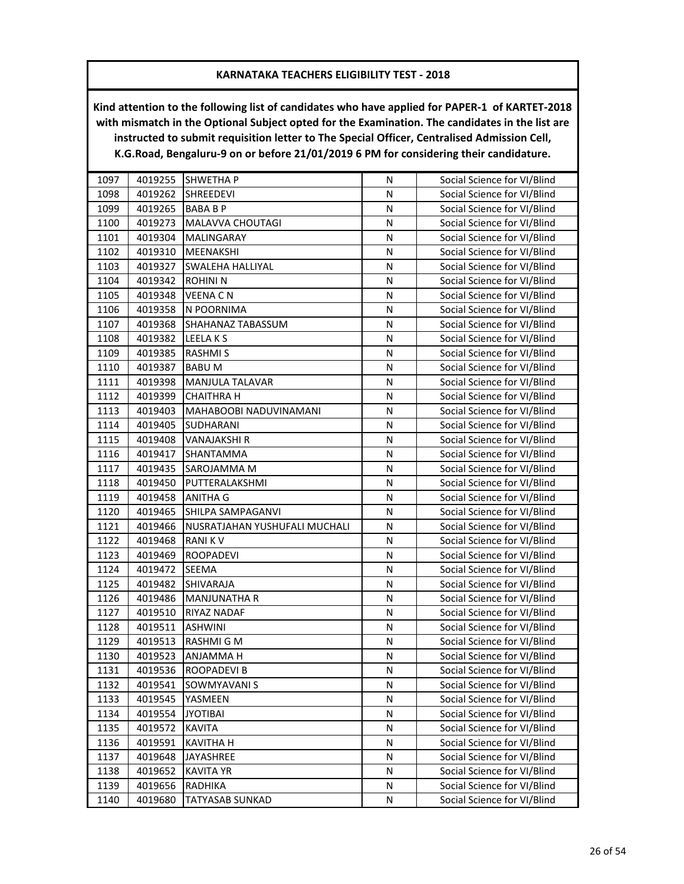**KARNATAKA TEACHERS ELIGIBILITY TEST - 2018**

**Kind attention to the following list of candidates who have applied for PAPER-1 of KARTET-2018 with mismatch in the Optional Subject opted for the Examination. The candidates in the list are instructed to submit requisition letter to The Special Officer, Centralised Admission Cell, K.G.Road, Bengaluru-9 on or before 21/01/2019 6 PM for considering their candidature.**

| | | | | |
|---|---|---|---|---|
| 1097 | 4019255 | SHWETHA P | N | Social Science for VI/Blind |
| 1098 | 4019262 | SHREEDEVI | N | Social Science for VI/Blind |
| 1099 | 4019265 | BABA B P | N | Social Science for VI/Blind |
| 1100 | 4019273 | MALAVVA CHOUTAGI | N | Social Science for VI/Blind |
| 1101 | 4019304 | MALINGARAY | N | Social Science for VI/Blind |
| 1102 | 4019310 | MEENAKSHI | N | Social Science for VI/Blind |
| 1103 | 4019327 | SWALEHA HALLIYAL | N | Social Science for VI/Blind |
| 1104 | 4019342 | ROHINI N | N | Social Science for VI/Blind |
| 1105 | 4019348 | VEENA C N | N | Social Science for VI/Blind |
| 1106 | 4019358 | N POORNIMA | N | Social Science for VI/Blind |
| 1107 | 4019368 | SHAHANAZ TABASSUM | N | Social Science for VI/Blind |
| 1108 | 4019382 | LEELA K S | N | Social Science for VI/Blind |
| 1109 | 4019385 | RASHMI S | N | Social Science for VI/Blind |
| 1110 | 4019387 | BABU M | N | Social Science for VI/Blind |
| 1111 | 4019398 | MANJULA TALAVAR | N | Social Science for VI/Blind |
| 1112 | 4019399 | CHAITHRA H | N | Social Science for VI/Blind |
| 1113 | 4019403 | MAHABOOBI NADUVINAMANI | N | Social Science for VI/Blind |
| 1114 | 4019405 | SUDHARANI | N | Social Science for VI/Blind |
| 1115 | 4019408 | VANAJAKSHI R | N | Social Science for VI/Blind |
| 1116 | 4019417 | SHANTAMMA | N | Social Science for VI/Blind |
| 1117 | 4019435 | SAROJAMMA M | N | Social Science for VI/Blind |
| 1118 | 4019450 | PUTTERALAKSHMI | N | Social Science for VI/Blind |
| 1119 | 4019458 | ANITHA G | N | Social Science for VI/Blind |
| 1120 | 4019465 | SHILPA SAMPAGANVI | N | Social Science for VI/Blind |
| 1121 | 4019466 | NUSRATJAHAN YUSHUFALI MUCHALI | N | Social Science for VI/Blind |
| 1122 | 4019468 | RANI K V | N | Social Science for VI/Blind |
| 1123 | 4019469 | ROOPADEVI | N | Social Science for VI/Blind |
| 1124 | 4019472 | SEEMA | N | Social Science for VI/Blind |
| 1125 | 4019482 | SHIVARAJA | N | Social Science for VI/Blind |
| 1126 | 4019486 | MANJUNATHA R | N | Social Science for VI/Blind |
| 1127 | 4019510 | RIYAZ NADAF | N | Social Science for VI/Blind |
| 1128 | 4019511 | ASHWINI | N | Social Science for VI/Blind |
| 1129 | 4019513 | RASHMI G M | N | Social Science for VI/Blind |
| 1130 | 4019523 | ANJAMMA H | N | Social Science for VI/Blind |
| 1131 | 4019536 | ROOPADEVI B | N | Social Science for VI/Blind |
| 1132 | 4019541 | SOWMYAVANI S | N | Social Science for VI/Blind |
| 1133 | 4019545 | YASMEEN | N | Social Science for VI/Blind |
| 1134 | 4019554 | JYOTIBAI | N | Social Science for VI/Blind |
| 1135 | 4019572 | KAVITA | N | Social Science for VI/Blind |
| 1136 | 4019591 | KAVITHA H | N | Social Science for VI/Blind |
| 1137 | 4019648 | JAYASHREE | N | Social Science for VI/Blind |
| 1138 | 4019652 | KAVITA YR | N | Social Science for VI/Blind |
| 1139 | 4019656 | RADHIKA | N | Social Science for VI/Blind |
| 1140 | 4019680 | TATYASAB SUNKAD | N | Social Science for VI/Blind |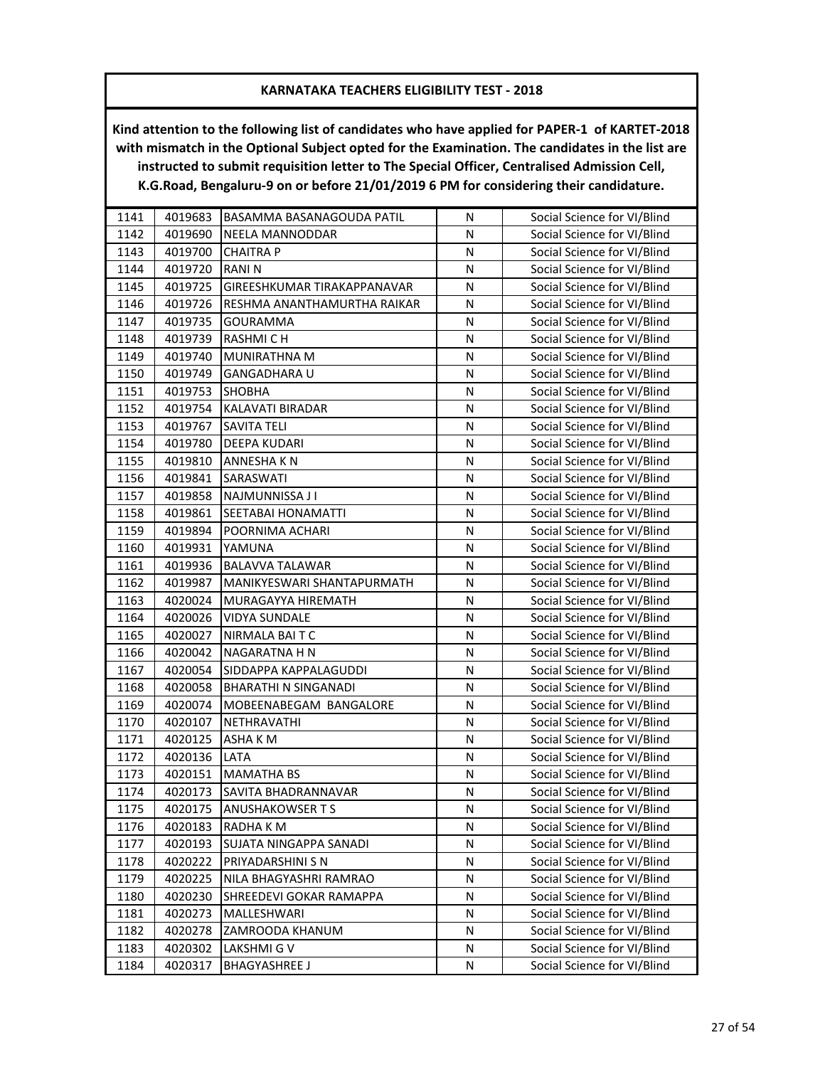## KARNATAKA TEACHERS ELIGIBILITY TEST - 2018

**Kind attention to the following list of candidates who have applied for PAPER-1 of KARTET-2018 with mismatch in the Optional Subject opted for the Examination. The candidates in the list are instructed to submit requisition letter to The Special Officer, Centralised Admission Cell, K.G.Road, Bengaluru-9 on or before 21/01/2019 6 PM for considering their candidature.**

| | | | | |
|---|---|---|---|---|
| 1141 | 4019683 | BASAMMA BASANAGOUDA PATIL | N | Social Science for VI/Blind |
| 1142 | 4019690 | NEELA MANNODDAR | N | Social Science for VI/Blind |
| 1143 | 4019700 | CHAITRA P | N | Social Science for VI/Blind |
| 1144 | 4019720 | RANI N | N | Social Science for VI/Blind |
| 1145 | 4019725 | GIREESHKUMAR TIRAKAPPANAVAR | N | Social Science for VI/Blind |
| 1146 | 4019726 | RESHMA ANANTHAMURTHA RAIKAR | N | Social Science for VI/Blind |
| 1147 | 4019735 | GOURAMMA | N | Social Science for VI/Blind |
| 1148 | 4019739 | RASHMI C H | N | Social Science for VI/Blind |
| 1149 | 4019740 | MUNIRATHNA M | N | Social Science for VI/Blind |
| 1150 | 4019749 | GANGADHARA U | N | Social Science for VI/Blind |
| 1151 | 4019753 | SHOBHA | N | Social Science for VI/Blind |
| 1152 | 4019754 | KALAVATI BIRADAR | N | Social Science for VI/Blind |
| 1153 | 4019767 | SAVITA TELI | N | Social Science for VI/Blind |
| 1154 | 4019780 | DEEPA KUDARI | N | Social Science for VI/Blind |
| 1155 | 4019810 | ANNESHA K N | N | Social Science for VI/Blind |
| 1156 | 4019841 | SARASWATI | N | Social Science for VI/Blind |
| 1157 | 4019858 | NAJMUNNISSA J I | N | Social Science for VI/Blind |
| 1158 | 4019861 | SEETABAI HONAMATTI | N | Social Science for VI/Blind |
| 1159 | 4019894 | POORNIMA ACHARI | N | Social Science for VI/Blind |
| 1160 | 4019931 | YAMUNA | N | Social Science for VI/Blind |
| 1161 | 4019936 | BALAVVA TALAWAR | N | Social Science for VI/Blind |
| 1162 | 4019987 | MANIKYESWARI SHANTAPURMATH | N | Social Science for VI/Blind |
| 1163 | 4020024 | MURAGAYYA HIREMATH | N | Social Science for VI/Blind |
| 1164 | 4020026 | VIDYA SUNDALE | N | Social Science for VI/Blind |
| 1165 | 4020027 | NIRMALA BAI T C | N | Social Science for VI/Blind |
| 1166 | 4020042 | NAGARATNA H N | N | Social Science for VI/Blind |
| 1167 | 4020054 | SIDDAPPA KAPPALAGUDDI | N | Social Science for VI/Blind |
| 1168 | 4020058 | BHARATHI N SINGANADI | N | Social Science for VI/Blind |
| 1169 | 4020074 | MOBEENABEGAM BANGALORE | N | Social Science for VI/Blind |
| 1170 | 4020107 | NETHRAVATHI | N | Social Science for VI/Blind |
| 1171 | 4020125 | ASHA K M | N | Social Science for VI/Blind |
| 1172 | 4020136 | LATA | N | Social Science for VI/Blind |
| 1173 | 4020151 | MAMATHA BS | N | Social Science for VI/Blind |
| 1174 | 4020173 | SAVITA BHADRANNAVAR | N | Social Science for VI/Blind |
| 1175 | 4020175 | ANUSHAKOWSER T S | N | Social Science for VI/Blind |
| 1176 | 4020183 | RADHA K M | N | Social Science for VI/Blind |
| 1177 | 4020193 | SUJATA NINGAPPA SANADI | N | Social Science for VI/Blind |
| 1178 | 4020222 | PRIYADARSHINI S N | N | Social Science for VI/Blind |
| 1179 | 4020225 | NILA BHAGYASHRI RAMRAO | N | Social Science for VI/Blind |
| 1180 | 4020230 | SHREEDEVI GOKAR RAMAPPA | N | Social Science for VI/Blind |
| 1181 | 4020273 | MALLESHWARI | N | Social Science for VI/Blind |
| 1182 | 4020278 | ZAMROODA KHANUM | N | Social Science for VI/Blind |
| 1183 | 4020302 | LAKSHMI G V | N | Social Science for VI/Blind |
| 1184 | 4020317 | BHAGYASHREE J | N | Social Science for VI/Blind |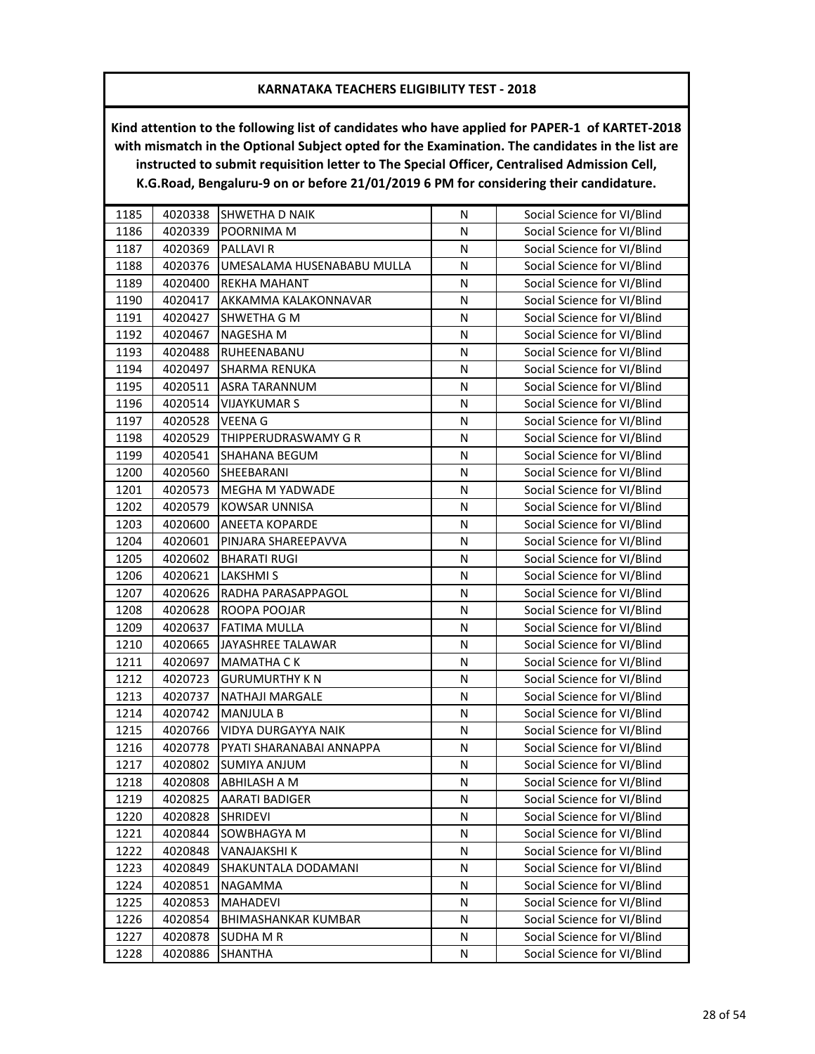## KARNATAKA TEACHERS ELIGIBILITY TEST - 2018

**Kind attention to the following list of candidates who have applied for PAPER-1 of KARTET-2018 with mismatch in the Optional Subject opted for the Examination. The candidates in the list are instructed to submit requisition letter to The Special Officer, Centralised Admission Cell, K.G.Road, Bengaluru-9 on or before 21/01/2019 6 PM for considering their candidature.**

| | | | | |
|---|---|---|---|---|
| 1185 | 4020338 | SHWETHA D NAIK | N | Social Science for VI/Blind |
| 1186 | 4020339 | POORNIMA M | N | Social Science for VI/Blind |
| 1187 | 4020369 | PALLAVI R | N | Social Science for VI/Blind |
| 1188 | 4020376 | UMESALAMA HUSENABABU MULLA | N | Social Science for VI/Blind |
| 1189 | 4020400 | REKHA MAHANT | N | Social Science for VI/Blind |
| 1190 | 4020417 | AKKAMMA KALAKONNAVAR | N | Social Science for VI/Blind |
| 1191 | 4020427 | SHWETHA G M | N | Social Science for VI/Blind |
| 1192 | 4020467 | NAGESHA M | N | Social Science for VI/Blind |
| 1193 | 4020488 | RUHEENABANU | N | Social Science for VI/Blind |
| 1194 | 4020497 | SHARMA RENUKA | N | Social Science for VI/Blind |
| 1195 | 4020511 | ASRA TARANNUM | N | Social Science for VI/Blind |
| 1196 | 4020514 | VIJAYKUMAR S | N | Social Science for VI/Blind |
| 1197 | 4020528 | VEENA G | N | Social Science for VI/Blind |
| 1198 | 4020529 | THIPPERUDRASWAMY G R | N | Social Science for VI/Blind |
| 1199 | 4020541 | SHAHANA BEGUM | N | Social Science for VI/Blind |
| 1200 | 4020560 | SHEEBARANI | N | Social Science for VI/Blind |
| 1201 | 4020573 | MEGHA M YADWADE | N | Social Science for VI/Blind |
| 1202 | 4020579 | KOWSAR UNNISA | N | Social Science for VI/Blind |
| 1203 | 4020600 | ANEETA KOPARDE | N | Social Science for VI/Blind |
| 1204 | 4020601 | PINJARA SHAREEPAVVA | N | Social Science for VI/Blind |
| 1205 | 4020602 | BHARATI RUGI | N | Social Science for VI/Blind |
| 1206 | 4020621 | LAKSHMI S | N | Social Science for VI/Blind |
| 1207 | 4020626 | RADHA PARASAPPAGOL | N | Social Science for VI/Blind |
| 1208 | 4020628 | ROOPA POOJAR | N | Social Science for VI/Blind |
| 1209 | 4020637 | FATIMA MULLA | N | Social Science for VI/Blind |
| 1210 | 4020665 | JAYASHREE TALAWAR | N | Social Science for VI/Blind |
| 1211 | 4020697 | MAMATHA C K | N | Social Science for VI/Blind |
| 1212 | 4020723 | GURUMURTHY K N | N | Social Science for VI/Blind |
| 1213 | 4020737 | NATHAJI MARGALE | N | Social Science for VI/Blind |
| 1214 | 4020742 | MANJULA B | N | Social Science for VI/Blind |
| 1215 | 4020766 | VIDYA DURGAYYA NAIK | N | Social Science for VI/Blind |
| 1216 | 4020778 | PYATI SHARANABAI ANNAPPA | N | Social Science for VI/Blind |
| 1217 | 4020802 | SUMIYA ANJUM | N | Social Science for VI/Blind |
| 1218 | 4020808 | ABHILASH A M | N | Social Science for VI/Blind |
| 1219 | 4020825 | AARATI BADIGER | N | Social Science for VI/Blind |
| 1220 | 4020828 | SHRIDEVI | N | Social Science for VI/Blind |
| 1221 | 4020844 | SOWBHAGYA M | N | Social Science for VI/Blind |
| 1222 | 4020848 | VANAJAKSHI K | N | Social Science for VI/Blind |
| 1223 | 4020849 | SHAKUNTALA DODAMANI | N | Social Science for VI/Blind |
| 1224 | 4020851 | NAGAMMA | N | Social Science for VI/Blind |
| 1225 | 4020853 | MAHADEVI | N | Social Science for VI/Blind |
| 1226 | 4020854 | BHIMASHANKAR KUMBAR | N | Social Science for VI/Blind |
| 1227 | 4020878 | SUDHA M R | N | Social Science for VI/Blind |
| 1228 | 4020886 | SHANTHA | N | Social Science for VI/Blind |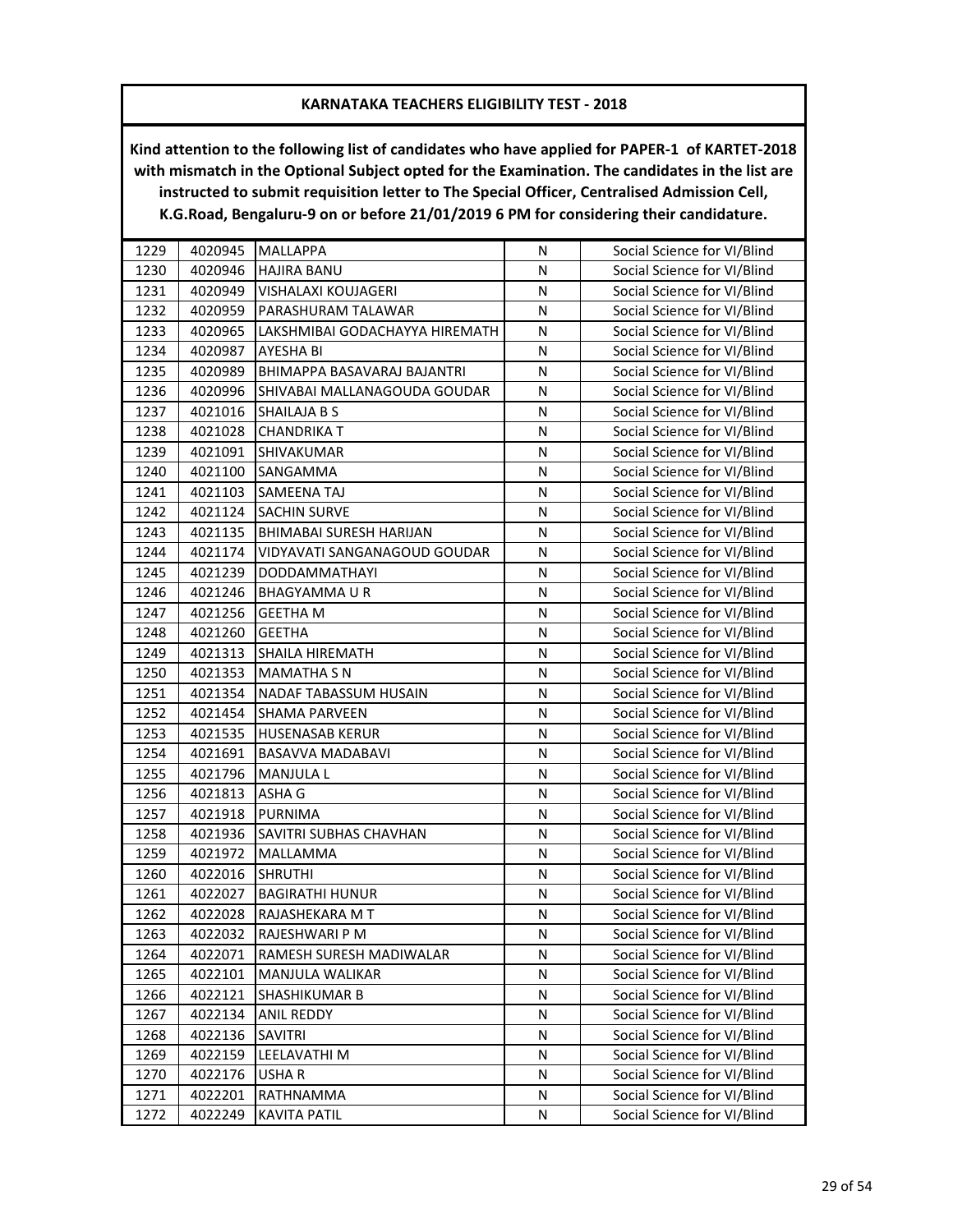**KARNATAKA TEACHERS ELIGIBILITY TEST - 2018**

**Kind attention to the following list of candidates who have applied for PAPER-1 of KARTET-2018 with mismatch in the Optional Subject opted for the Examination. The candidates in the list are instructed to submit requisition letter to The Special Officer, Centralised Admission Cell, K.G.Road, Bengaluru-9 on or before 21/01/2019 6 PM for considering their candidature.**

| | | | | |
|---|---|---|---|---|
| 1229 | 4020945 | MALLAPPA | N | Social Science for VI/Blind |
| 1230 | 4020946 | HAJIRA BANU | N | Social Science for VI/Blind |
| 1231 | 4020949 | VISHALAXI KOUJAGERI | N | Social Science for VI/Blind |
| 1232 | 4020959 | PARASHURAM TALAWAR | N | Social Science for VI/Blind |
| 1233 | 4020965 | LAKSHMIBAI GODACHAYYA HIREMATH | N | Social Science for VI/Blind |
| 1234 | 4020987 | AYESHA BI | N | Social Science for VI/Blind |
| 1235 | 4020989 | BHIMAPPA BASAVARAJ BAJANTRI | N | Social Science for VI/Blind |
| 1236 | 4020996 | SHIVABAI MALLANAGOUDA GOUDAR | N | Social Science for VI/Blind |
| 1237 | 4021016 | SHAILAJA B S | N | Social Science for VI/Blind |
| 1238 | 4021028 | CHANDRIKA T | N | Social Science for VI/Blind |
| 1239 | 4021091 | SHIVAKUMAR | N | Social Science for VI/Blind |
| 1240 | 4021100 | SANGAMMA | N | Social Science for VI/Blind |
| 1241 | 4021103 | SAMEENA TAJ | N | Social Science for VI/Blind |
| 1242 | 4021124 | SACHIN SURVE | N | Social Science for VI/Blind |
| 1243 | 4021135 | BHIMABAI SURESH HARIJAN | N | Social Science for VI/Blind |
| 1244 | 4021174 | VIDYAVATI SANGANAGOUD GOUDAR | N | Social Science for VI/Blind |
| 1245 | 4021239 | DODDAMMATHAYI | N | Social Science for VI/Blind |
| 1246 | 4021246 | BHAGYAMMA U R | N | Social Science for VI/Blind |
| 1247 | 4021256 | GEETHA M | N | Social Science for VI/Blind |
| 1248 | 4021260 | GEETHA | N | Social Science for VI/Blind |
| 1249 | 4021313 | SHAILA HIREMATH | N | Social Science for VI/Blind |
| 1250 | 4021353 | MAMATHA S N | N | Social Science for VI/Blind |
| 1251 | 4021354 | NADAF TABASSUM HUSAIN | N | Social Science for VI/Blind |
| 1252 | 4021454 | SHAMA PARVEEN | N | Social Science for VI/Blind |
| 1253 | 4021535 | HUSENASAB KERUR | N | Social Science for VI/Blind |
| 1254 | 4021691 | BASAVVA MADABAVI | N | Social Science for VI/Blind |
| 1255 | 4021796 | MANJULA L | N | Social Science for VI/Blind |
| 1256 | 4021813 | ASHA G | N | Social Science for VI/Blind |
| 1257 | 4021918 | PURNIMA | N | Social Science for VI/Blind |
| 1258 | 4021936 | SAVITRI SUBHAS CHAVHAN | N | Social Science for VI/Blind |
| 1259 | 4021972 | MALLAMMA | N | Social Science for VI/Blind |
| 1260 | 4022016 | SHRUTHI | N | Social Science for VI/Blind |
| 1261 | 4022027 | BAGIRATHI HUNUR | N | Social Science for VI/Blind |
| 1262 | 4022028 | RAJASHEKARA M T | N | Social Science for VI/Blind |
| 1263 | 4022032 | RAJESHWARI P M | N | Social Science for VI/Blind |
| 1264 | 4022071 | RAMESH SURESH MADIWALAR | N | Social Science for VI/Blind |
| 1265 | 4022101 | MANJULA WALIKAR | N | Social Science for VI/Blind |
| 1266 | 4022121 | SHASHIKUMAR B | N | Social Science for VI/Blind |
| 1267 | 4022134 | ANIL REDDY | N | Social Science for VI/Blind |
| 1268 | 4022136 | SAVITRI | N | Social Science for VI/Blind |
| 1269 | 4022159 | LEELAVATHI M | N | Social Science for VI/Blind |
| 1270 | 4022176 | USHA R | N | Social Science for VI/Blind |
| 1271 | 4022201 | RATHNAMMA | N | Social Science for VI/Blind |
| 1272 | 4022249 | KAVITA PATIL | N | Social Science for VI/Blind |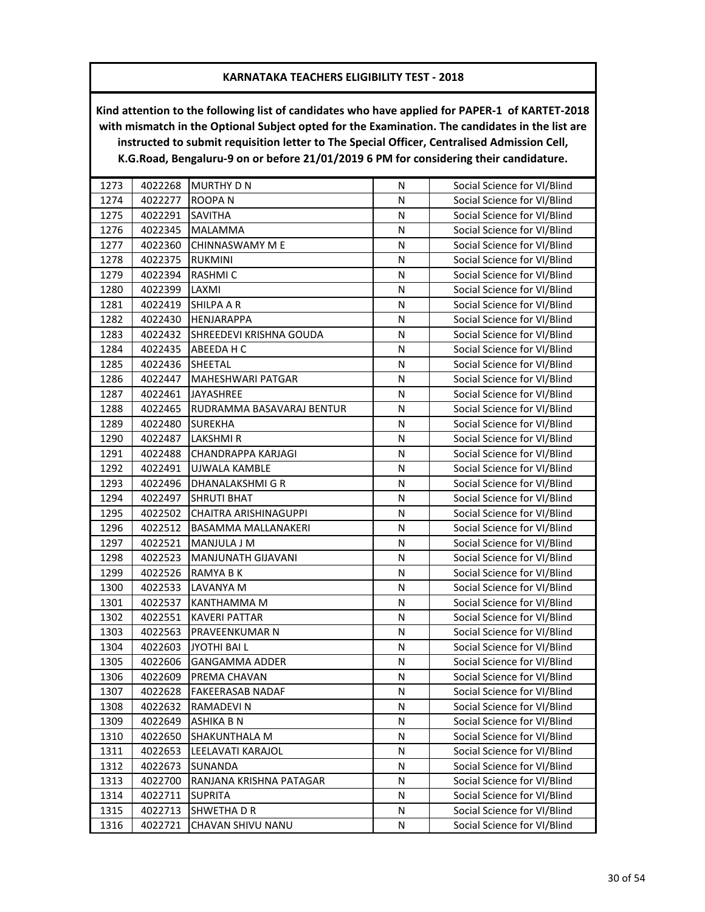**KARNATAKA TEACHERS ELIGIBILITY TEST - 2018**

**Kind attention to the following list of candidates who have applied for PAPER-1 of KARTET-2018 with mismatch in the Optional Subject opted for the Examination. The candidates in the list are instructed to submit requisition letter to The Special Officer, Centralised Admission Cell, K.G.Road, Bengaluru-9 on or before 21/01/2019 6 PM for considering their candidature.**

| | | | | |
|---|---|---|---|---|
| 1273 | 4022268 | MURTHY D N | N | Social Science for VI/Blind |
| 1274 | 4022277 | ROOPA N | N | Social Science for VI/Blind |
| 1275 | 4022291 | SAVITHA | N | Social Science for VI/Blind |
| 1276 | 4022345 | MALAMMA | N | Social Science for VI/Blind |
| 1277 | 4022360 | CHINNASWAMY M E | N | Social Science for VI/Blind |
| 1278 | 4022375 | RUKMINI | N | Social Science for VI/Blind |
| 1279 | 4022394 | RASHMI C | N | Social Science for VI/Blind |
| 1280 | 4022399 | LAXMI | N | Social Science for VI/Blind |
| 1281 | 4022419 | SHILPA A R | N | Social Science for VI/Blind |
| 1282 | 4022430 | HENJARAPPA | N | Social Science for VI/Blind |
| 1283 | 4022432 | SHREEDEVI KRISHNA GOUDA | N | Social Science for VI/Blind |
| 1284 | 4022435 | ABEEDA H C | N | Social Science for VI/Blind |
| 1285 | 4022436 | SHEETAL | N | Social Science for VI/Blind |
| 1286 | 4022447 | MAHESHWARI PATGAR | N | Social Science for VI/Blind |
| 1287 | 4022461 | JAYASHREE | N | Social Science for VI/Blind |
| 1288 | 4022465 | RUDRAMMA BASAVARAJ BENTUR | N | Social Science for VI/Blind |
| 1289 | 4022480 | SUREKHA | N | Social Science for VI/Blind |
| 1290 | 4022487 | LAKSHMI R | N | Social Science for VI/Blind |
| 1291 | 4022488 | CHANDRAPPA KARJAGI | N | Social Science for VI/Blind |
| 1292 | 4022491 | UJWALA KAMBLE | N | Social Science for VI/Blind |
| 1293 | 4022496 | DHANALAKSHMI G R | N | Social Science for VI/Blind |
| 1294 | 4022497 | SHRUTI BHAT | N | Social Science for VI/Blind |
| 1295 | 4022502 | CHAITRA ARISHINAGUPPI | N | Social Science for VI/Blind |
| 1296 | 4022512 | BASAMMA MALLANAKERI | N | Social Science for VI/Blind |
| 1297 | 4022521 | MANJULA J M | N | Social Science for VI/Blind |
| 1298 | 4022523 | MANJUNATH GIJAVANI | N | Social Science for VI/Blind |
| 1299 | 4022526 | RAMYA B K | N | Social Science for VI/Blind |
| 1300 | 4022533 | LAVANYA M | N | Social Science for VI/Blind |
| 1301 | 4022537 | KANTHAMMA M | N | Social Science for VI/Blind |
| 1302 | 4022551 | KAVERI PATTAR | N | Social Science for VI/Blind |
| 1303 | 4022563 | PRAVEENKUMAR N | N | Social Science for VI/Blind |
| 1304 | 4022603 | JYOTHI BAI L | N | Social Science for VI/Blind |
| 1305 | 4022606 | GANGAMMA ADDER | N | Social Science for VI/Blind |
| 1306 | 4022609 | PREMA CHAVAN | N | Social Science for VI/Blind |
| 1307 | 4022628 | FAKEERASAB NADAF | N | Social Science for VI/Blind |
| 1308 | 4022632 | RAMADEVI N | N | Social Science for VI/Blind |
| 1309 | 4022649 | ASHIKA B N | N | Social Science for VI/Blind |
| 1310 | 4022650 | SHAKUNTHALA M | N | Social Science for VI/Blind |
| 1311 | 4022653 | LEELAVATI KARAJOL | N | Social Science for VI/Blind |
| 1312 | 4022673 | SUNANDA | N | Social Science for VI/Blind |
| 1313 | 4022700 | RANJANA KRISHNA PATAGAR | N | Social Science for VI/Blind |
| 1314 | 4022711 | SUPRITA | N | Social Science for VI/Blind |
| 1315 | 4022713 | SHWETHA D R | N | Social Science for VI/Blind |
| 1316 | 4022721 | CHAVAN SHIVU NANU | N | Social Science for VI/Blind |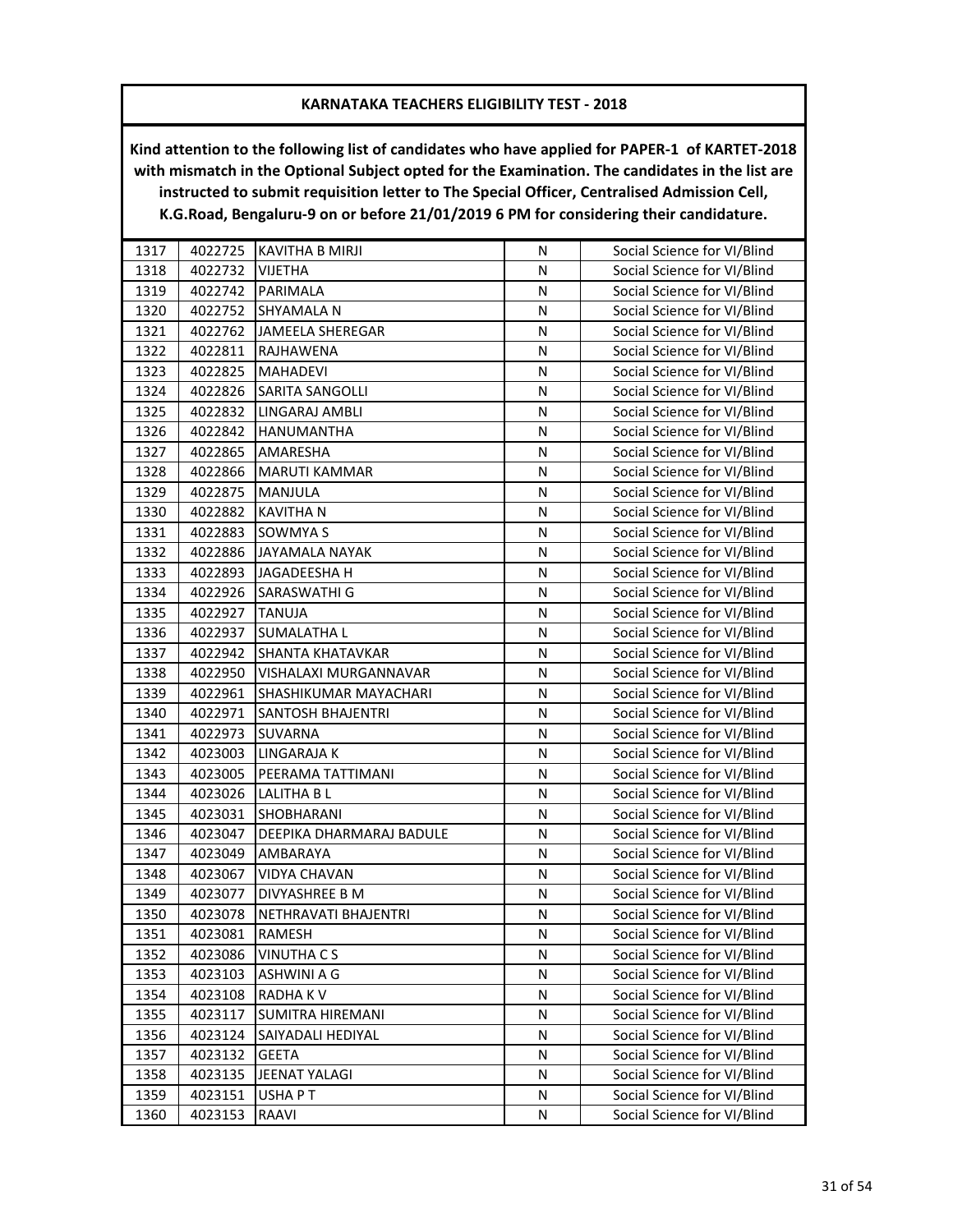**KARNATAKA TEACHERS ELIGIBILITY TEST - 2018**

**Kind attention to the following list of candidates who have applied for PAPER-1 of KARTET-2018 with mismatch in the Optional Subject opted for the Examination. The candidates in the list are instructed to submit requisition letter to The Special Officer, Centralised Admission Cell, K.G.Road, Bengaluru-9 on or before 21/01/2019 6 PM for considering their candidature.**

| | | | | |
|---|---|---|---|---|
| 1317 | 4022725 | KAVITHA B MIRJI | N | Social Science for VI/Blind |
| 1318 | 4022732 | VIJETHA | N | Social Science for VI/Blind |
| 1319 | 4022742 | PARIMALA | N | Social Science for VI/Blind |
| 1320 | 4022752 | SHYAMALA N | N | Social Science for VI/Blind |
| 1321 | 4022762 | JAMEELA SHEREGAR | N | Social Science for VI/Blind |
| 1322 | 4022811 | RAJHAWENA | N | Social Science for VI/Blind |
| 1323 | 4022825 | MAHADEVI | N | Social Science for VI/Blind |
| 1324 | 4022826 | SARITA SANGOLLI | N | Social Science for VI/Blind |
| 1325 | 4022832 | LINGARAJ AMBLI | N | Social Science for VI/Blind |
| 1326 | 4022842 | HANUMANTHA | N | Social Science for VI/Blind |
| 1327 | 4022865 | AMARESHA | N | Social Science for VI/Blind |
| 1328 | 4022866 | MARUTI KAMMAR | N | Social Science for VI/Blind |
| 1329 | 4022875 | MANJULA | N | Social Science for VI/Blind |
| 1330 | 4022882 | KAVITHA N | N | Social Science for VI/Blind |
| 1331 | 4022883 | SOWMYA S | N | Social Science for VI/Blind |
| 1332 | 4022886 | JAYAMALA NAYAK | N | Social Science for VI/Blind |
| 1333 | 4022893 | JAGADEESHA H | N | Social Science for VI/Blind |
| 1334 | 4022926 | SARASWATHI G | N | Social Science for VI/Blind |
| 1335 | 4022927 | TANUJA | N | Social Science for VI/Blind |
| 1336 | 4022937 | SUMALATHA L | N | Social Science for VI/Blind |
| 1337 | 4022942 | SHANTA KHATAVKAR | N | Social Science for VI/Blind |
| 1338 | 4022950 | VISHALAXI MURGANNAVAR | N | Social Science for VI/Blind |
| 1339 | 4022961 | SHASHIKUMAR MAYACHARI | N | Social Science for VI/Blind |
| 1340 | 4022971 | SANTOSH BHAJENTRI | N | Social Science for VI/Blind |
| 1341 | 4022973 | SUVARNA | N | Social Science for VI/Blind |
| 1342 | 4023003 | LINGARAJA K | N | Social Science for VI/Blind |
| 1343 | 4023005 | PEERAMA TATTIMANI | N | Social Science for VI/Blind |
| 1344 | 4023026 | LALITHA B L | N | Social Science for VI/Blind |
| 1345 | 4023031 | SHOBHARANI | N | Social Science for VI/Blind |
| 1346 | 4023047 | DEEPIKA DHARMARAJ BADULE | N | Social Science for VI/Blind |
| 1347 | 4023049 | AMBARAYA | N | Social Science for VI/Blind |
| 1348 | 4023067 | VIDYA CHAVAN | N | Social Science for VI/Blind |
| 1349 | 4023077 | DIVYASHREE B M | N | Social Science for VI/Blind |
| 1350 | 4023078 | NETHRAVATI BHAJENTRI | N | Social Science for VI/Blind |
| 1351 | 4023081 | RAMESH | N | Social Science for VI/Blind |
| 1352 | 4023086 | VINUTHA C S | N | Social Science for VI/Blind |
| 1353 | 4023103 | ASHWINI A G | N | Social Science for VI/Blind |
| 1354 | 4023108 | RADHA K V | N | Social Science for VI/Blind |
| 1355 | 4023117 | SUMITRA HIREMANI | N | Social Science for VI/Blind |
| 1356 | 4023124 | SAIYADALI HEDIYAL | N | Social Science for VI/Blind |
| 1357 | 4023132 | GEETA | N | Social Science for VI/Blind |
| 1358 | 4023135 | JEENAT YALAGI | N | Social Science for VI/Blind |
| 1359 | 4023151 | USHA P T | N | Social Science for VI/Blind |
| 1360 | 4023153 | RAAVI | N | Social Science for VI/Blind |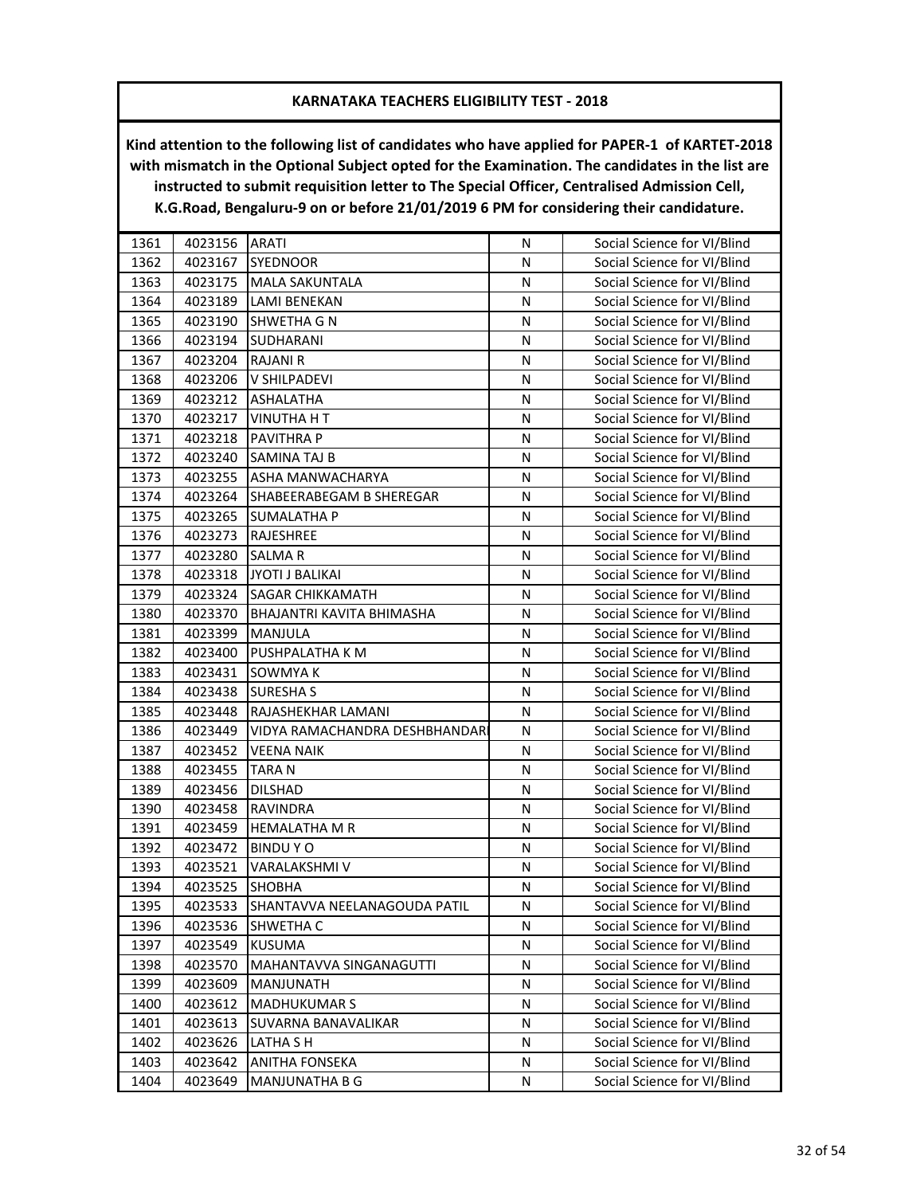# KARNATAKA TEACHERS ELIGIBILITY TEST - 2018

**Kind attention to the following list of candidates who have applied for PAPER-1 of KARTET-2018 with mismatch in the Optional Subject opted for the Examination. The candidates in the list are instructed to submit requisition letter to The Special Officer, Centralised Admission Cell, K.G.Road, Bengaluru-9 on or before 21/01/2019 6 PM for considering their candidature.**

| | | | | |
|---|---|---|---|---|
| 1361 | 4023156 | ARATI | N | Social Science for VI/Blind |
| 1362 | 4023167 | SYEDNOOR | N | Social Science for VI/Blind |
| 1363 | 4023175 | MALA SAKUNTALA | N | Social Science for VI/Blind |
| 1364 | 4023189 | LAMI BENEKAN | N | Social Science for VI/Blind |
| 1365 | 4023190 | SHWETHA G N | N | Social Science for VI/Blind |
| 1366 | 4023194 | SUDHARANI | N | Social Science for VI/Blind |
| 1367 | 4023204 | RAJANI R | N | Social Science for VI/Blind |
| 1368 | 4023206 | V SHILPADEVI | N | Social Science for VI/Blind |
| 1369 | 4023212 | ASHALATHA | N | Social Science for VI/Blind |
| 1370 | 4023217 | VINUTHA H T | N | Social Science for VI/Blind |
| 1371 | 4023218 | PAVITHRA P | N | Social Science for VI/Blind |
| 1372 | 4023240 | SAMINA TAJ B | N | Social Science for VI/Blind |
| 1373 | 4023255 | ASHA MANWACHARYA | N | Social Science for VI/Blind |
| 1374 | 4023264 | SHABEERABEGAM B SHEREGAR | N | Social Science for VI/Blind |
| 1375 | 4023265 | SUMALATHA P | N | Social Science for VI/Blind |
| 1376 | 4023273 | RAJESHREE | N | Social Science for VI/Blind |
| 1377 | 4023280 | SALMA R | N | Social Science for VI/Blind |
| 1378 | 4023318 | JYOTI J BALIKAI | N | Social Science for VI/Blind |
| 1379 | 4023324 | SAGAR CHIKKAMATH | N | Social Science for VI/Blind |
| 1380 | 4023370 | BHAJANTRI KAVITA BHIMASHA | N | Social Science for VI/Blind |
| 1381 | 4023399 | MANJULA | N | Social Science for VI/Blind |
| 1382 | 4023400 | PUSHPALATHA K M | N | Social Science for VI/Blind |
| 1383 | 4023431 | SOWMYA K | N | Social Science for VI/Blind |
| 1384 | 4023438 | SURESHA S | N | Social Science for VI/Blind |
| 1385 | 4023448 | RAJASHEKHAR LAMANI | N | Social Science for VI/Blind |
| 1386 | 4023449 | VIDYA RAMACHANDRA DESHBHANDARI | N | Social Science for VI/Blind |
| 1387 | 4023452 | VEENA NAIK | N | Social Science for VI/Blind |
| 1388 | 4023455 | TARA N | N | Social Science for VI/Blind |
| 1389 | 4023456 | DILSHAD | N | Social Science for VI/Blind |
| 1390 | 4023458 | RAVINDRA | N | Social Science for VI/Blind |
| 1391 | 4023459 | HEMALATHA M R | N | Social Science for VI/Blind |
| 1392 | 4023472 | BINDU Y O | N | Social Science for VI/Blind |
| 1393 | 4023521 | VARALAKSHMI V | N | Social Science for VI/Blind |
| 1394 | 4023525 | SHOBHA | N | Social Science for VI/Blind |
| 1395 | 4023533 | SHANTAVVA NEELANAGOUDA PATIL | N | Social Science for VI/Blind |
| 1396 | 4023536 | SHWETHA C | N | Social Science for VI/Blind |
| 1397 | 4023549 | KUSUMA | N | Social Science for VI/Blind |
| 1398 | 4023570 | MAHANTAVVA SINGANAGUTTI | N | Social Science for VI/Blind |
| 1399 | 4023609 | MANJUNATH | N | Social Science for VI/Blind |
| 1400 | 4023612 | MADHUKUMAR S | N | Social Science for VI/Blind |
| 1401 | 4023613 | SUVARNA BANAVALIKAR | N | Social Science for VI/Blind |
| 1402 | 4023626 | LATHA S H | N | Social Science for VI/Blind |
| 1403 | 4023642 | ANITHA FONSEKA | N | Social Science for VI/Blind |
| 1404 | 4023649 | MANJUNATHA B G | N | Social Science for VI/Blind |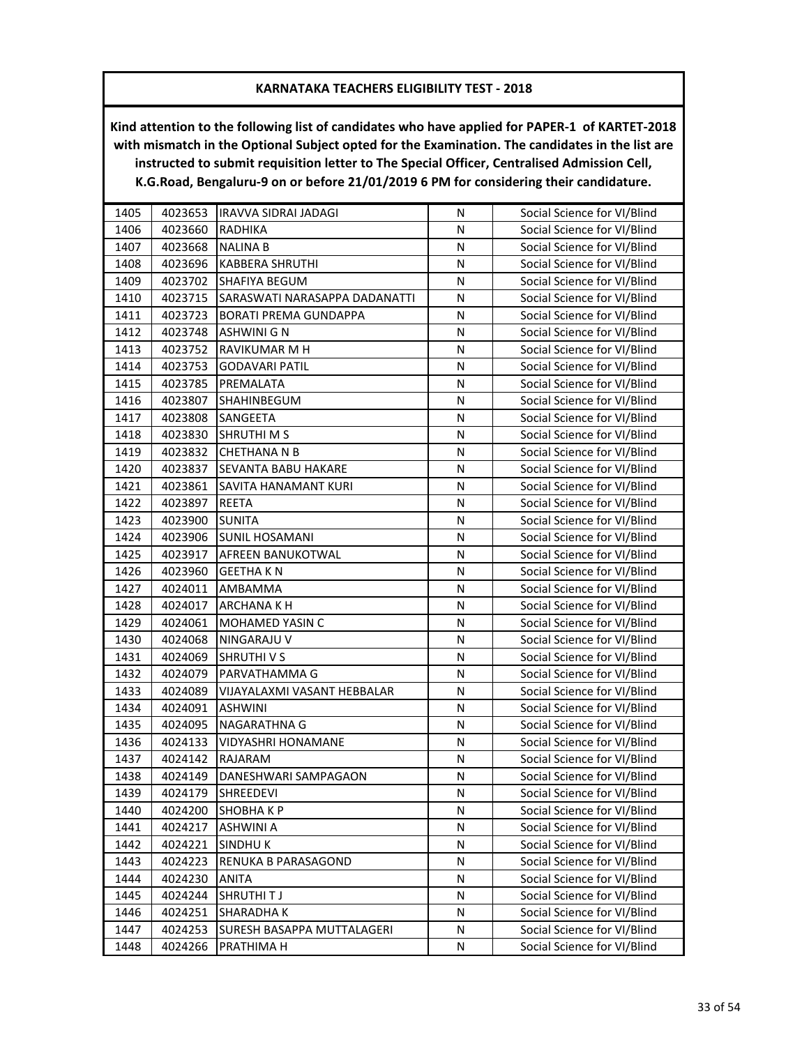**KARNATAKA TEACHERS ELIGIBILITY TEST - 2018**

**Kind attention to the following list of candidates who have applied for PAPER-1 of KARTET-2018 with mismatch in the Optional Subject opted for the Examination. The candidates in the list are instructed to submit requisition letter to The Special Officer, Centralised Admission Cell, K.G.Road, Bengaluru-9 on or before 21/01/2019 6 PM for considering their candidature.**

| | | | | |
|---|---|---|---|---|
| 1405 | 4023653 | IRAVVA SIDRAI JADAGI | N | Social Science for VI/Blind |
| 1406 | 4023660 | RADHIKA | N | Social Science for VI/Blind |
| 1407 | 4023668 | NALINA B | N | Social Science for VI/Blind |
| 1408 | 4023696 | KABBERA SHRUTHI | N | Social Science for VI/Blind |
| 1409 | 4023702 | SHAFIYA BEGUM | N | Social Science for VI/Blind |
| 1410 | 4023715 | SARASWATI NARASAPPA DADANATTI | N | Social Science for VI/Blind |
| 1411 | 4023723 | BORATI PREMA GUNDAPPA | N | Social Science for VI/Blind |
| 1412 | 4023748 | ASHWINI G N | N | Social Science for VI/Blind |
| 1413 | 4023752 | RAVIKUMAR M H | N | Social Science for VI/Blind |
| 1414 | 4023753 | GODAVARI PATIL | N | Social Science for VI/Blind |
| 1415 | 4023785 | PREMALATA | N | Social Science for VI/Blind |
| 1416 | 4023807 | SHAHINBEGUM | N | Social Science for VI/Blind |
| 1417 | 4023808 | SANGEETA | N | Social Science for VI/Blind |
| 1418 | 4023830 | SHRUTHI M S | N | Social Science for VI/Blind |
| 1419 | 4023832 | CHETHANA N B | N | Social Science for VI/Blind |
| 1420 | 4023837 | SEVANTA BABU HAKARE | N | Social Science for VI/Blind |
| 1421 | 4023861 | SAVITA HANAMANT KURI | N | Social Science for VI/Blind |
| 1422 | 4023897 | REETA | N | Social Science for VI/Blind |
| 1423 | 4023900 | SUNITA | N | Social Science for VI/Blind |
| 1424 | 4023906 | SUNIL HOSAMANI | N | Social Science for VI/Blind |
| 1425 | 4023917 | AFREEN BANUKOTWAL | N | Social Science for VI/Blind |
| 1426 | 4023960 | GEETHA K N | N | Social Science for VI/Blind |
| 1427 | 4024011 | AMBAMMA | N | Social Science for VI/Blind |
| 1428 | 4024017 | ARCHANA K H | N | Social Science for VI/Blind |
| 1429 | 4024061 | MOHAMED YASIN C | N | Social Science for VI/Blind |
| 1430 | 4024068 | NINGARAJU V | N | Social Science for VI/Blind |
| 1431 | 4024069 | SHRUTHI V S | N | Social Science for VI/Blind |
| 1432 | 4024079 | PARVATHAMMA G | N | Social Science for VI/Blind |
| 1433 | 4024089 | VIJAYALAXMI VASANT HEBBALAR | N | Social Science for VI/Blind |
| 1434 | 4024091 | ASHWINI | N | Social Science for VI/Blind |
| 1435 | 4024095 | NAGARATHNA G | N | Social Science for VI/Blind |
| 1436 | 4024133 | VIDYASHRI HONAMANE | N | Social Science for VI/Blind |
| 1437 | 4024142 | RAJARAM | N | Social Science for VI/Blind |
| 1438 | 4024149 | DANESHWARI SAMPAGAON | N | Social Science for VI/Blind |
| 1439 | 4024179 | SHREEDEVI | N | Social Science for VI/Blind |
| 1440 | 4024200 | SHOBHA K P | N | Social Science for VI/Blind |
| 1441 | 4024217 | ASHWINI A | N | Social Science for VI/Blind |
| 1442 | 4024221 | SINDHU K | N | Social Science for VI/Blind |
| 1443 | 4024223 | RENUKA B PARASAGOND | N | Social Science for VI/Blind |
| 1444 | 4024230 | ANITA | N | Social Science for VI/Blind |
| 1445 | 4024244 | SHRUTHI T J | N | Social Science for VI/Blind |
| 1446 | 4024251 | SHARADHA K | N | Social Science for VI/Blind |
| 1447 | 4024253 | SURESH BASAPPA MUTTALAGERI | N | Social Science for VI/Blind |
| 1448 | 4024266 | PRATHIMA H | N | Social Science for VI/Blind |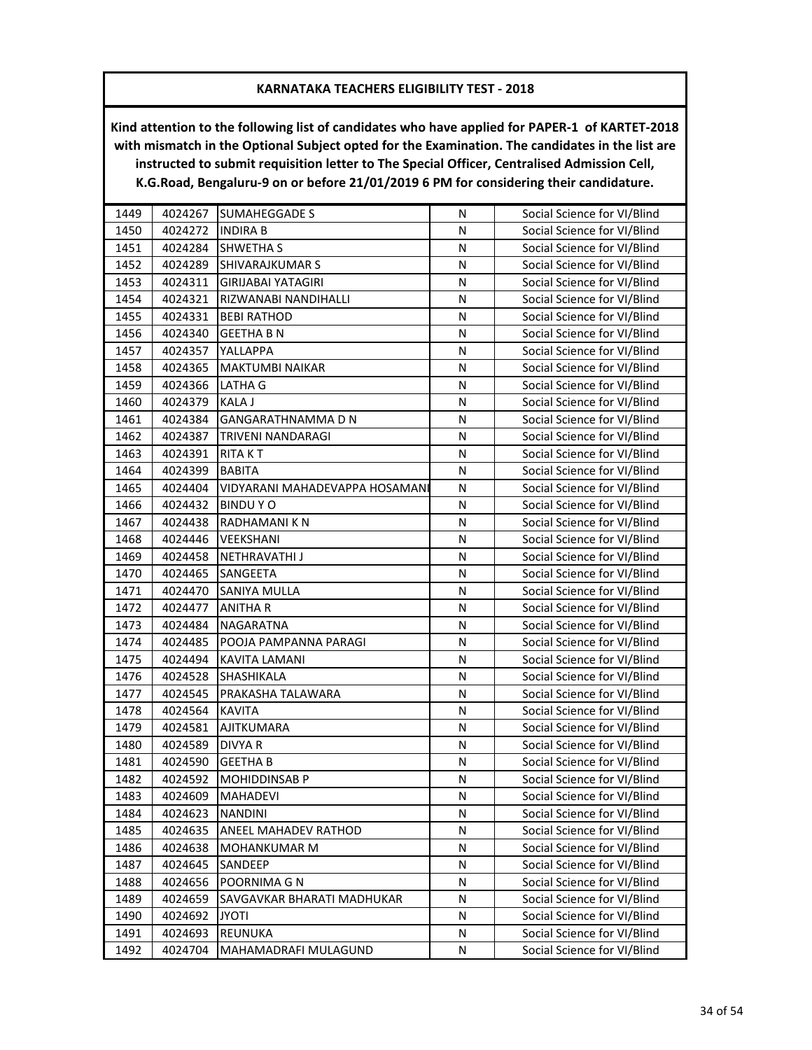**KARNATAKA TEACHERS ELIGIBILITY TEST - 2018**

**Kind attention to the following list of candidates who have applied for PAPER-1 of KARTET-2018 with mismatch in the Optional Subject opted for the Examination. The candidates in the list are instructed to submit requisition letter to The Special Officer, Centralised Admission Cell, K.G.Road, Bengaluru-9 on or before 21/01/2019 6 PM for considering their candidature.**

| | | | | |
|---|---|---|---|---|
| 1449 | 4024267 | SUMAHEGGADE S | N | Social Science for VI/Blind |
| 1450 | 4024272 | INDIRA B | N | Social Science for VI/Blind |
| 1451 | 4024284 | SHWETHA S | N | Social Science for VI/Blind |
| 1452 | 4024289 | SHIVARAJKUMAR S | N | Social Science for VI/Blind |
| 1453 | 4024311 | GIRIJABAI YATAGIRI | N | Social Science for VI/Blind |
| 1454 | 4024321 | RIZWANABI NANDIHALLI | N | Social Science for VI/Blind |
| 1455 | 4024331 | BEBI RATHOD | N | Social Science for VI/Blind |
| 1456 | 4024340 | GEETHA B N | N | Social Science for VI/Blind |
| 1457 | 4024357 | YALLAPPA | N | Social Science for VI/Blind |
| 1458 | 4024365 | MAKTUMBI NAIKAR | N | Social Science for VI/Blind |
| 1459 | 4024366 | LATHA G | N | Social Science for VI/Blind |
| 1460 | 4024379 | KALA J | N | Social Science for VI/Blind |
| 1461 | 4024384 | GANGARATHNAMMA D N | N | Social Science for VI/Blind |
| 1462 | 4024387 | TRIVENI NANDARAGI | N | Social Science for VI/Blind |
| 1463 | 4024391 | RITA K T | N | Social Science for VI/Blind |
| 1464 | 4024399 | BABITA | N | Social Science for VI/Blind |
| 1465 | 4024404 | VIDYARANI MAHADEVAPPA HOSAMANI | N | Social Science for VI/Blind |
| 1466 | 4024432 | BINDU Y O | N | Social Science for VI/Blind |
| 1467 | 4024438 | RADHAMANI K N | N | Social Science for VI/Blind |
| 1468 | 4024446 | VEEKSHANI | N | Social Science for VI/Blind |
| 1469 | 4024458 | NETHRAVATHI J | N | Social Science for VI/Blind |
| 1470 | 4024465 | SANGEETA | N | Social Science for VI/Blind |
| 1471 | 4024470 | SANIYA MULLA | N | Social Science for VI/Blind |
| 1472 | 4024477 | ANITHA R | N | Social Science for VI/Blind |
| 1473 | 4024484 | NAGARATNA | N | Social Science for VI/Blind |
| 1474 | 4024485 | POOJA PAMPANNA PARAGI | N | Social Science for VI/Blind |
| 1475 | 4024494 | KAVITA LAMANI | N | Social Science for VI/Blind |
| 1476 | 4024528 | SHASHIKALA | N | Social Science for VI/Blind |
| 1477 | 4024545 | PRAKASHA TALAWARA | N | Social Science for VI/Blind |
| 1478 | 4024564 | KAVITA | N | Social Science for VI/Blind |
| 1479 | 4024581 | AJITKUMARA | N | Social Science for VI/Blind |
| 1480 | 4024589 | DIVYA R | N | Social Science for VI/Blind |
| 1481 | 4024590 | GEETHA B | N | Social Science for VI/Blind |
| 1482 | 4024592 | MOHIDDINSAB P | N | Social Science for VI/Blind |
| 1483 | 4024609 | MAHADEVI | N | Social Science for VI/Blind |
| 1484 | 4024623 | NANDINI | N | Social Science for VI/Blind |
| 1485 | 4024635 | ANEEL MAHADEV RATHOD | N | Social Science for VI/Blind |
| 1486 | 4024638 | MOHANKUMAR M | N | Social Science for VI/Blind |
| 1487 | 4024645 | SANDEEP | N | Social Science for VI/Blind |
| 1488 | 4024656 | POORNIMA G N | N | Social Science for VI/Blind |
| 1489 | 4024659 | SAVGAVKAR BHARATI MADHUKAR | N | Social Science for VI/Blind |
| 1490 | 4024692 | JYOTI | N | Social Science for VI/Blind |
| 1491 | 4024693 | REUNUKA | N | Social Science for VI/Blind |
| 1492 | 4024704 | MAHAMADRAFI MULAGUND | N | Social Science for VI/Blind |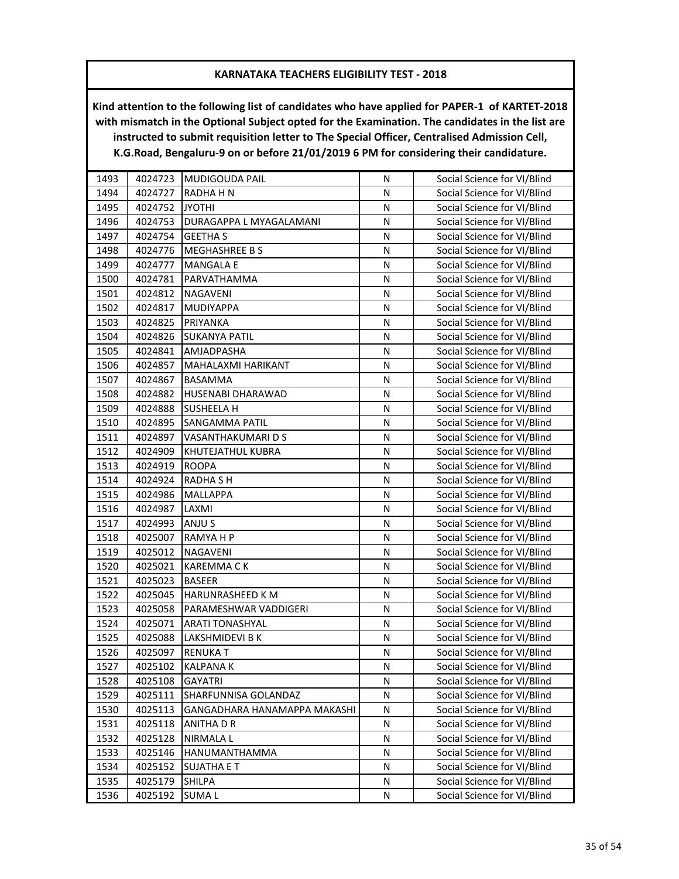## KARNATAKA TEACHERS ELIGIBILITY TEST - 2018

**Kind attention to the following list of candidates who have applied for PAPER-1 of KARTET-2018 with mismatch in the Optional Subject opted for the Examination. The candidates in the list are instructed to submit requisition letter to The Special Officer, Centralised Admission Cell, K.G.Road, Bengaluru-9 on or before 21/01/2019 6 PM for considering their candidature.**

| | | | | |
|---|---|---|---|---|
| 1493 | 4024723 | MUDIGOUDA PAIL | N | Social Science for VI/Blind |
| 1494 | 4024727 | RADHA H N | N | Social Science for VI/Blind |
| 1495 | 4024752 | JYOTHI | N | Social Science for VI/Blind |
| 1496 | 4024753 | DURAGAPPA L MYAGALAMANI | N | Social Science for VI/Blind |
| 1497 | 4024754 | GEETHA S | N | Social Science for VI/Blind |
| 1498 | 4024776 | MEGHASHREE B S | N | Social Science for VI/Blind |
| 1499 | 4024777 | MANGALA E | N | Social Science for VI/Blind |
| 1500 | 4024781 | PARVATHAMMA | N | Social Science for VI/Blind |
| 1501 | 4024812 | NAGAVENI | N | Social Science for VI/Blind |
| 1502 | 4024817 | MUDIYAPPA | N | Social Science for VI/Blind |
| 1503 | 4024825 | PRIYANKA | N | Social Science for VI/Blind |
| 1504 | 4024826 | SUKANYA PATIL | N | Social Science for VI/Blind |
| 1505 | 4024841 | AMJADPASHA | N | Social Science for VI/Blind |
| 1506 | 4024857 | MAHALAXMI HARIKANT | N | Social Science for VI/Blind |
| 1507 | 4024867 | BASAMMA | N | Social Science for VI/Blind |
| 1508 | 4024882 | HUSENABI DHARAWAD | N | Social Science for VI/Blind |
| 1509 | 4024888 | SUSHEELA H | N | Social Science for VI/Blind |
| 1510 | 4024895 | SANGAMMA PATIL | N | Social Science for VI/Blind |
| 1511 | 4024897 | VASANTHAKUMARI D S | N | Social Science for VI/Blind |
| 1512 | 4024909 | KHUTEJATHUL KUBRA | N | Social Science for VI/Blind |
| 1513 | 4024919 | ROOPA | N | Social Science for VI/Blind |
| 1514 | 4024924 | RADHA S H | N | Social Science for VI/Blind |
| 1515 | 4024986 | MALLAPPA | N | Social Science for VI/Blind |
| 1516 | 4024987 | LAXMI | N | Social Science for VI/Blind |
| 1517 | 4024993 | ANJU S | N | Social Science for VI/Blind |
| 1518 | 4025007 | RAMYA H P | N | Social Science for VI/Blind |
| 1519 | 4025012 | NAGAVENI | N | Social Science for VI/Blind |
| 1520 | 4025021 | KAREMMA C K | N | Social Science for VI/Blind |
| 1521 | 4025023 | BASEER | N | Social Science for VI/Blind |
| 1522 | 4025045 | HARUNRASHEED K M | N | Social Science for VI/Blind |
| 1523 | 4025058 | PARAMESHWAR VADDIGERI | N | Social Science for VI/Blind |
| 1524 | 4025071 | ARATI TONASHYAL | N | Social Science for VI/Blind |
| 1525 | 4025088 | LAKSHMIDEVI B K | N | Social Science for VI/Blind |
| 1526 | 4025097 | RENUKA T | N | Social Science for VI/Blind |
| 1527 | 4025102 | KALPANA K | N | Social Science for VI/Blind |
| 1528 | 4025108 | GAYATRI | N | Social Science for VI/Blind |
| 1529 | 4025111 | SHARFUNNISA GOLANDAZ | N | Social Science for VI/Blind |
| 1530 | 4025113 | GANGADHARA HANAMAPPA MAKASHI | N | Social Science for VI/Blind |
| 1531 | 4025118 | ANITHA D R | N | Social Science for VI/Blind |
| 1532 | 4025128 | NIRMALA L | N | Social Science for VI/Blind |
| 1533 | 4025146 | HANUMANTHAMMA | N | Social Science for VI/Blind |
| 1534 | 4025152 | SUJATHA E T | N | Social Science for VI/Blind |
| 1535 | 4025179 | SHILPA | N | Social Science for VI/Blind |
| 1536 | 4025192 | SUMA L | N | Social Science for VI/Blind |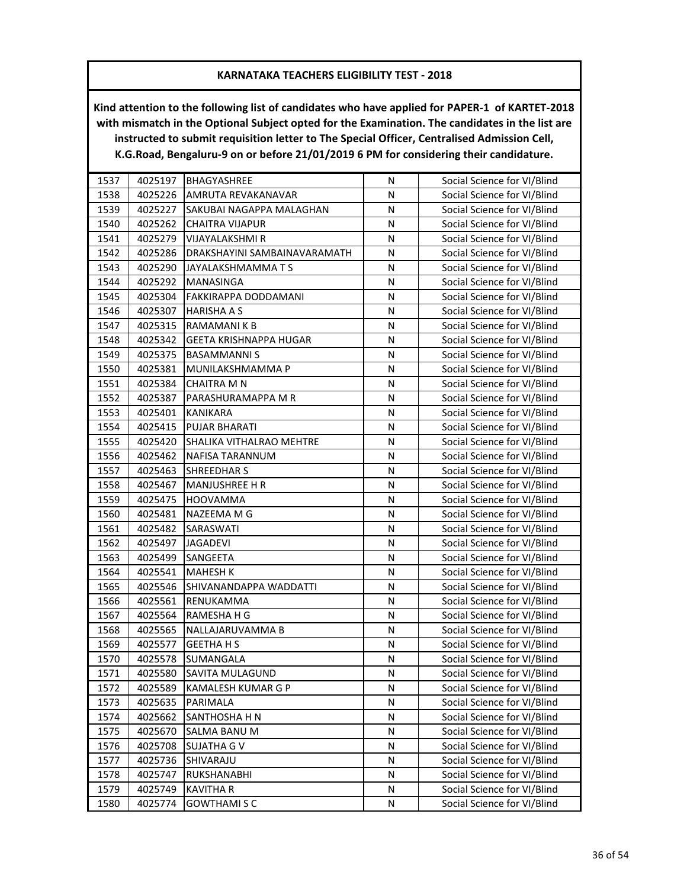## KARNATAKA TEACHERS ELIGIBILITY TEST - 2018

**Kind attention to the following list of candidates who have applied for PAPER-1 of KARTET-2018 with mismatch in the Optional Subject opted for the Examination. The candidates in the list are instructed to submit requisition letter to The Special Officer, Centralised Admission Cell, K.G.Road, Bengaluru-9 on or before 21/01/2019 6 PM for considering their candidature.**

| | | | | |
|---|---|---|---|---|
| 1537 | 4025197 | BHAGYASHREE | N | Social Science for VI/Blind |
| 1538 | 4025226 | AMRUTA REVAKANAVAR | N | Social Science for VI/Blind |
| 1539 | 4025227 | SAKUBAI NAGAPPA MALAGHAN | N | Social Science for VI/Blind |
| 1540 | 4025262 | CHAITRA VIJAPUR | N | Social Science for VI/Blind |
| 1541 | 4025279 | VIJAYALAKSHMI R | N | Social Science for VI/Blind |
| 1542 | 4025286 | DRAKSHAYINI SAMBAINAVARAMATH | N | Social Science for VI/Blind |
| 1543 | 4025290 | JAYALAKSHMAMMA T S | N | Social Science for VI/Blind |
| 1544 | 4025292 | MANASINGA | N | Social Science for VI/Blind |
| 1545 | 4025304 | FAKKIRAPPA DODDAMANI | N | Social Science for VI/Blind |
| 1546 | 4025307 | HARISHA A S | N | Social Science for VI/Blind |
| 1547 | 4025315 | RAMAMANI K B | N | Social Science for VI/Blind |
| 1548 | 4025342 | GEETA KRISHNAPPA HUGAR | N | Social Science for VI/Blind |
| 1549 | 4025375 | BASAMMANNI S | N | Social Science for VI/Blind |
| 1550 | 4025381 | MUNILAKSHMAMMA P | N | Social Science for VI/Blind |
| 1551 | 4025384 | CHAITRA M N | N | Social Science for VI/Blind |
| 1552 | 4025387 | PARASHURAMAPPA M R | N | Social Science for VI/Blind |
| 1553 | 4025401 | KANIKARA | N | Social Science for VI/Blind |
| 1554 | 4025415 | PUJAR BHARATI | N | Social Science for VI/Blind |
| 1555 | 4025420 | SHALIKA VITHALRAO MEHTRE | N | Social Science for VI/Blind |
| 1556 | 4025462 | NAFISA TARANNUM | N | Social Science for VI/Blind |
| 1557 | 4025463 | SHREEDHAR S | N | Social Science for VI/Blind |
| 1558 | 4025467 | MANJUSHREE H R | N | Social Science for VI/Blind |
| 1559 | 4025475 | HOOVAMMA | N | Social Science for VI/Blind |
| 1560 | 4025481 | NAZEEMA M G | N | Social Science for VI/Blind |
| 1561 | 4025482 | SARASWATI | N | Social Science for VI/Blind |
| 1562 | 4025497 | JAGADEVI | N | Social Science for VI/Blind |
| 1563 | 4025499 | SANGEETA | N | Social Science for VI/Blind |
| 1564 | 4025541 | MAHESH K | N | Social Science for VI/Blind |
| 1565 | 4025546 | SHIVANANDAPPA WADDATTI | N | Social Science for VI/Blind |
| 1566 | 4025561 | RENUKAMMA | N | Social Science for VI/Blind |
| 1567 | 4025564 | RAMESHA H G | N | Social Science for VI/Blind |
| 1568 | 4025565 | NALLAJARUVAMMA B | N | Social Science for VI/Blind |
| 1569 | 4025577 | GEETHA H S | N | Social Science for VI/Blind |
| 1570 | 4025578 | SUMANGALA | N | Social Science for VI/Blind |
| 1571 | 4025580 | SAVITA MULAGUND | N | Social Science for VI/Blind |
| 1572 | 4025589 | KAMALESH KUMAR G P | N | Social Science for VI/Blind |
| 1573 | 4025635 | PARIMALA | N | Social Science for VI/Blind |
| 1574 | 4025662 | SANTHOSHA H N | N | Social Science for VI/Blind |
| 1575 | 4025670 | SALMA BANU M | N | Social Science for VI/Blind |
| 1576 | 4025708 | SUJATHA G V | N | Social Science for VI/Blind |
| 1577 | 4025736 | SHIVARAJU | N | Social Science for VI/Blind |
| 1578 | 4025747 | RUKSHANABHI | N | Social Science for VI/Blind |
| 1579 | 4025749 | KAVITHA R | N | Social Science for VI/Blind |
| 1580 | 4025774 | GOWTHAMI S C | N | Social Science for VI/Blind |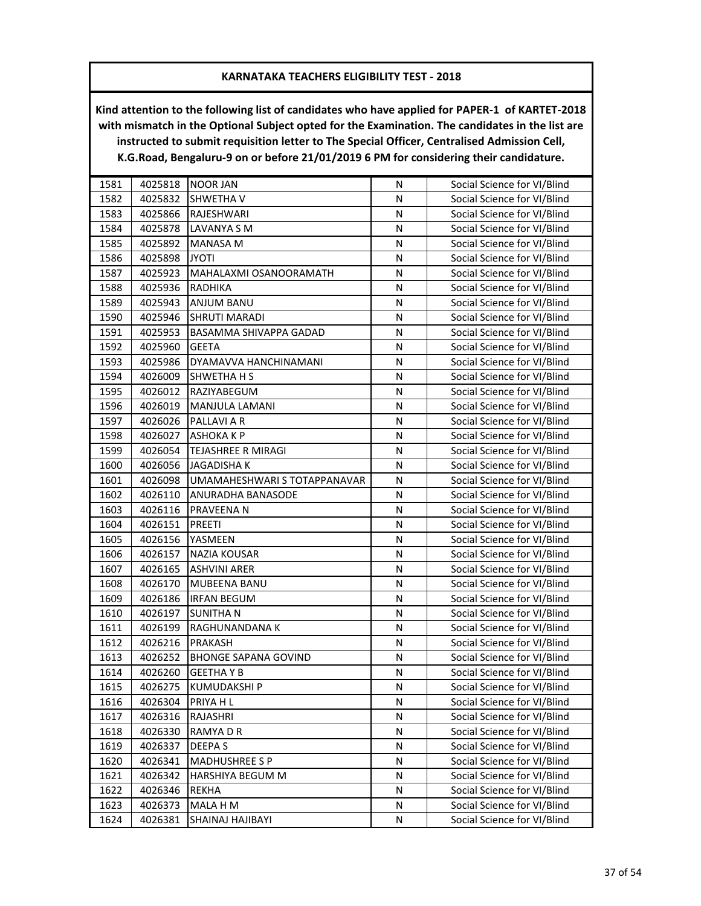# KARNATAKA TEACHERS ELIGIBILITY TEST - 2018

**Kind attention to the following list of candidates who have applied for PAPER-1 of KARTET-2018 with mismatch in the Optional Subject opted for the Examination. The candidates in the list are instructed to submit requisition letter to The Special Officer, Centralised Admission Cell, K.G.Road, Bengaluru-9 on or before 21/01/2019 6 PM for considering their candidature.**

| | | | | |
|---|---|---|---|---|
| 1581 | 4025818 | NOOR JAN | N | Social Science for VI/Blind |
| 1582 | 4025832 | SHWETHA V | N | Social Science for VI/Blind |
| 1583 | 4025866 | RAJESHWARI | N | Social Science for VI/Blind |
| 1584 | 4025878 | LAVANYA S M | N | Social Science for VI/Blind |
| 1585 | 4025892 | MANASA M | N | Social Science for VI/Blind |
| 1586 | 4025898 | JYOTI | N | Social Science for VI/Blind |
| 1587 | 4025923 | MAHALAXMI OSANOORAMATH | N | Social Science for VI/Blind |
| 1588 | 4025936 | RADHIKA | N | Social Science for VI/Blind |
| 1589 | 4025943 | ANJUM BANU | N | Social Science for VI/Blind |
| 1590 | 4025946 | SHRUTI MARADI | N | Social Science for VI/Blind |
| 1591 | 4025953 | BASAMMA SHIVAPPA GADAD | N | Social Science for VI/Blind |
| 1592 | 4025960 | GEETA | N | Social Science for VI/Blind |
| 1593 | 4025986 | DYAMAVVA HANCHINAMANI | N | Social Science for VI/Blind |
| 1594 | 4026009 | SHWETHA H S | N | Social Science for VI/Blind |
| 1595 | 4026012 | RAZIYABEGUM | N | Social Science for VI/Blind |
| 1596 | 4026019 | MANJULA LAMANI | N | Social Science for VI/Blind |
| 1597 | 4026026 | PALLAVI A R | N | Social Science for VI/Blind |
| 1598 | 4026027 | ASHOKA K P | N | Social Science for VI/Blind |
| 1599 | 4026054 | TEJASHREE R MIRAGI | N | Social Science for VI/Blind |
| 1600 | 4026056 | JAGADISHA K | N | Social Science for VI/Blind |
| 1601 | 4026098 | UMAMAHESHWARI S TOTAPPANAVAR | N | Social Science for VI/Blind |
| 1602 | 4026110 | ANURADHA BANASODE | N | Social Science for VI/Blind |
| 1603 | 4026116 | PRAVEENA N | N | Social Science for VI/Blind |
| 1604 | 4026151 | PREETI | N | Social Science for VI/Blind |
| 1605 | 4026156 | YASMEEN | N | Social Science for VI/Blind |
| 1606 | 4026157 | NAZIA KOUSAR | N | Social Science for VI/Blind |
| 1607 | 4026165 | ASHVINI ARER | N | Social Science for VI/Blind |
| 1608 | 4026170 | MUBEENA BANU | N | Social Science for VI/Blind |
| 1609 | 4026186 | IRFAN BEGUM | N | Social Science for VI/Blind |
| 1610 | 4026197 | SUNITHA N | N | Social Science for VI/Blind |
| 1611 | 4026199 | RAGHUNANDANA K | N | Social Science for VI/Blind |
| 1612 | 4026216 | PRAKASH | N | Social Science for VI/Blind |
| 1613 | 4026252 | BHONGE SAPANA GOVIND | N | Social Science for VI/Blind |
| 1614 | 4026260 | GEETHA Y B | N | Social Science for VI/Blind |
| 1615 | 4026275 | KUMUDAKSHI P | N | Social Science for VI/Blind |
| 1616 | 4026304 | PRIYA H L | N | Social Science for VI/Blind |
| 1617 | 4026316 | RAJASHRI | N | Social Science for VI/Blind |
| 1618 | 4026330 | RAMYA D R | N | Social Science for VI/Blind |
| 1619 | 4026337 | DEEPA S | N | Social Science for VI/Blind |
| 1620 | 4026341 | MADHUSHREE S P | N | Social Science for VI/Blind |
| 1621 | 4026342 | HARSHIYA BEGUM M | N | Social Science for VI/Blind |
| 1622 | 4026346 | REKHA | N | Social Science for VI/Blind |
| 1623 | 4026373 | MALA H M | N | Social Science for VI/Blind |
| 1624 | 4026381 | SHAINAJ HAJIBAYI | N | Social Science for VI/Blind |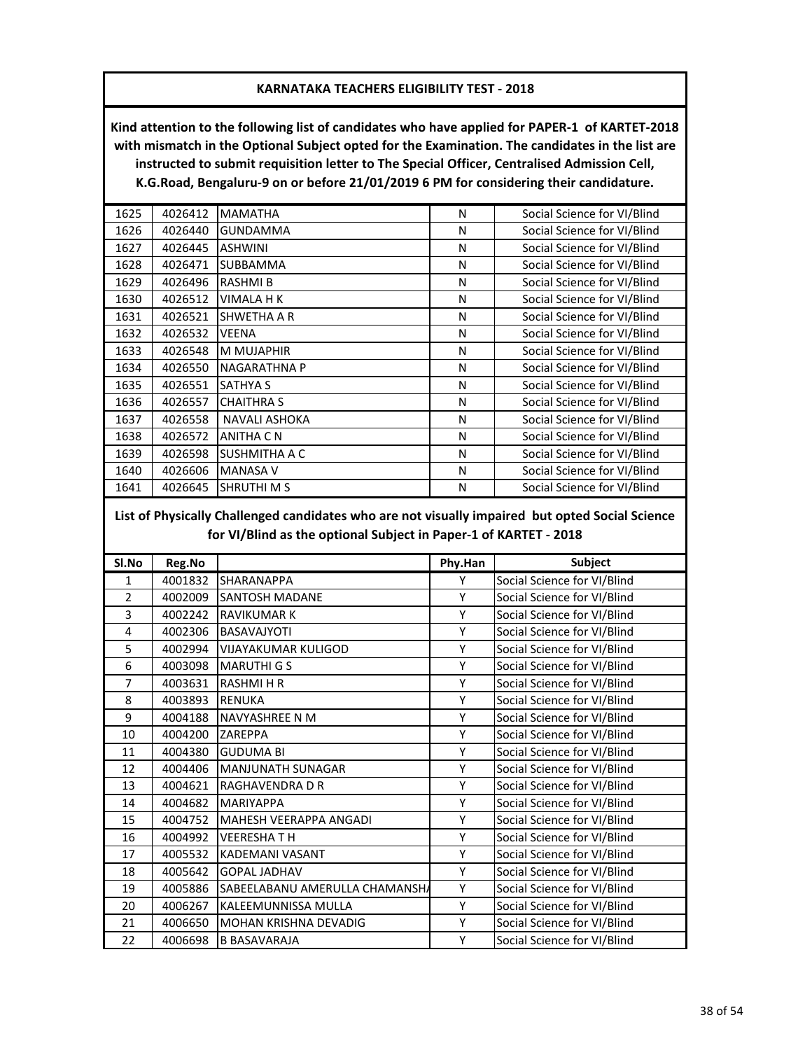## KARNATAKA TEACHERS ELIGIBILITY TEST - 2018

**Kind attention to the following list of candidates who have applied for PAPER-1 of KARTET-2018 with mismatch in the Optional Subject opted for the Examination. The candidates in the list are instructed to submit requisition letter to The Special Officer, Centralised Admission Cell, K.G.Road, Bengaluru-9 on or before 21/01/2019 6 PM for considering their candidature.**

| | | | | |
|---|---|---|---|---|
| 1625 | 4026412 | MAMATHA | N | Social Science for VI/Blind |
| 1626 | 4026440 | GUNDAMMA | N | Social Science for VI/Blind |
| 1627 | 4026445 | ASHWINI | N | Social Science for VI/Blind |
| 1628 | 4026471 | SUBBAMMA | N | Social Science for VI/Blind |
| 1629 | 4026496 | RASHMI B | N | Social Science for VI/Blind |
| 1630 | 4026512 | VIMALA H K | N | Social Science for VI/Blind |
| 1631 | 4026521 | SHWETHA A R | N | Social Science for VI/Blind |
| 1632 | 4026532 | VEENA | N | Social Science for VI/Blind |
| 1633 | 4026548 | M MUJAPHIR | N | Social Science for VI/Blind |
| 1634 | 4026550 | NAGARATHNA P | N | Social Science for VI/Blind |
| 1635 | 4026551 | SATHYA S | N | Social Science for VI/Blind |
| 1636 | 4026557 | CHAITHRA S | N | Social Science for VI/Blind |
| 1637 | 4026558 | NAVALI ASHOKA | N | Social Science for VI/Blind |
| 1638 | 4026572 | ANITHA C N | N | Social Science for VI/Blind |
| 1639 | 4026598 | SUSHMITHA A C | N | Social Science for VI/Blind |
| 1640 | 4026606 | MANASA V | N | Social Science for VI/Blind |
| 1641 | 4026645 | SHRUTHI M S | N | Social Science for VI/Blind |

**List of Physically Challenged candidates who are not visually impaired but opted Social Science for VI/Blind as the optional Subject in Paper-1 of KARTET - 2018**

| Sl.No | Reg.No | | Phy.Han | Subject |
|---|---|---|---|---|
| 1 | 4001832 | SHARANAPPA | Y | Social Science for VI/Blind |
| 2 | 4002009 | SANTOSH MADANE | Y | Social Science for VI/Blind |
| 3 | 4002242 | RAVIKUMAR K | Y | Social Science for VI/Blind |
| 4 | 4002306 | BASAVAJYOTI | Y | Social Science for VI/Blind |
| 5 | 4002994 | VIJAYAKUMAR KULIGOD | Y | Social Science for VI/Blind |
| 6 | 4003098 | MARUTHI G S | Y | Social Science for VI/Blind |
| 7 | 4003631 | RASHMI H R | Y | Social Science for VI/Blind |
| 8 | 4003893 | RENUKA | Y | Social Science for VI/Blind |
| 9 | 4004188 | NAVYASHREE N M | Y | Social Science for VI/Blind |
| 10 | 4004200 | ZAREPPA | Y | Social Science for VI/Blind |
| 11 | 4004380 | GUDUMA BI | Y | Social Science for VI/Blind |
| 12 | 4004406 | MANJUNATH SUNAGAR | Y | Social Science for VI/Blind |
| 13 | 4004621 | RAGHAVENDRA D R | Y | Social Science for VI/Blind |
| 14 | 4004682 | MARIYAPPA | Y | Social Science for VI/Blind |
| 15 | 4004752 | MAHESH VEERAPPA ANGADI | Y | Social Science for VI/Blind |
| 16 | 4004992 | VEERESHA T H | Y | Social Science for VI/Blind |
| 17 | 4005532 | KADEMANI VASANT | Y | Social Science for VI/Blind |
| 18 | 4005642 | GOPAL JADHAV | Y | Social Science for VI/Blind |
| 19 | 4005886 | SABEELABANU AMERULLA CHAMANSHA | Y | Social Science for VI/Blind |
| 20 | 4006267 | KALEEMUNNISSA MULLA | Y | Social Science for VI/Blind |
| 21 | 4006650 | MOHAN KRISHNA DEVADIG | Y | Social Science for VI/Blind |
| 22 | 4006698 | B BASAVARAJA | Y | Social Science for VI/Blind |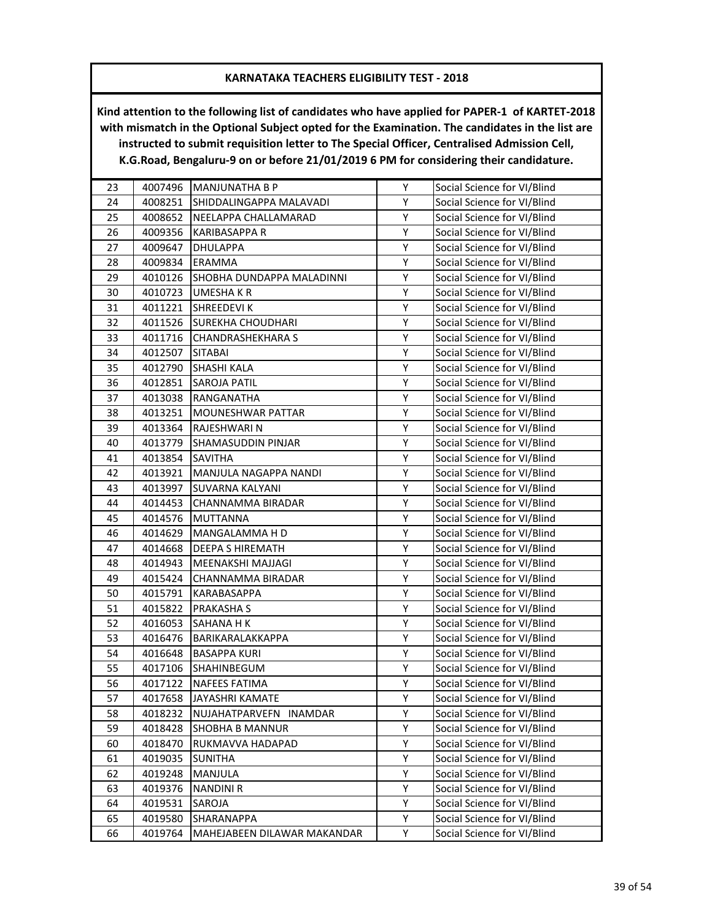## KARNATAKA TEACHERS ELIGIBILITY TEST - 2018

**Kind attention to the following list of candidates who have applied for PAPER-1 of KARTET-2018 with mismatch in the Optional Subject opted for the Examination. The candidates in the list are instructed to submit requisition letter to The Special Officer, Centralised Admission Cell, K.G.Road, Bengaluru-9 on or before 21/01/2019 6 PM for considering their candidature.**

| | | | | |
|---|---|---|---|---|
| 23 | 4007496 | MANJUNATHA B P | Y | Social Science for VI/Blind |
| 24 | 4008251 | SHIDDALINGAPPA MALAVADI | Y | Social Science for VI/Blind |
| 25 | 4008652 | NEELAPPA CHALLAMARAD | Y | Social Science for VI/Blind |
| 26 | 4009356 | KARIBASAPPA R | Y | Social Science for VI/Blind |
| 27 | 4009647 | DHULAPPA | Y | Social Science for VI/Blind |
| 28 | 4009834 | ERAMMA | Y | Social Science for VI/Blind |
| 29 | 4010126 | SHOBHA DUNDAPPA MALADINNI | Y | Social Science for VI/Blind |
| 30 | 4010723 | UMESHA K R | Y | Social Science for VI/Blind |
| 31 | 4011221 | SHREEDEVI K | Y | Social Science for VI/Blind |
| 32 | 4011526 | SUREKHA CHOUDHARI | Y | Social Science for VI/Blind |
| 33 | 4011716 | CHANDRASHEKHARA S | Y | Social Science for VI/Blind |
| 34 | 4012507 | SITABAI | Y | Social Science for VI/Blind |
| 35 | 4012790 | SHASHI KALA | Y | Social Science for VI/Blind |
| 36 | 4012851 | SAROJA PATIL | Y | Social Science for VI/Blind |
| 37 | 4013038 | RANGANATHA | Y | Social Science for VI/Blind |
| 38 | 4013251 | MOUNESHWAR PATTAR | Y | Social Science for VI/Blind |
| 39 | 4013364 | RAJESHWARI N | Y | Social Science for VI/Blind |
| 40 | 4013779 | SHAMASUDDIN PINJAR | Y | Social Science for VI/Blind |
| 41 | 4013854 | SAVITHA | Y | Social Science for VI/Blind |
| 42 | 4013921 | MANJULA NAGAPPA NANDI | Y | Social Science for VI/Blind |
| 43 | 4013997 | SUVARNA KALYANI | Y | Social Science for VI/Blind |
| 44 | 4014453 | CHANNAMMA BIRADAR | Y | Social Science for VI/Blind |
| 45 | 4014576 | MUTTANNA | Y | Social Science for VI/Blind |
| 46 | 4014629 | MANGALAMMA H D | Y | Social Science for VI/Blind |
| 47 | 4014668 | DEEPA S HIREMATH | Y | Social Science for VI/Blind |
| 48 | 4014943 | MEENAKSHI MAJJAGI | Y | Social Science for VI/Blind |
| 49 | 4015424 | CHANNAMMA BIRADAR | Y | Social Science for VI/Blind |
| 50 | 4015791 | KARABASAPPA | Y | Social Science for VI/Blind |
| 51 | 4015822 | PRAKASHA S | Y | Social Science for VI/Blind |
| 52 | 4016053 | SAHANA H K | Y | Social Science for VI/Blind |
| 53 | 4016476 | BARIKARALAKKAPPA | Y | Social Science for VI/Blind |
| 54 | 4016648 | BASAPPA KURI | Y | Social Science for VI/Blind |
| 55 | 4017106 | SHAHINBEGUM | Y | Social Science for VI/Blind |
| 56 | 4017122 | NAFEES FATIMA | Y | Social Science for VI/Blind |
| 57 | 4017658 | JAYASHRI KAMATE | Y | Social Science for VI/Blind |
| 58 | 4018232 | NUJAHATPARVEFN INAMDAR | Y | Social Science for VI/Blind |
| 59 | 4018428 | SHOBHA B MANNUR | Y | Social Science for VI/Blind |
| 60 | 4018470 | RUKMAVVA HADAPAD | Y | Social Science for VI/Blind |
| 61 | 4019035 | SUNITHA | Y | Social Science for VI/Blind |
| 62 | 4019248 | MANJULA | Y | Social Science for VI/Blind |
| 63 | 4019376 | NANDINI R | Y | Social Science for VI/Blind |
| 64 | 4019531 | SAROJA | Y | Social Science for VI/Blind |
| 65 | 4019580 | SHARANAPPA | Y | Social Science for VI/Blind |
| 66 | 4019764 | MAHEJABEEN DILAWAR MAKANDAR | Y | Social Science for VI/Blind |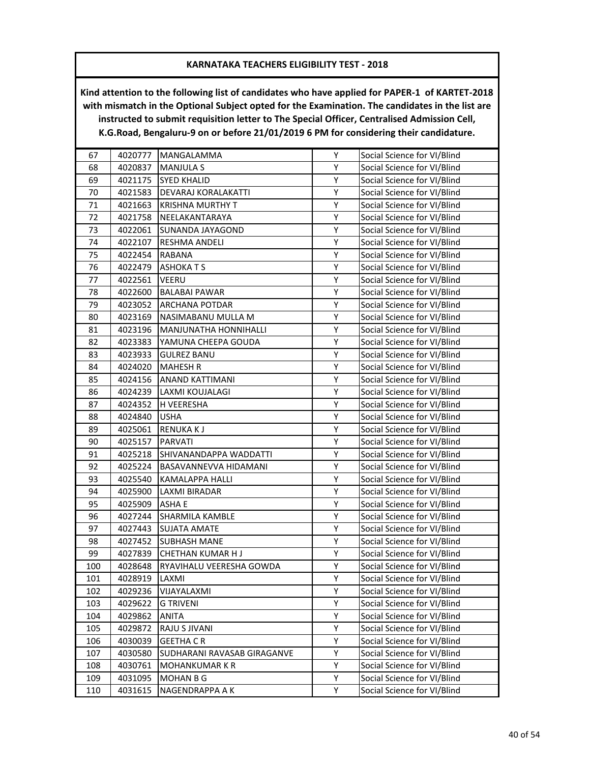## KARNATAKA TEACHERS ELIGIBILITY TEST - 2018

**Kind attention to the following list of candidates who have applied for PAPER-1 of KARTET-2018 with mismatch in the Optional Subject opted for the Examination. The candidates in the list are instructed to submit requisition letter to The Special Officer, Centralised Admission Cell, K.G.Road, Bengaluru-9 on or before 21/01/2019 6 PM for considering their candidature.**

| | | | | |
|---|---|---|---|---|
| 67 | 4020777 | MANGALAMMA | Y | Social Science for VI/Blind |
| 68 | 4020837 | MANJULA S | Y | Social Science for VI/Blind |
| 69 | 4021175 | SYED KHALID | Y | Social Science for VI/Blind |
| 70 | 4021583 | DEVARAJ KORALAKATTI | Y | Social Science for VI/Blind |
| 71 | 4021663 | KRISHNA MURTHY T | Y | Social Science for VI/Blind |
| 72 | 4021758 | NEELAKANTARAYA | Y | Social Science for VI/Blind |
| 73 | 4022061 | SUNANDA JAYAGOND | Y | Social Science for VI/Blind |
| 74 | 4022107 | RESHMA ANDELI | Y | Social Science for VI/Blind |
| 75 | 4022454 | RABANA | Y | Social Science for VI/Blind |
| 76 | 4022479 | ASHOKA T S | Y | Social Science for VI/Blind |
| 77 | 4022561 | VEERU | Y | Social Science for VI/Blind |
| 78 | 4022600 | BALABAI PAWAR | Y | Social Science for VI/Blind |
| 79 | 4023052 | ARCHANA POTDAR | Y | Social Science for VI/Blind |
| 80 | 4023169 | NASIMABANU MULLA M | Y | Social Science for VI/Blind |
| 81 | 4023196 | MANJUNATHA HONNIHALLI | Y | Social Science for VI/Blind |
| 82 | 4023383 | YAMUNA CHEEPA GOUDA | Y | Social Science for VI/Blind |
| 83 | 4023933 | GULREZ BANU | Y | Social Science for VI/Blind |
| 84 | 4024020 | MAHESH R | Y | Social Science for VI/Blind |
| 85 | 4024156 | ANAND KATTIMANI | Y | Social Science for VI/Blind |
| 86 | 4024239 | LAXMI KOUJALAGI | Y | Social Science for VI/Blind |
| 87 | 4024352 | H VEERESHA | Y | Social Science for VI/Blind |
| 88 | 4024840 | USHA | Y | Social Science for VI/Blind |
| 89 | 4025061 | RENUKA K J | Y | Social Science for VI/Blind |
| 90 | 4025157 | PARVATI | Y | Social Science for VI/Blind |
| 91 | 4025218 | SHIVANANDAPPA WADDATTI | Y | Social Science for VI/Blind |
| 92 | 4025224 | BASAVANNEVVA HIDAMANI | Y | Social Science for VI/Blind |
| 93 | 4025540 | KAMALAPPA HALLI | Y | Social Science for VI/Blind |
| 94 | 4025900 | LAXMI BIRADAR | Y | Social Science for VI/Blind |
| 95 | 4025909 | ASHA E | Y | Social Science for VI/Blind |
| 96 | 4027244 | SHARMILA KAMBLE | Y | Social Science for VI/Blind |
| 97 | 4027443 | SUJATA AMATE | Y | Social Science for VI/Blind |
| 98 | 4027452 | SUBHASH MANE | Y | Social Science for VI/Blind |
| 99 | 4027839 | CHETHAN KUMAR H J | Y | Social Science for VI/Blind |
| 100 | 4028648 | RYAVIHALU VEERESHA GOWDA | Y | Social Science for VI/Blind |
| 101 | 4028919 | LAXMI | Y | Social Science for VI/Blind |
| 102 | 4029236 | VIJAYALAXMI | Y | Social Science for VI/Blind |
| 103 | 4029622 | G TRIVENI | Y | Social Science for VI/Blind |
| 104 | 4029862 | ANITA | Y | Social Science for VI/Blind |
| 105 | 4029872 | RAJU S JIVANI | Y | Social Science for VI/Blind |
| 106 | 4030039 | GEETHA C R | Y | Social Science for VI/Blind |
| 107 | 4030580 | SUDHARANI RAVASAB GIRAGANVE | Y | Social Science for VI/Blind |
| 108 | 4030761 | MOHANKUMAR K R | Y | Social Science for VI/Blind |
| 109 | 4031095 | MOHAN B G | Y | Social Science for VI/Blind |
| 110 | 4031615 | NAGENDRAPPA A K | Y | Social Science for VI/Blind |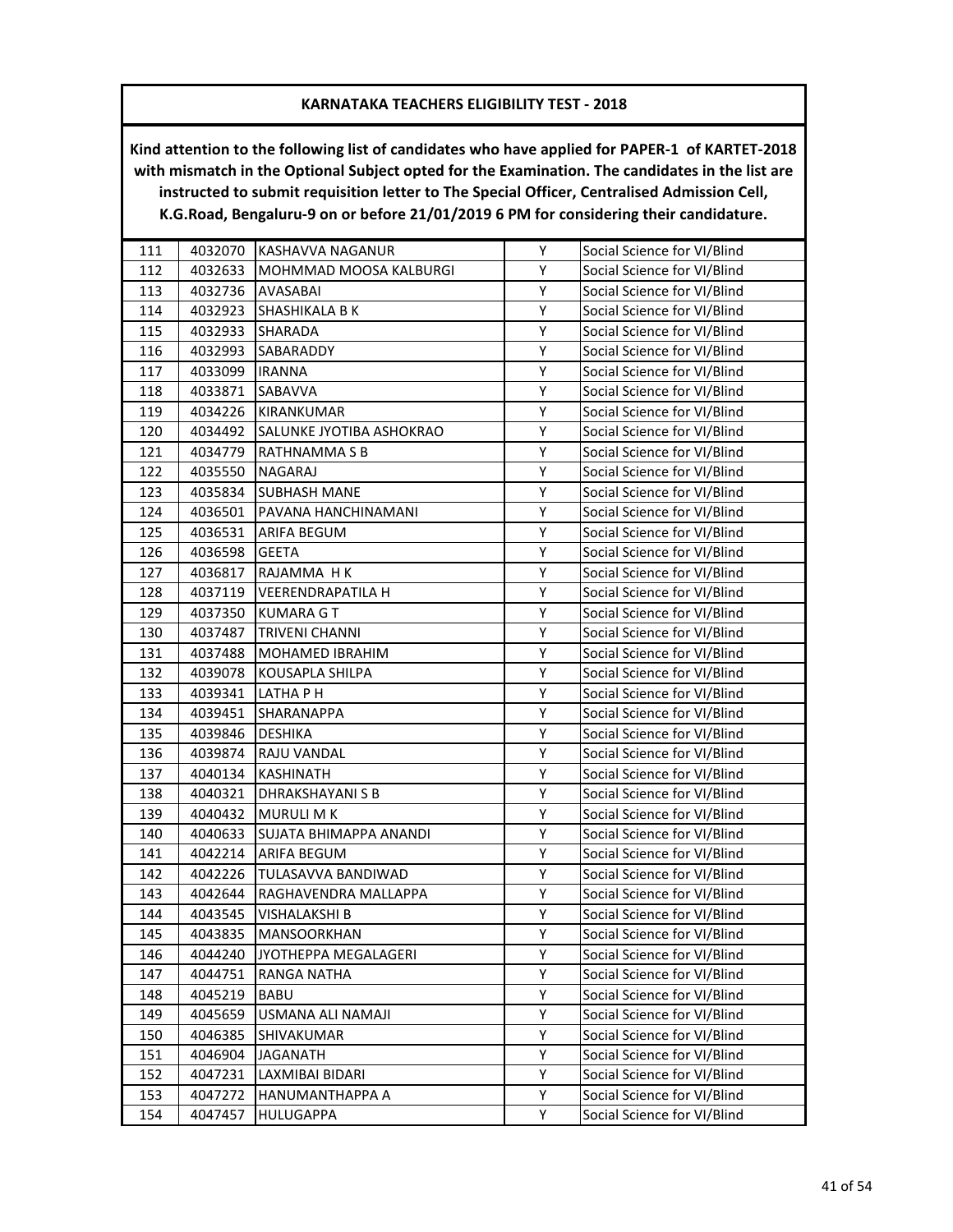## KARNATAKA TEACHERS ELIGIBILITY TEST - 2018

**Kind attention to the following list of candidates who have applied for PAPER-1 of KARTET-2018 with mismatch in the Optional Subject opted for the Examination. The candidates in the list are instructed to submit requisition letter to The Special Officer, Centralised Admission Cell, K.G.Road, Bengaluru-9 on or before 21/01/2019 6 PM for considering their candidature.**

| | | | | |
|---|---|---|---|---|
| 111 | 4032070 | KASHAVVA NAGANUR | Y | Social Science for VI/Blind |
| 112 | 4032633 | MOHMMAD MOOSA KALBURGI | Y | Social Science for VI/Blind |
| 113 | 4032736 | AVASABAI | Y | Social Science for VI/Blind |
| 114 | 4032923 | SHASHIKALA B K | Y | Social Science for VI/Blind |
| 115 | 4032933 | SHARADA | Y | Social Science for VI/Blind |
| 116 | 4032993 | SABARADDY | Y | Social Science for VI/Blind |
| 117 | 4033099 | IRANNA | Y | Social Science for VI/Blind |
| 118 | 4033871 | SABAVVA | Y | Social Science for VI/Blind |
| 119 | 4034226 | KIRANKUMAR | Y | Social Science for VI/Blind |
| 120 | 4034492 | SALUNKE JYOTIBA ASHOKRAO | Y | Social Science for VI/Blind |
| 121 | 4034779 | RATHNAMMA S B | Y | Social Science for VI/Blind |
| 122 | 4035550 | NAGARAJ | Y | Social Science for VI/Blind |
| 123 | 4035834 | SUBHASH MANE | Y | Social Science for VI/Blind |
| 124 | 4036501 | PAVANA HANCHINAMANI | Y | Social Science for VI/Blind |
| 125 | 4036531 | ARIFA BEGUM | Y | Social Science for VI/Blind |
| 126 | 4036598 | GEETA | Y | Social Science for VI/Blind |
| 127 | 4036817 | RAJAMMA H K | Y | Social Science for VI/Blind |
| 128 | 4037119 | VEERENDRAPATILA H | Y | Social Science for VI/Blind |
| 129 | 4037350 | KUMARA G T | Y | Social Science for VI/Blind |
| 130 | 4037487 | TRIVENI CHANNI | Y | Social Science for VI/Blind |
| 131 | 4037488 | MOHAMED IBRAHIM | Y | Social Science for VI/Blind |
| 132 | 4039078 | KOUSAPLA SHILPA | Y | Social Science for VI/Blind |
| 133 | 4039341 | LATHA P H | Y | Social Science for VI/Blind |
| 134 | 4039451 | SHARANAPPA | Y | Social Science for VI/Blind |
| 135 | 4039846 | DESHIKA | Y | Social Science for VI/Blind |
| 136 | 4039874 | RAJU VANDAL | Y | Social Science for VI/Blind |
| 137 | 4040134 | KASHINATH | Y | Social Science for VI/Blind |
| 138 | 4040321 | DHRAKSHAYANI S B | Y | Social Science for VI/Blind |
| 139 | 4040432 | MURULI M K | Y | Social Science for VI/Blind |
| 140 | 4040633 | SUJATA BHIMAPPA ANANDI | Y | Social Science for VI/Blind |
| 141 | 4042214 | ARIFA BEGUM | Y | Social Science for VI/Blind |
| 142 | 4042226 | TULASAVVA BANDIWAD | Y | Social Science for VI/Blind |
| 143 | 4042644 | RAGHAVENDRA MALLAPPA | Y | Social Science for VI/Blind |
| 144 | 4043545 | VISHALAKSHI B | Y | Social Science for VI/Blind |
| 145 | 4043835 | MANSOORKHAN | Y | Social Science for VI/Blind |
| 146 | 4044240 | JYOTHEPPA MEGALAGERI | Y | Social Science for VI/Blind |
| 147 | 4044751 | RANGA NATHA | Y | Social Science for VI/Blind |
| 148 | 4045219 | BABU | Y | Social Science for VI/Blind |
| 149 | 4045659 | USMANA ALI NAMAJI | Y | Social Science for VI/Blind |
| 150 | 4046385 | SHIVAKUMAR | Y | Social Science for VI/Blind |
| 151 | 4046904 | JAGANATH | Y | Social Science for VI/Blind |
| 152 | 4047231 | LAXMIBAI BIDARI | Y | Social Science for VI/Blind |
| 153 | 4047272 | HANUMANTHAPPA A | Y | Social Science for VI/Blind |
| 154 | 4047457 | HULUGAPPA | Y | Social Science for VI/Blind |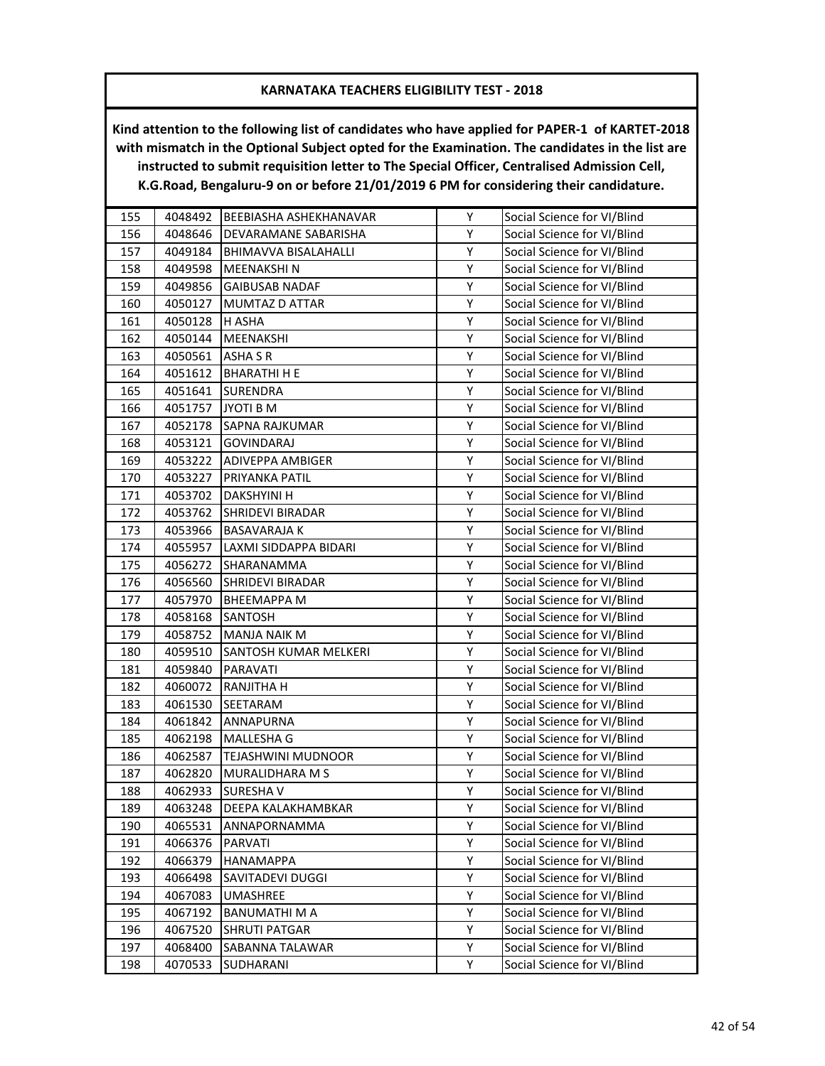## KARNATAKA TEACHERS ELIGIBILITY TEST - 2018

**Kind attention to the following list of candidates who have applied for PAPER-1 of KARTET-2018 with mismatch in the Optional Subject opted for the Examination. The candidates in the list are instructed to submit requisition letter to The Special Officer, Centralised Admission Cell, K.G.Road, Bengaluru-9 on or before 21/01/2019 6 PM for considering their candidature.**

| | | | | |
|---|---|---|---|---|
| 155 | 4048492 | BEEBIASHA ASHEKHANAVAR | Y | Social Science for VI/Blind |
| 156 | 4048646 | DEVARAMANE SABARISHA | Y | Social Science for VI/Blind |
| 157 | 4049184 | BHIMAVVA BISALAHALLI | Y | Social Science for VI/Blind |
| 158 | 4049598 | MEENAKSHI N | Y | Social Science for VI/Blind |
| 159 | 4049856 | GAIBUSAB NADAF | Y | Social Science for VI/Blind |
| 160 | 4050127 | MUMTAZ D ATTAR | Y | Social Science for VI/Blind |
| 161 | 4050128 | H ASHA | Y | Social Science for VI/Blind |
| 162 | 4050144 | MEENAKSHI | Y | Social Science for VI/Blind |
| 163 | 4050561 | ASHA S R | Y | Social Science for VI/Blind |
| 164 | 4051612 | BHARATHI H E | Y | Social Science for VI/Blind |
| 165 | 4051641 | SURENDRA | Y | Social Science for VI/Blind |
| 166 | 4051757 | JYOTI B M | Y | Social Science for VI/Blind |
| 167 | 4052178 | SAPNA RAJKUMAR | Y | Social Science for VI/Blind |
| 168 | 4053121 | GOVINDARAJ | Y | Social Science for VI/Blind |
| 169 | 4053222 | ADIVEPPA AMBIGER | Y | Social Science for VI/Blind |
| 170 | 4053227 | PRIYANKA PATIL | Y | Social Science for VI/Blind |
| 171 | 4053702 | DAKSHYINI H | Y | Social Science for VI/Blind |
| 172 | 4053762 | SHRIDEVI BIRADAR | Y | Social Science for VI/Blind |
| 173 | 4053966 | BASAVARAJA K | Y | Social Science for VI/Blind |
| 174 | 4055957 | LAXMI SIDDAPPA BIDARI | Y | Social Science for VI/Blind |
| 175 | 4056272 | SHARANAMMA | Y | Social Science for VI/Blind |
| 176 | 4056560 | SHRIDEVI BIRADAR | Y | Social Science for VI/Blind |
| 177 | 4057970 | BHEEMAPPA M | Y | Social Science for VI/Blind |
| 178 | 4058168 | SANTOSH | Y | Social Science for VI/Blind |
| 179 | 4058752 | MANJA NAIK M | Y | Social Science for VI/Blind |
| 180 | 4059510 | SANTOSH KUMAR MELKERI | Y | Social Science for VI/Blind |
| 181 | 4059840 | PARAVATI | Y | Social Science for VI/Blind |
| 182 | 4060072 | RANJITHA H | Y | Social Science for VI/Blind |
| 183 | 4061530 | SEETARAM | Y | Social Science for VI/Blind |
| 184 | 4061842 | ANNAPURNA | Y | Social Science for VI/Blind |
| 185 | 4062198 | MALLESHA G | Y | Social Science for VI/Blind |
| 186 | 4062587 | TEJASHWINI MUDNOOR | Y | Social Science for VI/Blind |
| 187 | 4062820 | MURALIDHARA M S | Y | Social Science for VI/Blind |
| 188 | 4062933 | SURESHA V | Y | Social Science for VI/Blind |
| 189 | 4063248 | DEEPA KALAKHAMBKAR | Y | Social Science for VI/Blind |
| 190 | 4065531 | ANNAPORNAMMA | Y | Social Science for VI/Blind |
| 191 | 4066376 | PARVATI | Y | Social Science for VI/Blind |
| 192 | 4066379 | HANAMAPPA | Y | Social Science for VI/Blind |
| 193 | 4066498 | SAVITADEVI DUGGI | Y | Social Science for VI/Blind |
| 194 | 4067083 | UMASHREE | Y | Social Science for VI/Blind |
| 195 | 4067192 | BANUMATHI M A | Y | Social Science for VI/Blind |
| 196 | 4067520 | SHRUTI PATGAR | Y | Social Science for VI/Blind |
| 197 | 4068400 | SABANNA TALAWAR | Y | Social Science for VI/Blind |
| 198 | 4070533 | SUDHARANI | Y | Social Science for VI/Blind |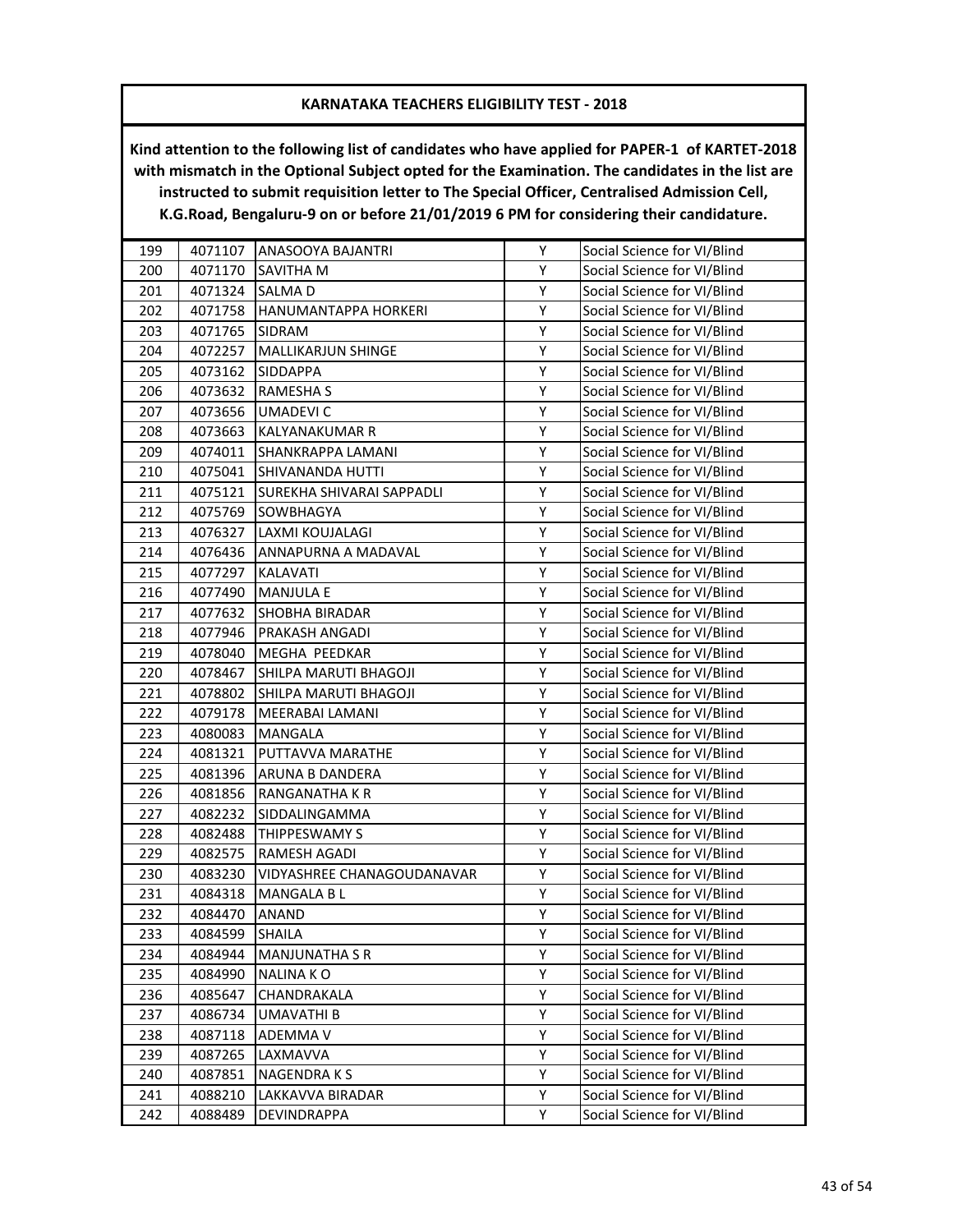**KARNATAKA TEACHERS ELIGIBILITY TEST - 2018**

**Kind attention to the following list of candidates who have applied for PAPER-1 of KARTET-2018 with mismatch in the Optional Subject opted for the Examination. The candidates in the list are instructed to submit requisition letter to The Special Officer, Centralised Admission Cell, K.G.Road, Bengaluru-9 on or before 21/01/2019 6 PM for considering their candidature.**

| | | | | |
|---|---|---|---|---|
| 199 | 4071107 | ANASOOYA BAJANTRI | Y | Social Science for VI/Blind |
| 200 | 4071170 | SAVITHA M | Y | Social Science for VI/Blind |
| 201 | 4071324 | SALMA D | Y | Social Science for VI/Blind |
| 202 | 4071758 | HANUMANTAPPA HORKERI | Y | Social Science for VI/Blind |
| 203 | 4071765 | SIDRAM | Y | Social Science for VI/Blind |
| 204 | 4072257 | MALLIKARJUN SHINGE | Y | Social Science for VI/Blind |
| 205 | 4073162 | SIDDAPPA | Y | Social Science for VI/Blind |
| 206 | 4073632 | RAMESHA S | Y | Social Science for VI/Blind |
| 207 | 4073656 | UMADEVI C | Y | Social Science for VI/Blind |
| 208 | 4073663 | KALYANAKUMAR R | Y | Social Science for VI/Blind |
| 209 | 4074011 | SHANKRAPPA LAMANI | Y | Social Science for VI/Blind |
| 210 | 4075041 | SHIVANANDA HUTTI | Y | Social Science for VI/Blind |
| 211 | 4075121 | SUREKHA SHIVARAI SAPPADLI | Y | Social Science for VI/Blind |
| 212 | 4075769 | SOWBHAGYA | Y | Social Science for VI/Blind |
| 213 | 4076327 | LAXMI KOUJALAGI | Y | Social Science for VI/Blind |
| 214 | 4076436 | ANNAPURNA A MADAVAL | Y | Social Science for VI/Blind |
| 215 | 4077297 | KALAVATI | Y | Social Science for VI/Blind |
| 216 | 4077490 | MANJULA E | Y | Social Science for VI/Blind |
| 217 | 4077632 | SHOBHA BIRADAR | Y | Social Science for VI/Blind |
| 218 | 4077946 | PRAKASH ANGADI | Y | Social Science for VI/Blind |
| 219 | 4078040 | MEGHA PEEDKAR | Y | Social Science for VI/Blind |
| 220 | 4078467 | SHILPA MARUTI BHAGOJI | Y | Social Science for VI/Blind |
| 221 | 4078802 | SHILPA MARUTI BHAGOJI | Y | Social Science for VI/Blind |
| 222 | 4079178 | MEERABAI LAMANI | Y | Social Science for VI/Blind |
| 223 | 4080083 | MANGALA | Y | Social Science for VI/Blind |
| 224 | 4081321 | PUTTAVVA MARATHE | Y | Social Science for VI/Blind |
| 225 | 4081396 | ARUNA B DANDERA | Y | Social Science for VI/Blind |
| 226 | 4081856 | RANGANATHA K R | Y | Social Science for VI/Blind |
| 227 | 4082232 | SIDDALINGAMMA | Y | Social Science for VI/Blind |
| 228 | 4082488 | THIPPESWAMY S | Y | Social Science for VI/Blind |
| 229 | 4082575 | RAMESH AGADI | Y | Social Science for VI/Blind |
| 230 | 4083230 | VIDYASHREE CHANAGOUDANAVAR | Y | Social Science for VI/Blind |
| 231 | 4084318 | MANGALA B L | Y | Social Science for VI/Blind |
| 232 | 4084470 | ANAND | Y | Social Science for VI/Blind |
| 233 | 4084599 | SHAILA | Y | Social Science for VI/Blind |
| 234 | 4084944 | MANJUNATHA S R | Y | Social Science for VI/Blind |
| 235 | 4084990 | NALINA K O | Y | Social Science for VI/Blind |
| 236 | 4085647 | CHANDRAKALA | Y | Social Science for VI/Blind |
| 237 | 4086734 | UMAVATHI B | Y | Social Science for VI/Blind |
| 238 | 4087118 | ADEMMA V | Y | Social Science for VI/Blind |
| 239 | 4087265 | LAXMAVVA | Y | Social Science for VI/Blind |
| 240 | 4087851 | NAGENDRA K S | Y | Social Science for VI/Blind |
| 241 | 4088210 | LAKKAVVA BIRADAR | Y | Social Science for VI/Blind |
| 242 | 4088489 | DEVINDRAPPA | Y | Social Science for VI/Blind |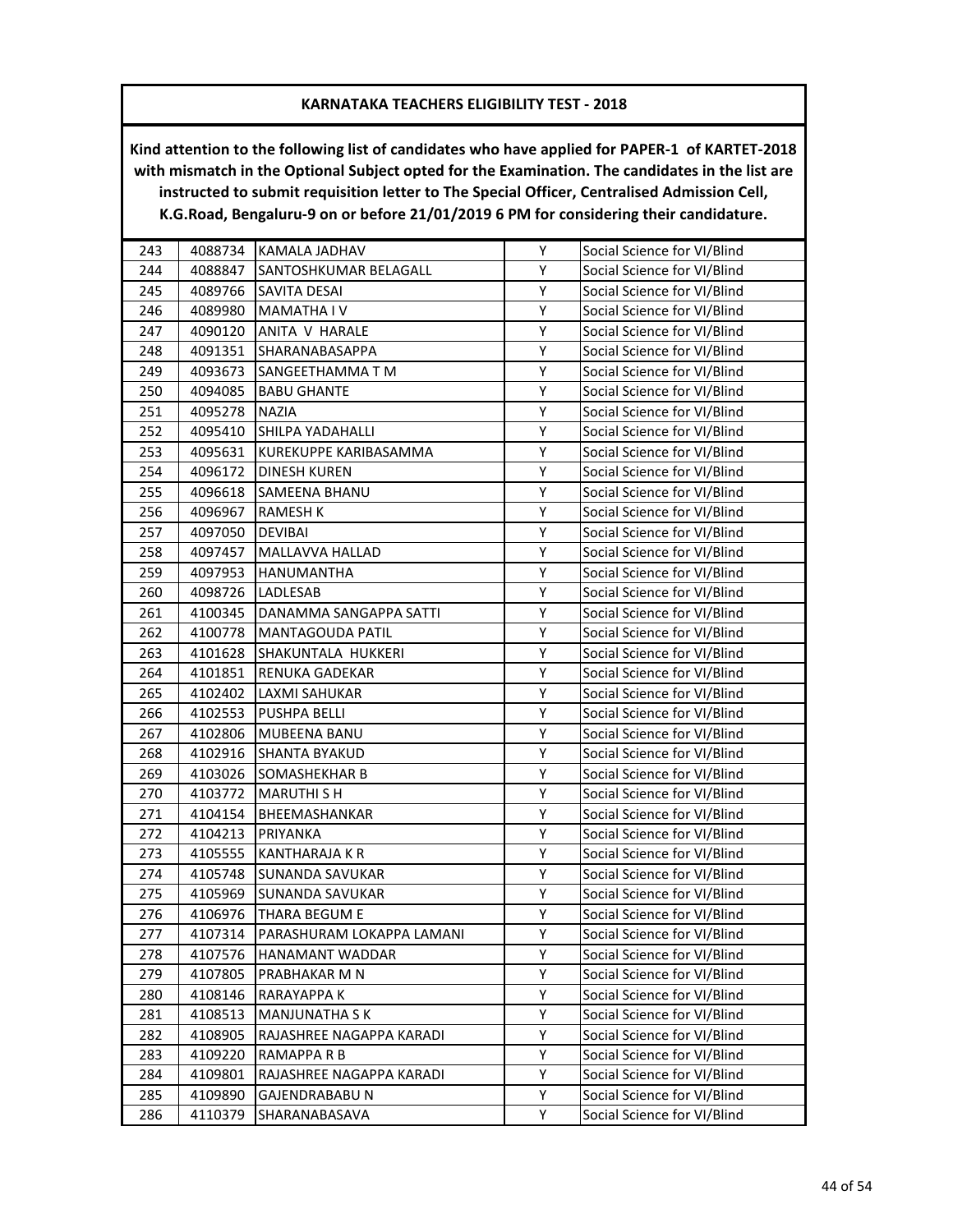## KARNATAKA TEACHERS ELIGIBILITY TEST - 2018

**Kind attention to the following list of candidates who have applied for PAPER-1 of KARTET-2018 with mismatch in the Optional Subject opted for the Examination. The candidates in the list are instructed to submit requisition letter to The Special Officer, Centralised Admission Cell, K.G.Road, Bengaluru-9 on or before 21/01/2019 6 PM for considering their candidature.**

| | | | | |
|---|---|---|---|---|
| 243 | 4088734 | KAMALA JADHAV | Y | Social Science for VI/Blind |
| 244 | 4088847 | SANTOSHKUMAR BELAGALL | Y | Social Science for VI/Blind |
| 245 | 4089766 | SAVITA DESAI | Y | Social Science for VI/Blind |
| 246 | 4089980 | MAMATHA I V | Y | Social Science for VI/Blind |
| 247 | 4090120 | ANITA V HARALE | Y | Social Science for VI/Blind |
| 248 | 4091351 | SHARANABASAPPA | Y | Social Science for VI/Blind |
| 249 | 4093673 | SANGEETHAMMA T M | Y | Social Science for VI/Blind |
| 250 | 4094085 | BABU GHANTE | Y | Social Science for VI/Blind |
| 251 | 4095278 | NAZIA | Y | Social Science for VI/Blind |
| 252 | 4095410 | SHILPA YADAHALLI | Y | Social Science for VI/Blind |
| 253 | 4095631 | KUREKUPPE KARIBASAMMA | Y | Social Science for VI/Blind |
| 254 | 4096172 | DINESH KUREN | Y | Social Science for VI/Blind |
| 255 | 4096618 | SAMEENA BHANU | Y | Social Science for VI/Blind |
| 256 | 4096967 | RAMESH K | Y | Social Science for VI/Blind |
| 257 | 4097050 | DEVIBAI | Y | Social Science for VI/Blind |
| 258 | 4097457 | MALLAVVA HALLAD | Y | Social Science for VI/Blind |
| 259 | 4097953 | HANUMANTHA | Y | Social Science for VI/Blind |
| 260 | 4098726 | LADLESAB | Y | Social Science for VI/Blind |
| 261 | 4100345 | DANAMMA SANGAPPA SATTI | Y | Social Science for VI/Blind |
| 262 | 4100778 | MANTAGOUDA PATIL | Y | Social Science for VI/Blind |
| 263 | 4101628 | SHAKUNTALA HUKKERI | Y | Social Science for VI/Blind |
| 264 | 4101851 | RENUKA GADEKAR | Y | Social Science for VI/Blind |
| 265 | 4102402 | LAXMI SAHUKAR | Y | Social Science for VI/Blind |
| 266 | 4102553 | PUSHPA BELLI | Y | Social Science for VI/Blind |
| 267 | 4102806 | MUBEENA BANU | Y | Social Science for VI/Blind |
| 268 | 4102916 | SHANTA BYAKUD | Y | Social Science for VI/Blind |
| 269 | 4103026 | SOMASHEKHAR B | Y | Social Science for VI/Blind |
| 270 | 4103772 | MARUTHI S H | Y | Social Science for VI/Blind |
| 271 | 4104154 | BHEEMASHANKAR | Y | Social Science for VI/Blind |
| 272 | 4104213 | PRIYANKA | Y | Social Science for VI/Blind |
| 273 | 4105555 | KANTHARAJA K R | Y | Social Science for VI/Blind |
| 274 | 4105748 | SUNANDA SAVUKAR | Y | Social Science for VI/Blind |
| 275 | 4105969 | SUNANDA SAVUKAR | Y | Social Science for VI/Blind |
| 276 | 4106976 | THARA BEGUM E | Y | Social Science for VI/Blind |
| 277 | 4107314 | PARASHURAM LOKAPPA LAMANI | Y | Social Science for VI/Blind |
| 278 | 4107576 | HANAMANT WADDAR | Y | Social Science for VI/Blind |
| 279 | 4107805 | PRABHAKAR M N | Y | Social Science for VI/Blind |
| 280 | 4108146 | RARAYAPPA K | Y | Social Science for VI/Blind |
| 281 | 4108513 | MANJUNATHA S K | Y | Social Science for VI/Blind |
| 282 | 4108905 | RAJASHREE NAGAPPA KARADI | Y | Social Science for VI/Blind |
| 283 | 4109220 | RAMAPPA R B | Y | Social Science for VI/Blind |
| 284 | 4109801 | RAJASHREE NAGAPPA KARADI | Y | Social Science for VI/Blind |
| 285 | 4109890 | GAJENDRABABU N | Y | Social Science for VI/Blind |
| 286 | 4110379 | SHARANABASAVA | Y | Social Science for VI/Blind |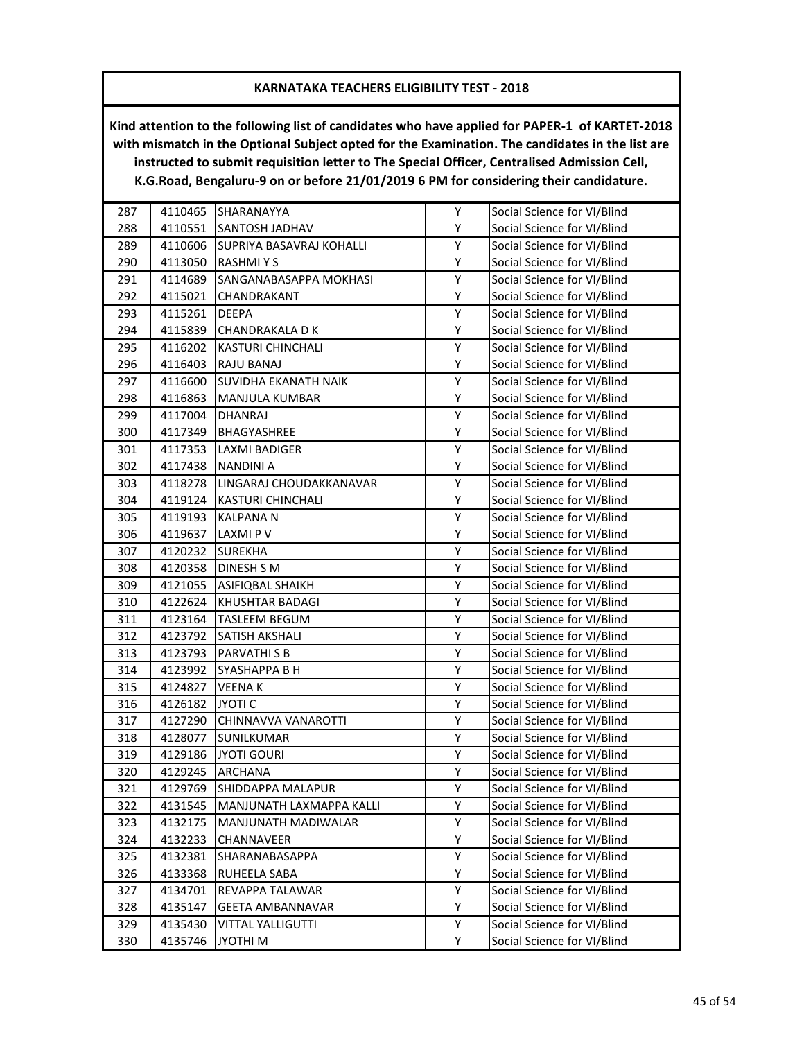## KARNATAKA TEACHERS ELIGIBILITY TEST - 2018

**Kind attention to the following list of candidates who have applied for PAPER-1 of KARTET-2018 with mismatch in the Optional Subject opted for the Examination. The candidates in the list are instructed to submit requisition letter to The Special Officer, Centralised Admission Cell, K.G.Road, Bengaluru-9 on or before 21/01/2019 6 PM for considering their candidature.**

| | | | | |
|---|---|---|---|---|
| 287 | 4110465 | SHARANAYYA | Y | Social Science for VI/Blind |
| 288 | 4110551 | SANTOSH JADHAV | Y | Social Science for VI/Blind |
| 289 | 4110606 | SUPRIYA BASAVRAJ KOHALLI | Y | Social Science for VI/Blind |
| 290 | 4113050 | RASHMI Y S | Y | Social Science for VI/Blind |
| 291 | 4114689 | SANGANABASAPPA MOKHASI | Y | Social Science for VI/Blind |
| 292 | 4115021 | CHANDRAKANT | Y | Social Science for VI/Blind |
| 293 | 4115261 | DEEPA | Y | Social Science for VI/Blind |
| 294 | 4115839 | CHANDRAKALA D K | Y | Social Science for VI/Blind |
| 295 | 4116202 | KASTURI CHINCHALI | Y | Social Science for VI/Blind |
| 296 | 4116403 | RAJU BANAJ | Y | Social Science for VI/Blind |
| 297 | 4116600 | SUVIDHA EKANATH NAIK | Y | Social Science for VI/Blind |
| 298 | 4116863 | MANJULA KUMBAR | Y | Social Science for VI/Blind |
| 299 | 4117004 | DHANRAJ | Y | Social Science for VI/Blind |
| 300 | 4117349 | BHAGYASHREE | Y | Social Science for VI/Blind |
| 301 | 4117353 | LAXMI BADIGER | Y | Social Science for VI/Blind |
| 302 | 4117438 | NANDINI A | Y | Social Science for VI/Blind |
| 303 | 4118278 | LINGARAJ CHOUDAKKANAVAR | Y | Social Science for VI/Blind |
| 304 | 4119124 | KASTURI CHINCHALI | Y | Social Science for VI/Blind |
| 305 | 4119193 | KALPANA N | Y | Social Science for VI/Blind |
| 306 | 4119637 | LAXMI P V | Y | Social Science for VI/Blind |
| 307 | 4120232 | SUREKHA | Y | Social Science for VI/Blind |
| 308 | 4120358 | DINESH S M | Y | Social Science for VI/Blind |
| 309 | 4121055 | ASIFIQBAL SHAIKH | Y | Social Science for VI/Blind |
| 310 | 4122624 | KHUSHTAR BADAGI | Y | Social Science for VI/Blind |
| 311 | 4123164 | TASLEEM BEGUM | Y | Social Science for VI/Blind |
| 312 | 4123792 | SATISH AKSHALI | Y | Social Science for VI/Blind |
| 313 | 4123793 | PARVATHI S B | Y | Social Science for VI/Blind |
| 314 | 4123992 | SYASHAPPA B H | Y | Social Science for VI/Blind |
| 315 | 4124827 | VEENA K | Y | Social Science for VI/Blind |
| 316 | 4126182 | JYOTI C | Y | Social Science for VI/Blind |
| 317 | 4127290 | CHINNAVVA VANAROTTI | Y | Social Science for VI/Blind |
| 318 | 4128077 | SUNILKUMAR | Y | Social Science for VI/Blind |
| 319 | 4129186 | JYOTI GOURI | Y | Social Science for VI/Blind |
| 320 | 4129245 | ARCHANA | Y | Social Science for VI/Blind |
| 321 | 4129769 | SHIDDAPPA MALAPUR | Y | Social Science for VI/Blind |
| 322 | 4131545 | MANJUNATH LAXMAPPA KALLI | Y | Social Science for VI/Blind |
| 323 | 4132175 | MANJUNATH MADIWALAR | Y | Social Science for VI/Blind |
| 324 | 4132233 | CHANNAVEER | Y | Social Science for VI/Blind |
| 325 | 4132381 | SHARANABASAPPA | Y | Social Science for VI/Blind |
| 326 | 4133368 | RUHEELA SABA | Y | Social Science for VI/Blind |
| 327 | 4134701 | REVAPPA TALAWAR | Y | Social Science for VI/Blind |
| 328 | 4135147 | GEETA AMBANNAVAR | Y | Social Science for VI/Blind |
| 329 | 4135430 | VITTAL YALLIGUTTI | Y | Social Science for VI/Blind |
| 330 | 4135746 | JYOTHI M | Y | Social Science for VI/Blind |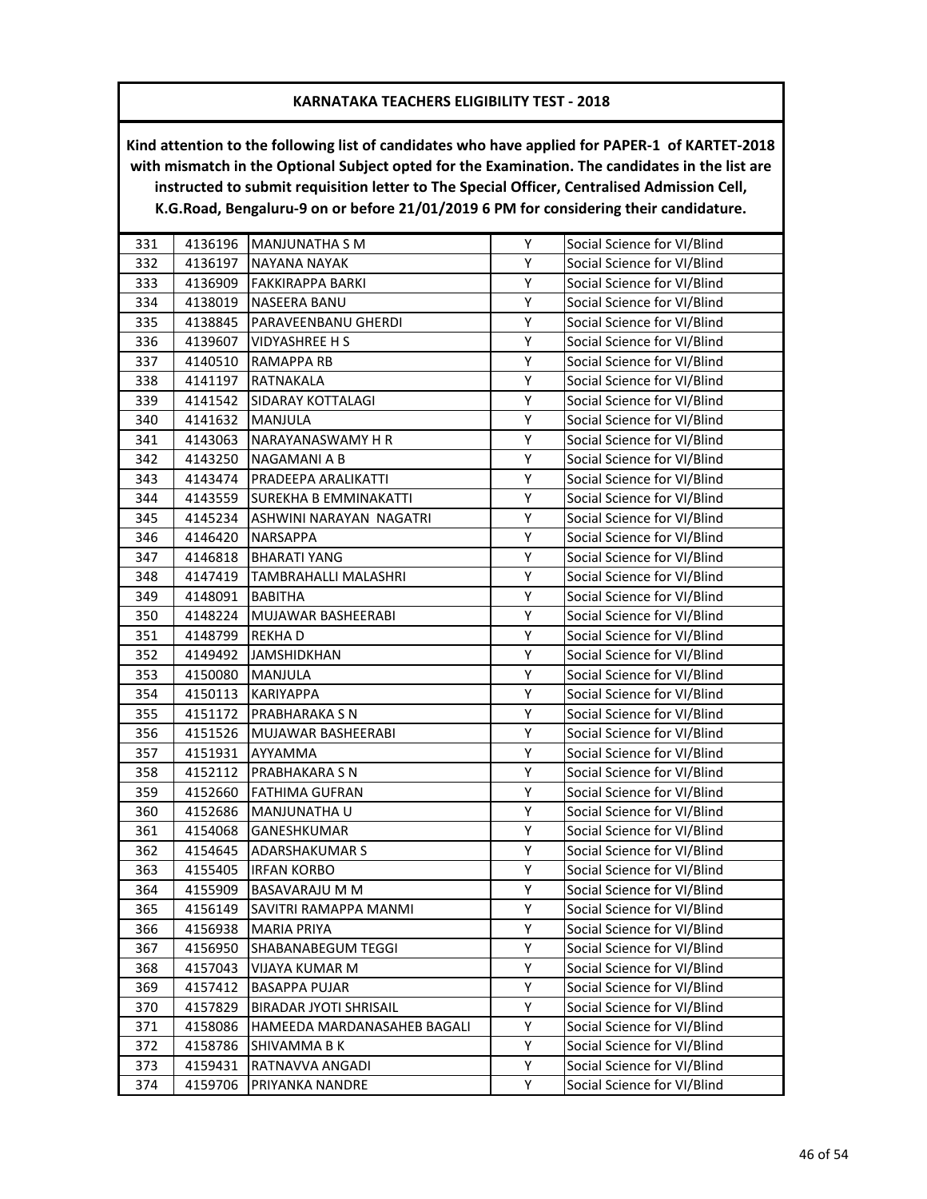**KARNATAKA TEACHERS ELIGIBILITY TEST - 2018**

**Kind attention to the following list of candidates who have applied for PAPER-1 of KARTET-2018 with mismatch in the Optional Subject opted for the Examination. The candidates in the list are instructed to submit requisition letter to The Special Officer, Centralised Admission Cell, K.G.Road, Bengaluru-9 on or before 21/01/2019 6 PM for considering their candidature.**

| | | | | |
|---|---|---|---|---|
| 331 | 4136196 | MANJUNATHA S M | Y | Social Science for VI/Blind |
| 332 | 4136197 | NAYANA NAYAK | Y | Social Science for VI/Blind |
| 333 | 4136909 | FAKKIRAPPA BARKI | Y | Social Science for VI/Blind |
| 334 | 4138019 | NASEERA BANU | Y | Social Science for VI/Blind |
| 335 | 4138845 | PARAVEENBANU GHERDI | Y | Social Science for VI/Blind |
| 336 | 4139607 | VIDYASHREE H S | Y | Social Science for VI/Blind |
| 337 | 4140510 | RAMAPPA RB | Y | Social Science for VI/Blind |
| 338 | 4141197 | RATNAKALA | Y | Social Science for VI/Blind |
| 339 | 4141542 | SIDARAY KOTTALAGI | Y | Social Science for VI/Blind |
| 340 | 4141632 | MANJULA | Y | Social Science for VI/Blind |
| 341 | 4143063 | NARAYANASWAMY H R | Y | Social Science for VI/Blind |
| 342 | 4143250 | NAGAMANI A B | Y | Social Science for VI/Blind |
| 343 | 4143474 | PRADEEPA ARALIKATTI | Y | Social Science for VI/Blind |
| 344 | 4143559 | SUREKHA B EMMINAKATTI | Y | Social Science for VI/Blind |
| 345 | 4145234 | ASHWINI NARAYAN NAGATRI | Y | Social Science for VI/Blind |
| 346 | 4146420 | NARSAPPA | Y | Social Science for VI/Blind |
| 347 | 4146818 | BHARATI YANG | Y | Social Science for VI/Blind |
| 348 | 4147419 | TAMBRAHALLI MALASHRI | Y | Social Science for VI/Blind |
| 349 | 4148091 | BABITHA | Y | Social Science for VI/Blind |
| 350 | 4148224 | MUJAWAR BASHEERABI | Y | Social Science for VI/Blind |
| 351 | 4148799 | REKHA D | Y | Social Science for VI/Blind |
| 352 | 4149492 | JAMSHIDKHAN | Y | Social Science for VI/Blind |
| 353 | 4150080 | MANJULA | Y | Social Science for VI/Blind |
| 354 | 4150113 | KARIYAPPA | Y | Social Science for VI/Blind |
| 355 | 4151172 | PRABHARAKA S N | Y | Social Science for VI/Blind |
| 356 | 4151526 | MUJAWAR BASHEERABI | Y | Social Science for VI/Blind |
| 357 | 4151931 | AYYAMMA | Y | Social Science for VI/Blind |
| 358 | 4152112 | PRABHAKARA S N | Y | Social Science for VI/Blind |
| 359 | 4152660 | FATHIMA GUFRAN | Y | Social Science for VI/Blind |
| 360 | 4152686 | MANJUNATHA U | Y | Social Science for VI/Blind |
| 361 | 4154068 | GANESHKUMAR | Y | Social Science for VI/Blind |
| 362 | 4154645 | ADARSHAKUMAR S | Y | Social Science for VI/Blind |
| 363 | 4155405 | IRFAN KORBO | Y | Social Science for VI/Blind |
| 364 | 4155909 | BASAVARAJU M M | Y | Social Science for VI/Blind |
| 365 | 4156149 | SAVITRI RAMAPPA MANMI | Y | Social Science for VI/Blind |
| 366 | 4156938 | MARIA PRIYA | Y | Social Science for VI/Blind |
| 367 | 4156950 | SHABANABEGUM TEGGI | Y | Social Science for VI/Blind |
| 368 | 4157043 | VIJAYA KUMAR M | Y | Social Science for VI/Blind |
| 369 | 4157412 | BASAPPA PUJAR | Y | Social Science for VI/Blind |
| 370 | 4157829 | BIRADAR JYOTI SHRISAIL | Y | Social Science for VI/Blind |
| 371 | 4158086 | HAMEEDA MARDANASAHEB BAGALI | Y | Social Science for VI/Blind |
| 372 | 4158786 | SHIVAMMA B K | Y | Social Science for VI/Blind |
| 373 | 4159431 | RATNAVVA ANGADI | Y | Social Science for VI/Blind |
| 374 | 4159706 | PRIYANKA NANDRE | Y | Social Science for VI/Blind |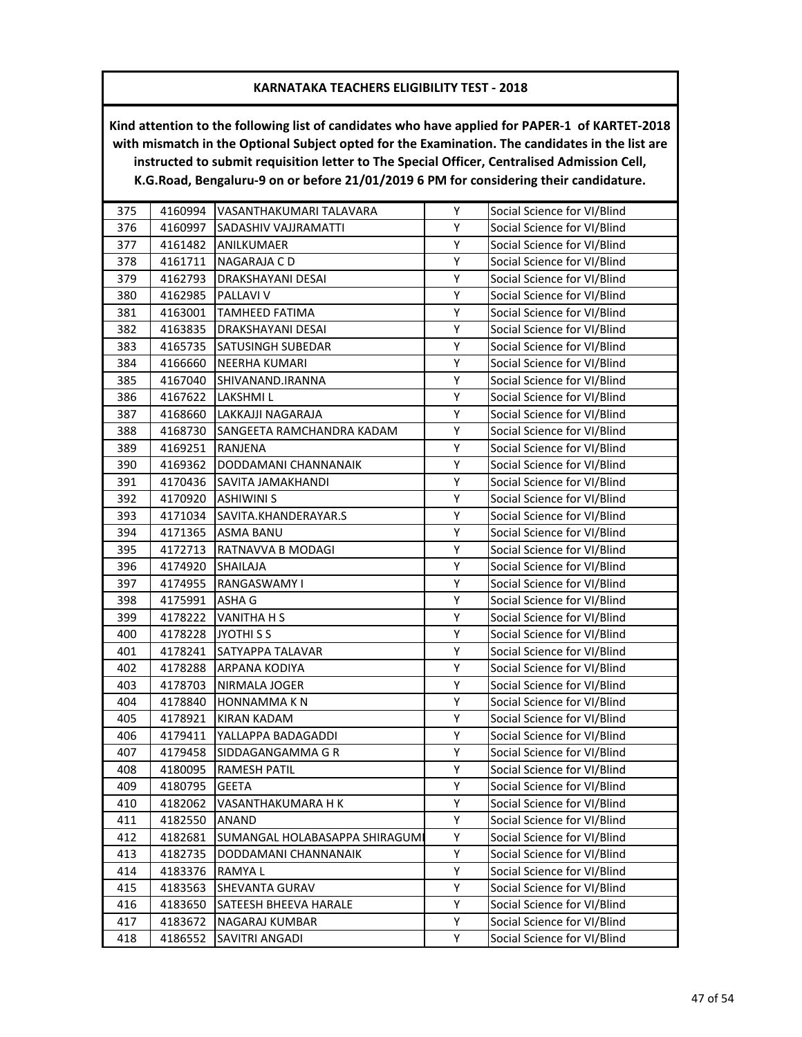## KARNATAKA TEACHERS ELIGIBILITY TEST - 2018

**Kind attention to the following list of candidates who have applied for PAPER-1 of KARTET-2018 with mismatch in the Optional Subject opted for the Examination. The candidates in the list are instructed to submit requisition letter to The Special Officer, Centralised Admission Cell, K.G.Road, Bengaluru-9 on or before 21/01/2019 6 PM for considering their candidature.**

| | | | | |
|---|---|---|---|---|
| 375 | 4160994 | VASANTHAKUMARI TALAVARA | Y | Social Science for VI/Blind |
| 376 | 4160997 | SADASHIV VAJJRAMATTI | Y | Social Science for VI/Blind |
| 377 | 4161482 | ANILKUMAER | Y | Social Science for VI/Blind |
| 378 | 4161711 | NAGARAJA C D | Y | Social Science for VI/Blind |
| 379 | 4162793 | DRAKSHAYANI DESAI | Y | Social Science for VI/Blind |
| 380 | 4162985 | PALLAVI V | Y | Social Science for VI/Blind |
| 381 | 4163001 | TAMHEED FATIMA | Y | Social Science for VI/Blind |
| 382 | 4163835 | DRAKSHAYANI DESAI | Y | Social Science for VI/Blind |
| 383 | 4165735 | SATUSINGH SUBEDAR | Y | Social Science for VI/Blind |
| 384 | 4166660 | NEERHA KUMARI | Y | Social Science for VI/Blind |
| 385 | 4167040 | SHIVANAND.IRANNA | Y | Social Science for VI/Blind |
| 386 | 4167622 | LAKSHMI L | Y | Social Science for VI/Blind |
| 387 | 4168660 | LAKKAJJI NAGARAJA | Y | Social Science for VI/Blind |
| 388 | 4168730 | SANGEETA RAMCHANDRA KADAM | Y | Social Science for VI/Blind |
| 389 | 4169251 | RANJENA | Y | Social Science for VI/Blind |
| 390 | 4169362 | DODDAMANI CHANNANAIK | Y | Social Science for VI/Blind |
| 391 | 4170436 | SAVITA JAMAKHANDI | Y | Social Science for VI/Blind |
| 392 | 4170920 | ASHIWINI S | Y | Social Science for VI/Blind |
| 393 | 4171034 | SAVITA.KHANDERAYAR.S | Y | Social Science for VI/Blind |
| 394 | 4171365 | ASMA BANU | Y | Social Science for VI/Blind |
| 395 | 4172713 | RATNAVVA B MODAGI | Y | Social Science for VI/Blind |
| 396 | 4174920 | SHAILAJA | Y | Social Science for VI/Blind |
| 397 | 4174955 | RANGASWAMY I | Y | Social Science for VI/Blind |
| 398 | 4175991 | ASHA G | Y | Social Science for VI/Blind |
| 399 | 4178222 | VANITHA H S | Y | Social Science for VI/Blind |
| 400 | 4178228 | JYOTHI S S | Y | Social Science for VI/Blind |
| 401 | 4178241 | SATYAPPA TALAVAR | Y | Social Science for VI/Blind |
| 402 | 4178288 | ARPANA KODIYA | Y | Social Science for VI/Blind |
| 403 | 4178703 | NIRMALA JOGER | Y | Social Science for VI/Blind |
| 404 | 4178840 | HONNAMMA K N | Y | Social Science for VI/Blind |
| 405 | 4178921 | KIRAN KADAM | Y | Social Science for VI/Blind |
| 406 | 4179411 | YALLAPPA BADAGADDI | Y | Social Science for VI/Blind |
| 407 | 4179458 | SIDDAGANGAMMA G R | Y | Social Science for VI/Blind |
| 408 | 4180095 | RAMESH PATIL | Y | Social Science for VI/Blind |
| 409 | 4180795 | GEETA | Y | Social Science for VI/Blind |
| 410 | 4182062 | VASANTHAKUMARA H K | Y | Social Science for VI/Blind |
| 411 | 4182550 | ANAND | Y | Social Science for VI/Blind |
| 412 | 4182681 | SUMANGAL HOLABASAPPA SHIRAGUMI | Y | Social Science for VI/Blind |
| 413 | 4182735 | DODDAMANI CHANNANAIK | Y | Social Science for VI/Blind |
| 414 | 4183376 | RAMYA L | Y | Social Science for VI/Blind |
| 415 | 4183563 | SHEVANTA GURAV | Y | Social Science for VI/Blind |
| 416 | 4183650 | SATEESH BHEEVA HARALE | Y | Social Science for VI/Blind |
| 417 | 4183672 | NAGARAJ KUMBAR | Y | Social Science for VI/Blind |
| 418 | 4186552 | SAVITRI ANGADI | Y | Social Science for VI/Blind |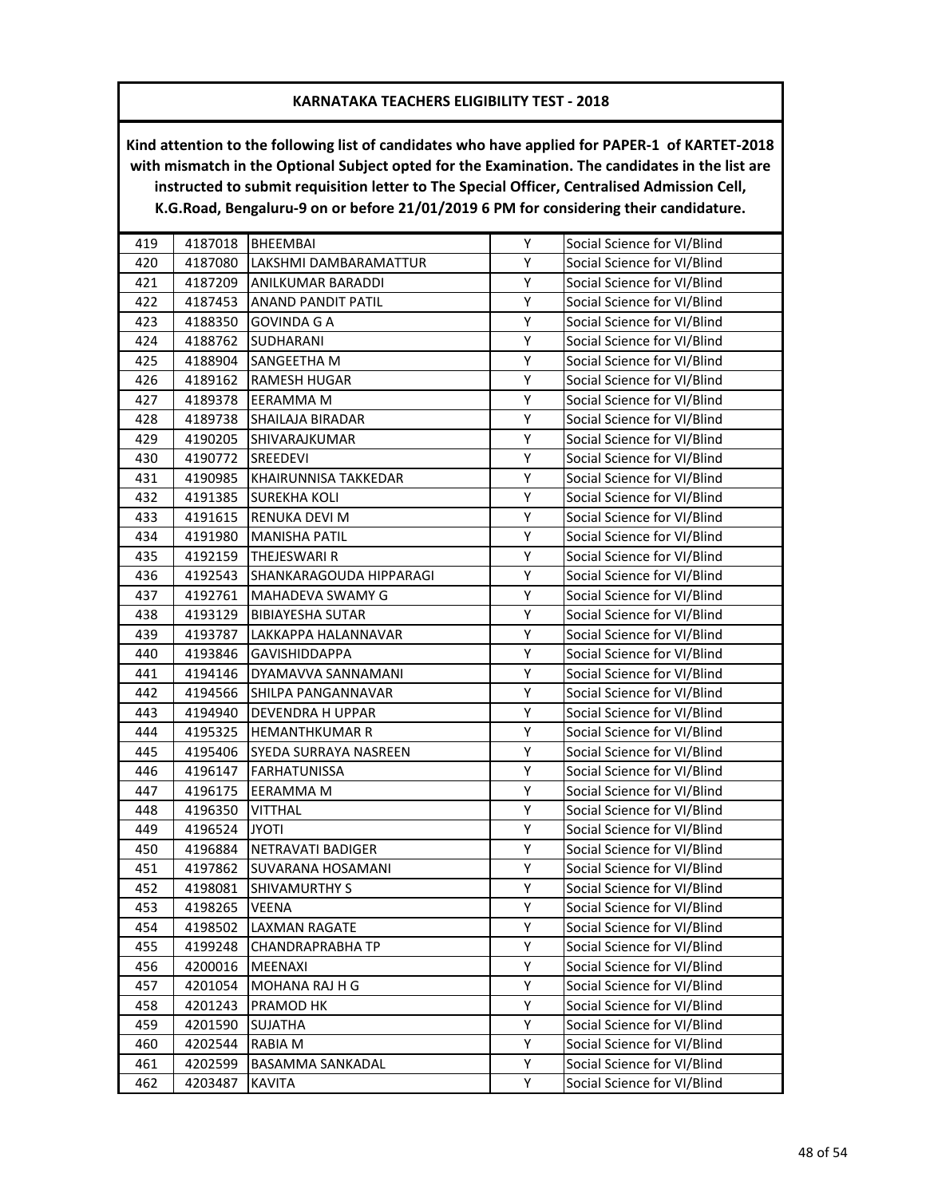## KARNATAKA TEACHERS ELIGIBILITY TEST - 2018

**Kind attention to the following list of candidates who have applied for PAPER-1 of KARTET-2018 with mismatch in the Optional Subject opted for the Examination. The candidates in the list are instructed to submit requisition letter to The Special Officer, Centralised Admission Cell, K.G.Road, Bengaluru-9 on or before 21/01/2019 6 PM for considering their candidature.**

| | | | | |
|---|---|---|---|---|
| 419 | 4187018 | BHEEMBAI | Y | Social Science for VI/Blind |
| 420 | 4187080 | LAKSHMI DAMBARAMATTUR | Y | Social Science for VI/Blind |
| 421 | 4187209 | ANILKUMAR BARADDI | Y | Social Science for VI/Blind |
| 422 | 4187453 | ANAND PANDIT PATIL | Y | Social Science for VI/Blind |
| 423 | 4188350 | GOVINDA G A | Y | Social Science for VI/Blind |
| 424 | 4188762 | SUDHARANI | Y | Social Science for VI/Blind |
| 425 | 4188904 | SANGEETHA M | Y | Social Science for VI/Blind |
| 426 | 4189162 | RAMESH HUGAR | Y | Social Science for VI/Blind |
| 427 | 4189378 | EERAMMA M | Y | Social Science for VI/Blind |
| 428 | 4189738 | SHAILAJA BIRADAR | Y | Social Science for VI/Blind |
| 429 | 4190205 | SHIVARAJKUMAR | Y | Social Science for VI/Blind |
| 430 | 4190772 | SREEDEVI | Y | Social Science for VI/Blind |
| 431 | 4190985 | KHAIRUNNISA TAKKEDAR | Y | Social Science for VI/Blind |
| 432 | 4191385 | SUREKHA KOLI | Y | Social Science for VI/Blind |
| 433 | 4191615 | RENUKA DEVI M | Y | Social Science for VI/Blind |
| 434 | 4191980 | MANISHA PATIL | Y | Social Science for VI/Blind |
| 435 | 4192159 | THEJESWARI R | Y | Social Science for VI/Blind |
| 436 | 4192543 | SHANKARAGOUDA HIPPARAGI | Y | Social Science for VI/Blind |
| 437 | 4192761 | MAHADEVA SWAMY G | Y | Social Science for VI/Blind |
| 438 | 4193129 | BIBIAYESHA SUTAR | Y | Social Science for VI/Blind |
| 439 | 4193787 | LAKKAPPA HALANNAVAR | Y | Social Science for VI/Blind |
| 440 | 4193846 | GAVISHIDDAPPA | Y | Social Science for VI/Blind |
| 441 | 4194146 | DYAMAVVA SANNAMANI | Y | Social Science for VI/Blind |
| 442 | 4194566 | SHILPA PANGANNAVAR | Y | Social Science for VI/Blind |
| 443 | 4194940 | DEVENDRA H UPPAR | Y | Social Science for VI/Blind |
| 444 | 4195325 | HEMANTHKUMAR R | Y | Social Science for VI/Blind |
| 445 | 4195406 | SYEDA SURRAYA NASREEN | Y | Social Science for VI/Blind |
| 446 | 4196147 | FARHATUNISSA | Y | Social Science for VI/Blind |
| 447 | 4196175 | EERAMMA M | Y | Social Science for VI/Blind |
| 448 | 4196350 | VITTHAL | Y | Social Science for VI/Blind |
| 449 | 4196524 | JYOTI | Y | Social Science for VI/Blind |
| 450 | 4196884 | NETRAVATI BADIGER | Y | Social Science for VI/Blind |
| 451 | 4197862 | SUVARANA HOSAMANI | Y | Social Science for VI/Blind |
| 452 | 4198081 | SHIVAMURTHY S | Y | Social Science for VI/Blind |
| 453 | 4198265 | VEENA | Y | Social Science for VI/Blind |
| 454 | 4198502 | LAXMAN RAGATE | Y | Social Science for VI/Blind |
| 455 | 4199248 | CHANDRAPRABHA TP | Y | Social Science for VI/Blind |
| 456 | 4200016 | MEENAXI | Y | Social Science for VI/Blind |
| 457 | 4201054 | MOHANA RAJ H G | Y | Social Science for VI/Blind |
| 458 | 4201243 | PRAMOD HK | Y | Social Science for VI/Blind |
| 459 | 4201590 | SUJATHA | Y | Social Science for VI/Blind |
| 460 | 4202544 | RABIA M | Y | Social Science for VI/Blind |
| 461 | 4202599 | BASAMMA SANKADAL | Y | Social Science for VI/Blind |
| 462 | 4203487 | KAVITA | Y | Social Science for VI/Blind |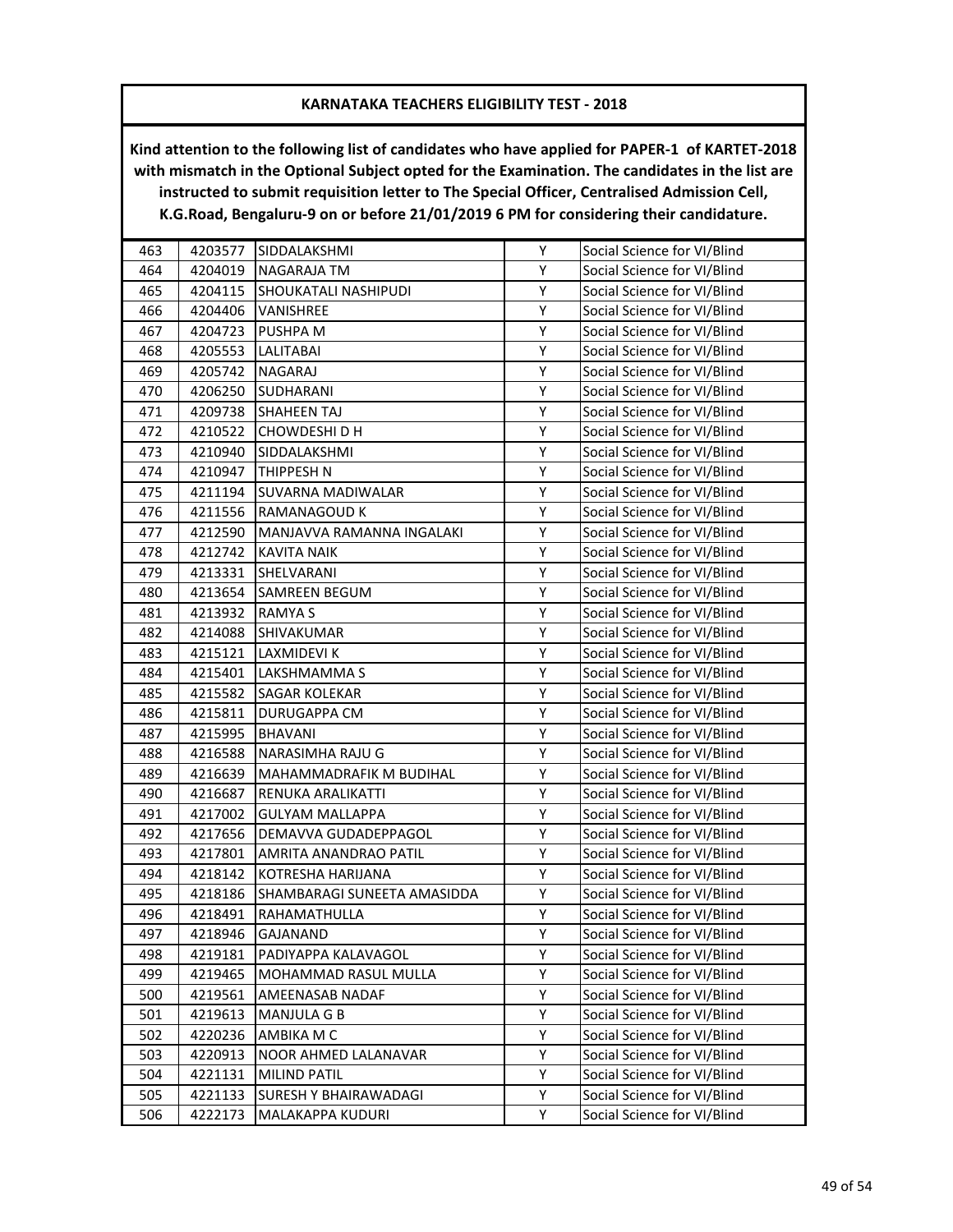**KARNATAKA TEACHERS ELIGIBILITY TEST - 2018**

**Kind attention to the following list of candidates who have applied for PAPER-1 of KARTET-2018 with mismatch in the Optional Subject opted for the Examination. The candidates in the list are instructed to submit requisition letter to The Special Officer, Centralised Admission Cell, K.G.Road, Bengaluru-9 on or before 21/01/2019 6 PM for considering their candidature.**

| | | | | |
|---|---|---|---|---|
| 463 | 4203577 | SIDDALAKSHMI | Y | Social Science for VI/Blind |
| 464 | 4204019 | NAGARAJA TM | Y | Social Science for VI/Blind |
| 465 | 4204115 | SHOUKATALI NASHIPUDI | Y | Social Science for VI/Blind |
| 466 | 4204406 | VANISHREE | Y | Social Science for VI/Blind |
| 467 | 4204723 | PUSHPA M | Y | Social Science for VI/Blind |
| 468 | 4205553 | LALITABAI | Y | Social Science for VI/Blind |
| 469 | 4205742 | NAGARAJ | Y | Social Science for VI/Blind |
| 470 | 4206250 | SUDHARANI | Y | Social Science for VI/Blind |
| 471 | 4209738 | SHAHEEN TAJ | Y | Social Science for VI/Blind |
| 472 | 4210522 | CHOWDESHI D H | Y | Social Science for VI/Blind |
| 473 | 4210940 | SIDDALAKSHMI | Y | Social Science for VI/Blind |
| 474 | 4210947 | THIPPESH N | Y | Social Science for VI/Blind |
| 475 | 4211194 | SUVARNA MADIWALAR | Y | Social Science for VI/Blind |
| 476 | 4211556 | RAMANAGOUD K | Y | Social Science for VI/Blind |
| 477 | 4212590 | MANJAVVA RAMANNA INGALAKI | Y | Social Science for VI/Blind |
| 478 | 4212742 | KAVITA NAIK | Y | Social Science for VI/Blind |
| 479 | 4213331 | SHELVARANI | Y | Social Science for VI/Blind |
| 480 | 4213654 | SAMREEN BEGUM | Y | Social Science for VI/Blind |
| 481 | 4213932 | RAMYA S | Y | Social Science for VI/Blind |
| 482 | 4214088 | SHIVAKUMAR | Y | Social Science for VI/Blind |
| 483 | 4215121 | LAXMIDEVI K | Y | Social Science for VI/Blind |
| 484 | 4215401 | LAKSHMAMMA S | Y | Social Science for VI/Blind |
| 485 | 4215582 | SAGAR KOLEKAR | Y | Social Science for VI/Blind |
| 486 | 4215811 | DURUGAPPA CM | Y | Social Science for VI/Blind |
| 487 | 4215995 | BHAVANI | Y | Social Science for VI/Blind |
| 488 | 4216588 | NARASIMHA RAJU G | Y | Social Science for VI/Blind |
| 489 | 4216639 | MAHAMMADRAFIK M BUDIHAL | Y | Social Science for VI/Blind |
| 490 | 4216687 | RENUKA ARALIKATTI | Y | Social Science for VI/Blind |
| 491 | 4217002 | GULYAM MALLAPPA | Y | Social Science for VI/Blind |
| 492 | 4217656 | DEMAVVA GUDADEPPAGOL | Y | Social Science for VI/Blind |
| 493 | 4217801 | AMRITA ANANDRAO PATIL | Y | Social Science for VI/Blind |
| 494 | 4218142 | KOTRESHA HARIJANA | Y | Social Science for VI/Blind |
| 495 | 4218186 | SHAMBARAGI SUNEETA AMASIDDA | Y | Social Science for VI/Blind |
| 496 | 4218491 | RAHAMATHULLA | Y | Social Science for VI/Blind |
| 497 | 4218946 | GAJANAND | Y | Social Science for VI/Blind |
| 498 | 4219181 | PADIYAPPA KALAVAGOL | Y | Social Science for VI/Blind |
| 499 | 4219465 | MOHAMMAD RASUL MULLA | Y | Social Science for VI/Blind |
| 500 | 4219561 | AMEENASAB NADAF | Y | Social Science for VI/Blind |
| 501 | 4219613 | MANJULA G B | Y | Social Science for VI/Blind |
| 502 | 4220236 | AMBIKA M C | Y | Social Science for VI/Blind |
| 503 | 4220913 | NOOR AHMED LALANAVAR | Y | Social Science for VI/Blind |
| 504 | 4221131 | MILIND PATIL | Y | Social Science for VI/Blind |
| 505 | 4221133 | SURESH Y BHAIRAWADAGI | Y | Social Science for VI/Blind |
| 506 | 4222173 | MALAKAPPA KUDURI | Y | Social Science for VI/Blind |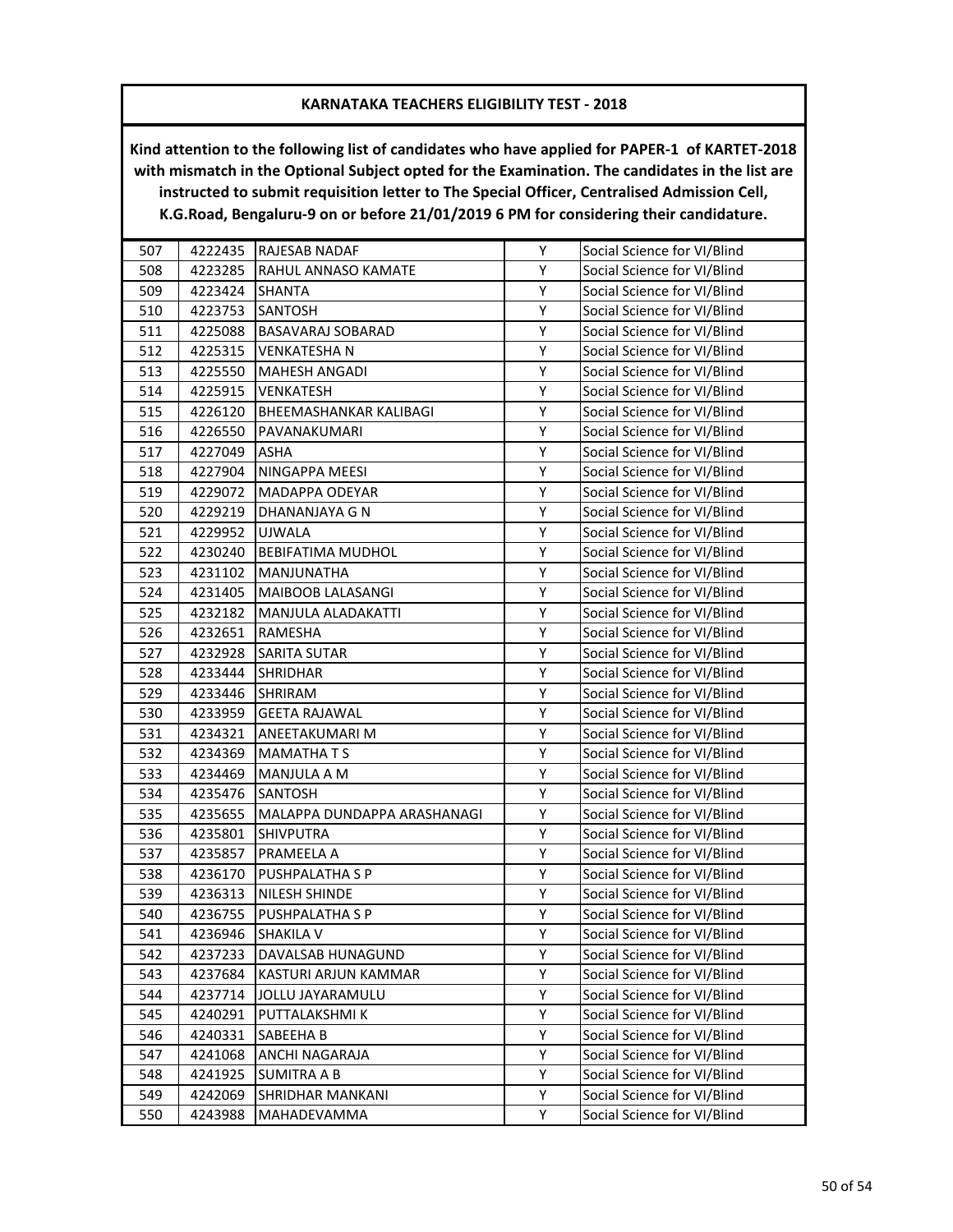## KARNATAKA TEACHERS ELIGIBILITY TEST - 2018

**Kind attention to the following list of candidates who have applied for PAPER-1 of KARTET-2018 with mismatch in the Optional Subject opted for the Examination. The candidates in the list are instructed to submit requisition letter to The Special Officer, Centralised Admission Cell, K.G.Road, Bengaluru-9 on or before 21/01/2019 6 PM for considering their candidature.**

| | | | | |
|---|---|---|---|---|
| 507 | 4222435 | RAJESAB NADAF | Y | Social Science for VI/Blind |
| 508 | 4223285 | RAHUL ANNASO KAMATE | Y | Social Science for VI/Blind |
| 509 | 4223424 | SHANTA | Y | Social Science for VI/Blind |
| 510 | 4223753 | SANTOSH | Y | Social Science for VI/Blind |
| 511 | 4225088 | BASAVARAJ SOBARAD | Y | Social Science for VI/Blind |
| 512 | 4225315 | VENKATESHA N | Y | Social Science for VI/Blind |
| 513 | 4225550 | MAHESH ANGADI | Y | Social Science for VI/Blind |
| 514 | 4225915 | VENKATESH | Y | Social Science for VI/Blind |
| 515 | 4226120 | BHEEMASHANKAR KALIBAGI | Y | Social Science for VI/Blind |
| 516 | 4226550 | PAVANAKUMARI | Y | Social Science for VI/Blind |
| 517 | 4227049 | ASHA | Y | Social Science for VI/Blind |
| 518 | 4227904 | NINGAPPA MEESI | Y | Social Science for VI/Blind |
| 519 | 4229072 | MADAPPA ODEYAR | Y | Social Science for VI/Blind |
| 520 | 4229219 | DHANANJAYA G N | Y | Social Science for VI/Blind |
| 521 | 4229952 | UJWALA | Y | Social Science for VI/Blind |
| 522 | 4230240 | BEBIFATIMA MUDHOL | Y | Social Science for VI/Blind |
| 523 | 4231102 | MANJUNATHA | Y | Social Science for VI/Blind |
| 524 | 4231405 | MAIBOOB LALASANGI | Y | Social Science for VI/Blind |
| 525 | 4232182 | MANJULA ALADAKATTI | Y | Social Science for VI/Blind |
| 526 | 4232651 | RAMESHA | Y | Social Science for VI/Blind |
| 527 | 4232928 | SARITA SUTAR | Y | Social Science for VI/Blind |
| 528 | 4233444 | SHRIDHAR | Y | Social Science for VI/Blind |
| 529 | 4233446 | SHRIRAM | Y | Social Science for VI/Blind |
| 530 | 4233959 | GEETA RAJAWAL | Y | Social Science for VI/Blind |
| 531 | 4234321 | ANEETAKUMARI M | Y | Social Science for VI/Blind |
| 532 | 4234369 | MAMATHA T S | Y | Social Science for VI/Blind |
| 533 | 4234469 | MANJULA A M | Y | Social Science for VI/Blind |
| 534 | 4235476 | SANTOSH | Y | Social Science for VI/Blind |
| 535 | 4235655 | MALAPPA DUNDAPPA ARASHANAGI | Y | Social Science for VI/Blind |
| 536 | 4235801 | SHIVPUTRA | Y | Social Science for VI/Blind |
| 537 | 4235857 | PRAMEELA A | Y | Social Science for VI/Blind |
| 538 | 4236170 | PUSHPALATHA S P | Y | Social Science for VI/Blind |
| 539 | 4236313 | NILESH SHINDE | Y | Social Science for VI/Blind |
| 540 | 4236755 | PUSHPALATHA S P | Y | Social Science for VI/Blind |
| 541 | 4236946 | SHAKILA V | Y | Social Science for VI/Blind |
| 542 | 4237233 | DAVALSAB HUNAGUND | Y | Social Science for VI/Blind |
| 543 | 4237684 | KASTURI ARJUN KAMMAR | Y | Social Science for VI/Blind |
| 544 | 4237714 | JOLLU JAYARAMULU | Y | Social Science for VI/Blind |
| 545 | 4240291 | PUTTALAKSHMI K | Y | Social Science for VI/Blind |
| 546 | 4240331 | SABEEHA B | Y | Social Science for VI/Blind |
| 547 | 4241068 | ANCHI NAGARAJA | Y | Social Science for VI/Blind |
| 548 | 4241925 | SUMITRA A B | Y | Social Science for VI/Blind |
| 549 | 4242069 | SHRIDHAR MANKANI | Y | Social Science for VI/Blind |
| 550 | 4243988 | MAHADEVAMMA | Y | Social Science for VI/Blind |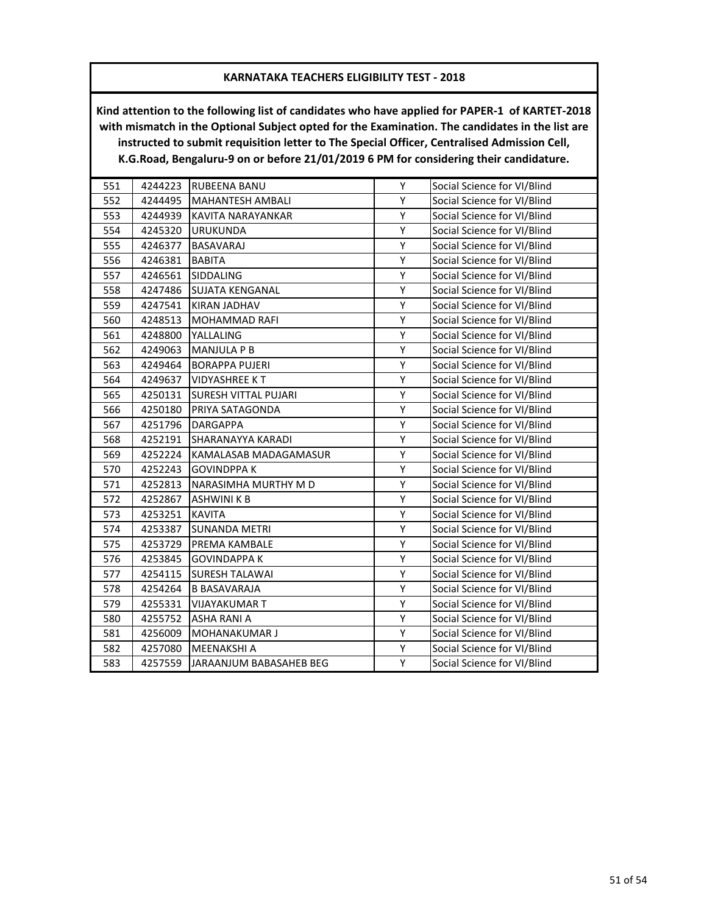## KARNATAKA TEACHERS ELIGIBILITY TEST - 2018

**Kind attention to the following list of candidates who have applied for PAPER-1 of KARTET-2018 with mismatch in the Optional Subject opted for the Examination. The candidates in the list are instructed to submit requisition letter to The Special Officer, Centralised Admission Cell, K.G.Road, Bengaluru-9 on or before 21/01/2019 6 PM for considering their candidature.**

| | | | | |
|---|---|---|---|---|
| 551 | 4244223 | RUBEENA BANU | Y | Social Science for VI/Blind |
| 552 | 4244495 | MAHANTESH AMBALI | Y | Social Science for VI/Blind |
| 553 | 4244939 | KAVITA NARAYANKAR | Y | Social Science for VI/Blind |
| 554 | 4245320 | URUKUNDA | Y | Social Science for VI/Blind |
| 555 | 4246377 | BASAVARAJ | Y | Social Science for VI/Blind |
| 556 | 4246381 | BABITA | Y | Social Science for VI/Blind |
| 557 | 4246561 | SIDDALING | Y | Social Science for VI/Blind |
| 558 | 4247486 | SUJATA KENGANAL | Y | Social Science for VI/Blind |
| 559 | 4247541 | KIRAN JADHAV | Y | Social Science for VI/Blind |
| 560 | 4248513 | MOHAMMAD RAFI | Y | Social Science for VI/Blind |
| 561 | 4248800 | YALLALING | Y | Social Science for VI/Blind |
| 562 | 4249063 | MANJULA P B | Y | Social Science for VI/Blind |
| 563 | 4249464 | BORAPPA PUJERI | Y | Social Science for VI/Blind |
| 564 | 4249637 | VIDYASHREE K T | Y | Social Science for VI/Blind |
| 565 | 4250131 | SURESH VITTAL PUJARI | Y | Social Science for VI/Blind |
| 566 | 4250180 | PRIYA SATAGONDA | Y | Social Science for VI/Blind |
| 567 | 4251796 | DARGAPPA | Y | Social Science for VI/Blind |
| 568 | 4252191 | SHARANAYYA KARADI | Y | Social Science for VI/Blind |
| 569 | 4252224 | KAMALASAB MADAGAMASUR | Y | Social Science for VI/Blind |
| 570 | 4252243 | GOVINDPPA K | Y | Social Science for VI/Blind |
| 571 | 4252813 | NARASIMHA MURTHY M D | Y | Social Science for VI/Blind |
| 572 | 4252867 | ASHWINI K B | Y | Social Science for VI/Blind |
| 573 | 4253251 | KAVITA | Y | Social Science for VI/Blind |
| 574 | 4253387 | SUNANDA METRI | Y | Social Science for VI/Blind |
| 575 | 4253729 | PREMA KAMBALE | Y | Social Science for VI/Blind |
| 576 | 4253845 | GOVINDAPPA K | Y | Social Science for VI/Blind |
| 577 | 4254115 | SURESH TALAWAI | Y | Social Science for VI/Blind |
| 578 | 4254264 | B BASAVARAJA | Y | Social Science for VI/Blind |
| 579 | 4255331 | VIJAYAKUMAR T | Y | Social Science for VI/Blind |
| 580 | 4255752 | ASHA RANI A | Y | Social Science for VI/Blind |
| 581 | 4256009 | MOHANAKUMAR J | Y | Social Science for VI/Blind |
| 582 | 4257080 | MEENAKSHI A | Y | Social Science for VI/Blind |
| 583 | 4257559 | JARAANJUM BABASAHEB BEG | Y | Social Science for VI/Blind |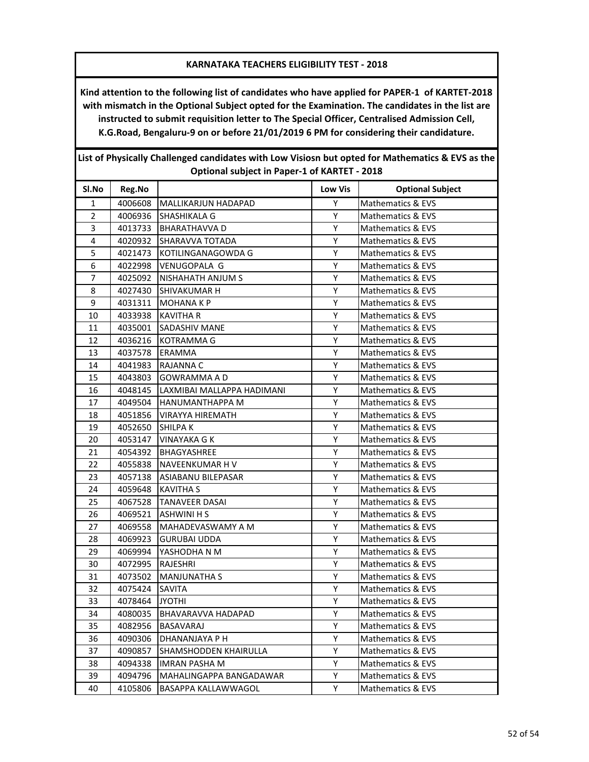**KARNATAKA TEACHERS ELIGIBILITY TEST - 2018**

**Kind attention to the following list of candidates who have applied for PAPER-1 of KARTET-2018 with mismatch in the Optional Subject opted for the Examination. The candidates in the list are instructed to submit requisition letter to The Special Officer, Centralised Admission Cell, K.G.Road, Bengaluru-9 on or before 21/01/2019 6 PM for considering their candidature.**

**List of Physically Challenged candidates with Low Visiosn but opted for Mathematics & EVS as the Optional subject in Paper-1 of KARTET - 2018**

| Sl.No | Reg.No | | Low Vis | Optional Subject |
|---|---|---|---|---|
| 1 | 4006608 | MALLIKARJUN HADAPAD | Y | Mathematics & EVS |
| 2 | 4006936 | SHASHIKALA G | Y | Mathematics & EVS |
| 3 | 4013733 | BHARATHAVVA D | Y | Mathematics & EVS |
| 4 | 4020932 | SHARAVVA TOTADA | Y | Mathematics & EVS |
| 5 | 4021473 | KOTILINGANAGOWDA G | Y | Mathematics & EVS |
| 6 | 4022998 | VENUGOPALA G | Y | Mathematics & EVS |
| 7 | 4025092 | NISHAHATH ANJUM S | Y | Mathematics & EVS |
| 8 | 4027430 | SHIVAKUMAR H | Y | Mathematics & EVS |
| 9 | 4031311 | MOHANA K P | Y | Mathematics & EVS |
| 10 | 4033938 | KAVITHA R | Y | Mathematics & EVS |
| 11 | 4035001 | SADASHIV MANE | Y | Mathematics & EVS |
| 12 | 4036216 | KOTRAMMA G | Y | Mathematics & EVS |
| 13 | 4037578 | ERAMMA | Y | Mathematics & EVS |
| 14 | 4041983 | RAJANNA C | Y | Mathematics & EVS |
| 15 | 4043803 | GOWRAMMA A D | Y | Mathematics & EVS |
| 16 | 4048145 | LAXMIBAI MALLAPPA HADIMANI | Y | Mathematics & EVS |
| 17 | 4049504 | HANUMANTHAPPA M | Y | Mathematics & EVS |
| 18 | 4051856 | VIRAYYA HIREMATH | Y | Mathematics & EVS |
| 19 | 4052650 | SHILPA K | Y | Mathematics & EVS |
| 20 | 4053147 | VINAYAKA G K | Y | Mathematics & EVS |
| 21 | 4054392 | BHAGYASHREE | Y | Mathematics & EVS |
| 22 | 4055838 | NAVEENKUMAR H V | Y | Mathematics & EVS |
| 23 | 4057138 | ASIABANU BILEPASAR | Y | Mathematics & EVS |
| 24 | 4059648 | KAVITHA S | Y | Mathematics & EVS |
| 25 | 4067528 | TANAVEER DASAI | Y | Mathematics & EVS |
| 26 | 4069521 | ASHWINI H S | Y | Mathematics & EVS |
| 27 | 4069558 | MAHADEVASWAMY A M | Y | Mathematics & EVS |
| 28 | 4069923 | GURUBAI UDDA | Y | Mathematics & EVS |
| 29 | 4069994 | YASHODHA N M | Y | Mathematics & EVS |
| 30 | 4072995 | RAJESHRI | Y | Mathematics & EVS |
| 31 | 4073502 | MANJUNATHA S | Y | Mathematics & EVS |
| 32 | 4075424 | SAVITA | Y | Mathematics & EVS |
| 33 | 4078464 | JYOTHI | Y | Mathematics & EVS |
| 34 | 4080035 | BHAVARAVVA HADAPAD | Y | Mathematics & EVS |
| 35 | 4082956 | BASAVARAJ | Y | Mathematics & EVS |
| 36 | 4090306 | DHANANJAYA P H | Y | Mathematics & EVS |
| 37 | 4090857 | SHAMSHODDEN KHAIRULLA | Y | Mathematics & EVS |
| 38 | 4094338 | IMRAN PASHA M | Y | Mathematics & EVS |
| 39 | 4094796 | MAHALINGAPPA BANGADAWAR | Y | Mathematics & EVS |
| 40 | 4105806 | BASAPPA KALLAWWAGOL | Y | Mathematics & EVS |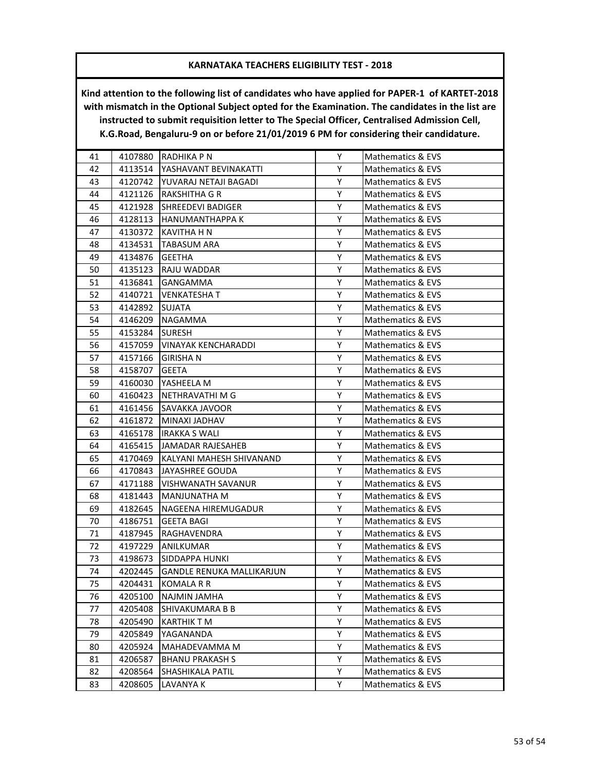**KARNATAKA TEACHERS ELIGIBILITY TEST - 2018**

**Kind attention to the following list of candidates who have applied for PAPER-1 of KARTET-2018 with mismatch in the Optional Subject opted for the Examination. The candidates in the list are instructed to submit requisition letter to The Special Officer, Centralised Admission Cell, K.G.Road, Bengaluru-9 on or before 21/01/2019 6 PM for considering their candidature.**

| | | | | |
|---|---|---|---|---|
| 41 | 4107880 | RADHIKA P N | Y | Mathematics & EVS |
| 42 | 4113514 | YASHAVANT BEVINAKATTI | Y | Mathematics & EVS |
| 43 | 4120742 | YUVARAJ NETAJI BAGADI | Y | Mathematics & EVS |
| 44 | 4121126 | RAKSHITHA G R | Y | Mathematics & EVS |
| 45 | 4121928 | SHREEDEVI BADIGER | Y | Mathematics & EVS |
| 46 | 4128113 | HANUMANTHAPPA K | Y | Mathematics & EVS |
| 47 | 4130372 | KAVITHA H N | Y | Mathematics & EVS |
| 48 | 4134531 | TABASUM ARA | Y | Mathematics & EVS |
| 49 | 4134876 | GEETHA | Y | Mathematics & EVS |
| 50 | 4135123 | RAJU WADDAR | Y | Mathematics & EVS |
| 51 | 4136841 | GANGAMMA | Y | Mathematics & EVS |
| 52 | 4140721 | VENKATESHA T | Y | Mathematics & EVS |
| 53 | 4142892 | SUJATA | Y | Mathematics & EVS |
| 54 | 4146209 | NAGAMMA | Y | Mathematics & EVS |
| 55 | 4153284 | SURESH | Y | Mathematics & EVS |
| 56 | 4157059 | VINAYAK KENCHARADDI | Y | Mathematics & EVS |
| 57 | 4157166 | GIRISHA N | Y | Mathematics & EVS |
| 58 | 4158707 | GEETA | Y | Mathematics & EVS |
| 59 | 4160030 | YASHEELA M | Y | Mathematics & EVS |
| 60 | 4160423 | NETHRAVATHI M G | Y | Mathematics & EVS |
| 61 | 4161456 | SAVAKKA JAVOOR | Y | Mathematics & EVS |
| 62 | 4161872 | MINAXI JADHAV | Y | Mathematics & EVS |
| 63 | 4165178 | IRAKKA S WALI | Y | Mathematics & EVS |
| 64 | 4165415 | JAMADAR RAJESAHEB | Y | Mathematics & EVS |
| 65 | 4170469 | KALYANI MAHESH SHIVANAND | Y | Mathematics & EVS |
| 66 | 4170843 | JAYASHREE GOUDA | Y | Mathematics & EVS |
| 67 | 4171188 | VISHWANATH SAVANUR | Y | Mathematics & EVS |
| 68 | 4181443 | MANJUNATHA M | Y | Mathematics & EVS |
| 69 | 4182645 | NAGEENA HIREMUGADUR | Y | Mathematics & EVS |
| 70 | 4186751 | GEETA BAGI | Y | Mathematics & EVS |
| 71 | 4187945 | RAGHAVENDRA | Y | Mathematics & EVS |
| 72 | 4197229 | ANILKUMAR | Y | Mathematics & EVS |
| 73 | 4198673 | SIDDAPPA HUNKI | Y | Mathematics & EVS |
| 74 | 4202445 | GANDLE RENUKA MALLIKARJUN | Y | Mathematics & EVS |
| 75 | 4204431 | KOMALA R R | Y | Mathematics & EVS |
| 76 | 4205100 | NAJMIN JAMHA | Y | Mathematics & EVS |
| 77 | 4205408 | SHIVAKUMARA B B | Y | Mathematics & EVS |
| 78 | 4205490 | KARTHIK T M | Y | Mathematics & EVS |
| 79 | 4205849 | YAGANANDA | Y | Mathematics & EVS |
| 80 | 4205924 | MAHADEVAMMA M | Y | Mathematics & EVS |
| 81 | 4206587 | BHANU PRAKASH S | Y | Mathematics & EVS |
| 82 | 4208564 | SHASHIKALA PATIL | Y | Mathematics & EVS |
| 83 | 4208605 | LAVANYA K | Y | Mathematics & EVS |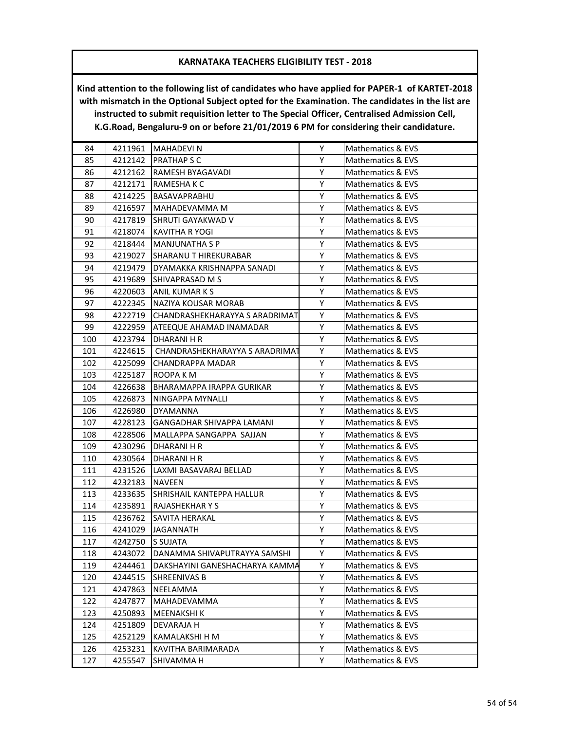**KARNATAKA TEACHERS ELIGIBILITY TEST - 2018**

**Kind attention to the following list of candidates who have applied for PAPER-1 of KARTET-2018 with mismatch in the Optional Subject opted for the Examination. The candidates in the list are instructed to submit requisition letter to The Special Officer, Centralised Admission Cell, K.G.Road, Bengaluru-9 on or before 21/01/2019 6 PM for considering their candidature.**

| | | | | |
|---|---|---|---|---|
| 84 | 4211961 | MAHADEVI N | Y | Mathematics & EVS |
| 85 | 4212142 | PRATHAP S C | Y | Mathematics & EVS |
| 86 | 4212162 | RAMESH BYAGAVADI | Y | Mathematics & EVS |
| 87 | 4212171 | RAMESHA K C | Y | Mathematics & EVS |
| 88 | 4214225 | BASAVAPRABHU | Y | Mathematics & EVS |
| 89 | 4216597 | MAHADEVAMMA M | Y | Mathematics & EVS |
| 90 | 4217819 | SHRUTI GAYAKWAD V | Y | Mathematics & EVS |
| 91 | 4218074 | KAVITHA R YOGI | Y | Mathematics & EVS |
| 92 | 4218444 | MANJUNATHA S P | Y | Mathematics & EVS |
| 93 | 4219027 | SHARANU T HIREKURABAR | Y | Mathematics & EVS |
| 94 | 4219479 | DYAMAKKA KRISHNAPPA SANADI | Y | Mathematics & EVS |
| 95 | 4219689 | SHIVAPRASAD M S | Y | Mathematics & EVS |
| 96 | 4220603 | ANIL KUMAR K S | Y | Mathematics & EVS |
| 97 | 4222345 | NAZIYA KOUSAR MORAB | Y | Mathematics & EVS |
| 98 | 4222719 | CHANDRASHEKHARAYYA S ARADRIMAT | Y | Mathematics & EVS |
| 99 | 4222959 | ATEEQUE AHAMAD INAMADAR | Y | Mathematics & EVS |
| 100 | 4223794 | DHARANI H R | Y | Mathematics & EVS |
| 101 | 4224615 | CHANDRASHEKHARAYYA S ARADRIMAT | Y | Mathematics & EVS |
| 102 | 4225099 | CHANDRAPPA MADAR | Y | Mathematics & EVS |
| 103 | 4225187 | ROOPA K M | Y | Mathematics & EVS |
| 104 | 4226638 | BHARAMAPPA IRAPPA GURIKAR | Y | Mathematics & EVS |
| 105 | 4226873 | NINGAPPA MYNALLI | Y | Mathematics & EVS |
| 106 | 4226980 | DYAMANNA | Y | Mathematics & EVS |
| 107 | 4228123 | GANGADHAR SHIVAPPA LAMANI | Y | Mathematics & EVS |
| 108 | 4228506 | MALLAPPA SANGAPPA SAJJAN | Y | Mathematics & EVS |
| 109 | 4230296 | DHARANI H R | Y | Mathematics & EVS |
| 110 | 4230564 | DHARANI H R | Y | Mathematics & EVS |
| 111 | 4231526 | LAXMI BASAVARAJ BELLAD | Y | Mathematics & EVS |
| 112 | 4232183 | NAVEEN | Y | Mathematics & EVS |
| 113 | 4233635 | SHRISHAIL KANTEPPA HALLUR | Y | Mathematics & EVS |
| 114 | 4235891 | RAJASHEKHAR Y S | Y | Mathematics & EVS |
| 115 | 4236762 | SAVITA HERAKAL | Y | Mathematics & EVS |
| 116 | 4241029 | JAGANNATH | Y | Mathematics & EVS |
| 117 | 4242750 | S SUJATA | Y | Mathematics & EVS |
| 118 | 4243072 | DANAMMA SHIVAPUTRAYYA SAMSHI | Y | Mathematics & EVS |
| 119 | 4244461 | DAKSHAYINI GANESHACHARYA KAMMA | Y | Mathematics & EVS |
| 120 | 4244515 | SHREENIVAS B | Y | Mathematics & EVS |
| 121 | 4247863 | NEELAMMA | Y | Mathematics & EVS |
| 122 | 4247877 | MAHADEVAMMA | Y | Mathematics & EVS |
| 123 | 4250893 | MEENAKSHI K | Y | Mathematics & EVS |
| 124 | 4251809 | DEVARAJA H | Y | Mathematics & EVS |
| 125 | 4252129 | KAMALAKSHI H M | Y | Mathematics & EVS |
| 126 | 4253231 | KAVITHA BARIMARADA | Y | Mathematics & EVS |
| 127 | 4255547 | SHIVAMMA H | Y | Mathematics & EVS |